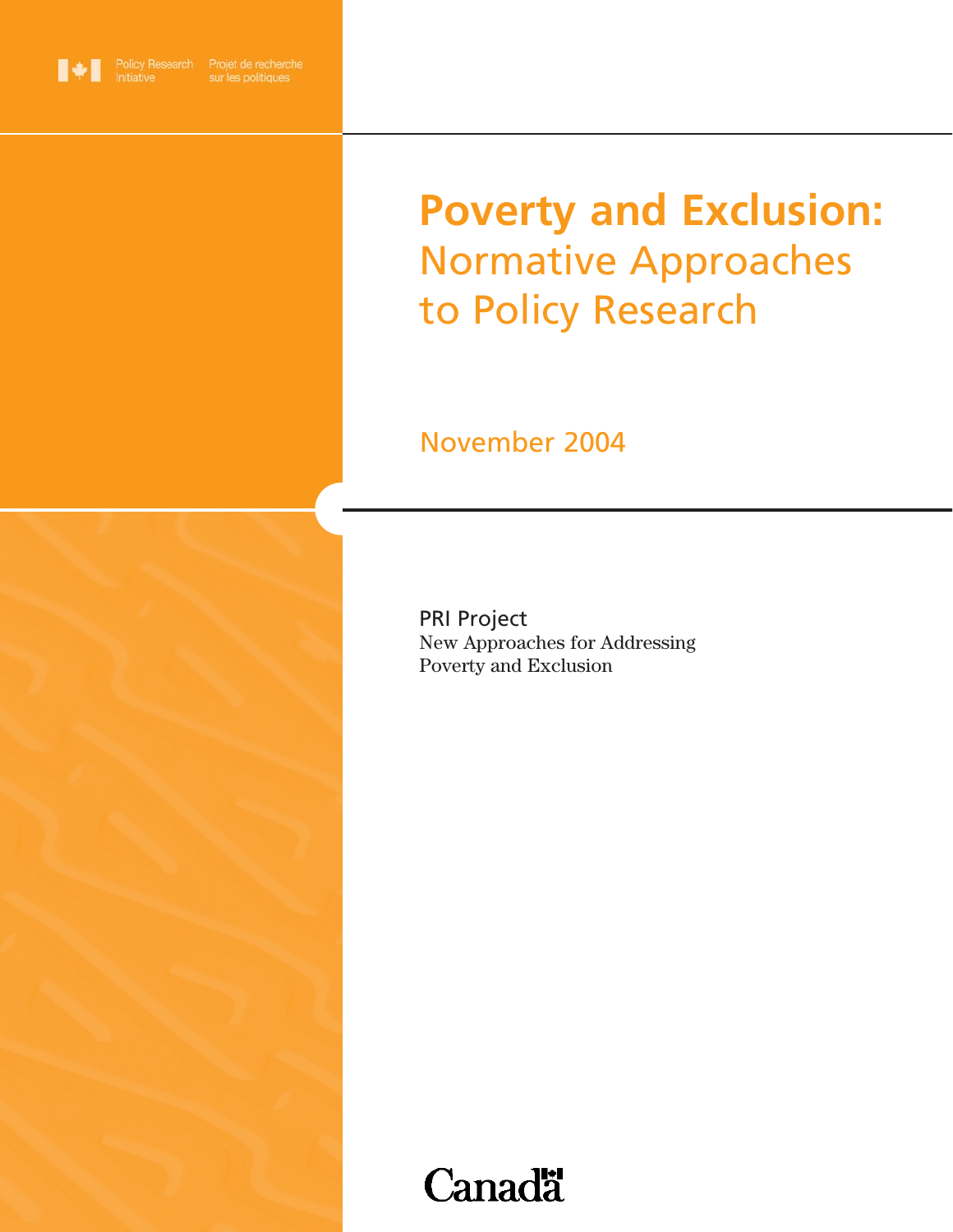Policy Research Initiative | Projet de recherche sur les politiques

# Poverty and Exclusion:

## Normative Approaches to Policy Research

November 2004

PRI Project

New Approaches for Addressing Poverty and Exclusion

Canada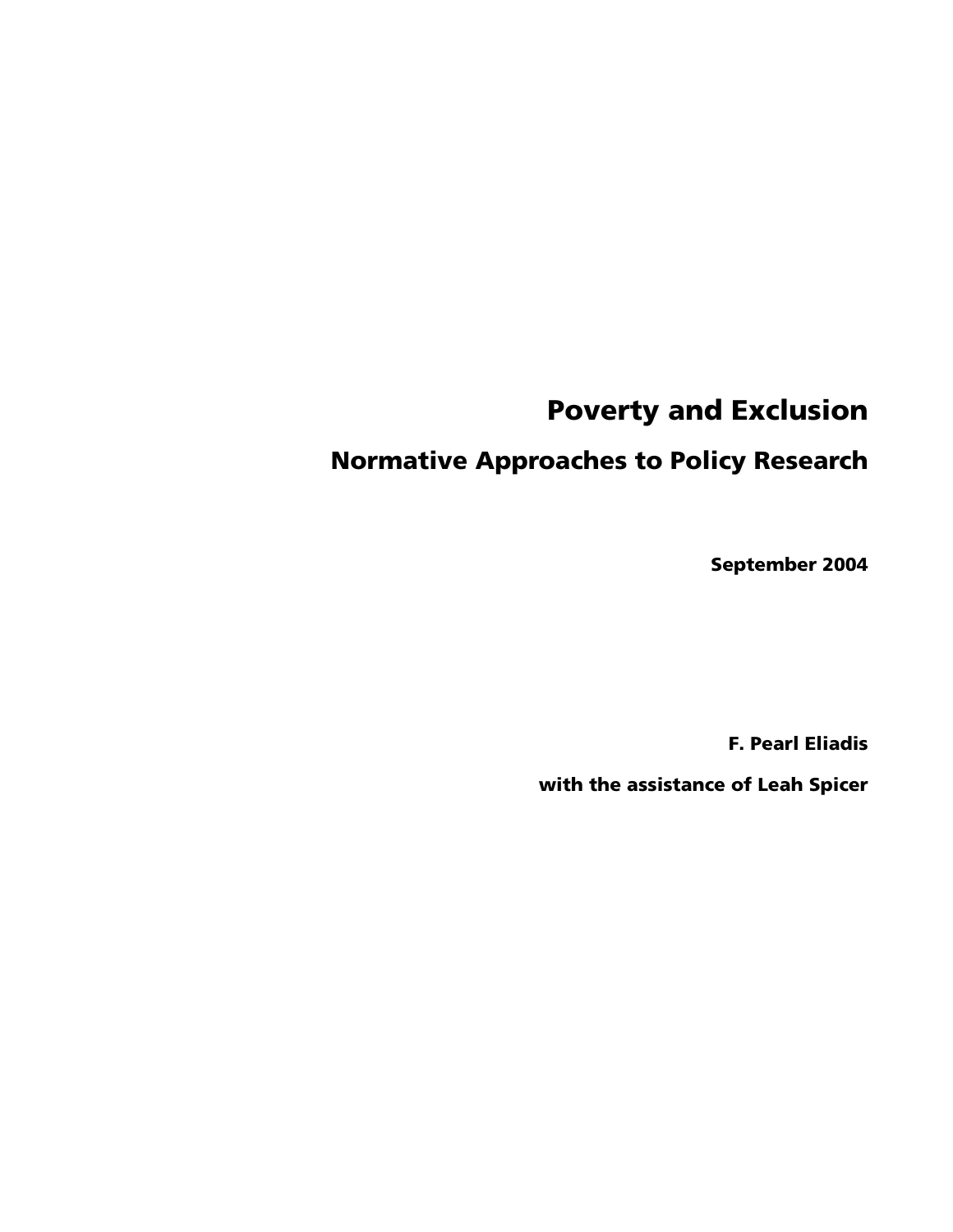# Poverty and Exclusion

## Normative Approaches to Policy Research

**September 2004**

**F. Pearl Eliadis**

**with the assistance of Leah Spicer**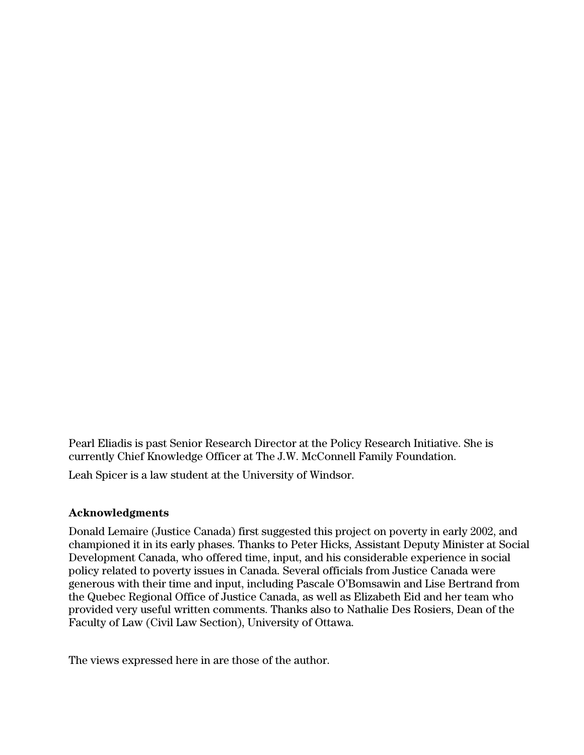Pearl Eliadis is past Senior Research Director at the Policy Research Initiative. She is currently Chief Knowledge Officer at The J.W. McConnell Family Foundation.

Leah Spicer is a law student at the University of Windsor.

**Acknowledgments**

Donald Lemaire (Justice Canada) first suggested this project on poverty in early 2002, and championed it in its early phases. Thanks to Peter Hicks, Assistant Deputy Minister at Social Development Canada, who offered time, input, and his considerable experience in social policy related to poverty issues in Canada. Several officials from Justice Canada were generous with their time and input, including Pascale O'Bomsawin and Lise Bertrand from the Quebec Regional Office of Justice Canada, as well as Elizabeth Eid and her team who provided very useful written comments. Thanks also to Nathalie Des Rosiers, Dean of the Faculty of Law (Civil Law Section), University of Ottawa.

The views expressed here in are those of the author.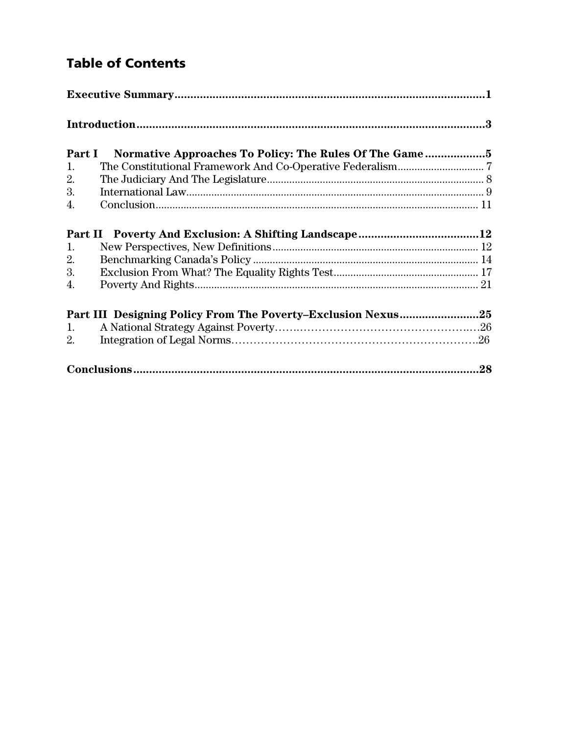## Table of Contents

**Executive Summary** .......... **1**

**Introduction** .......... **3**

**Part I Normative Approaches To Policy: The Rules Of The Game** .......... **5**

1. The Constitutional Framework And Co-Operative Federalism .......... 7
2. The Judiciary And The Legislature .......... 8
3. International Law .......... 9
4. Conclusion .......... 11

**Part II Poverty And Exclusion: A Shifting Landscape** .......... **12**

1. New Perspectives, New Definitions .......... 12
2. Benchmarking Canada's Policy .......... 14
3. Exclusion From What? The Equality Rights Test .......... 17
4. Poverty And Rights .......... 21

**Part III Designing Policy From The Poverty–Exclusion Nexus** .......... **25**

1. A National Strategy Against Poverty .......... 26
2. Integration of Legal Norms .......... 26

**Conclusions** .......... **28**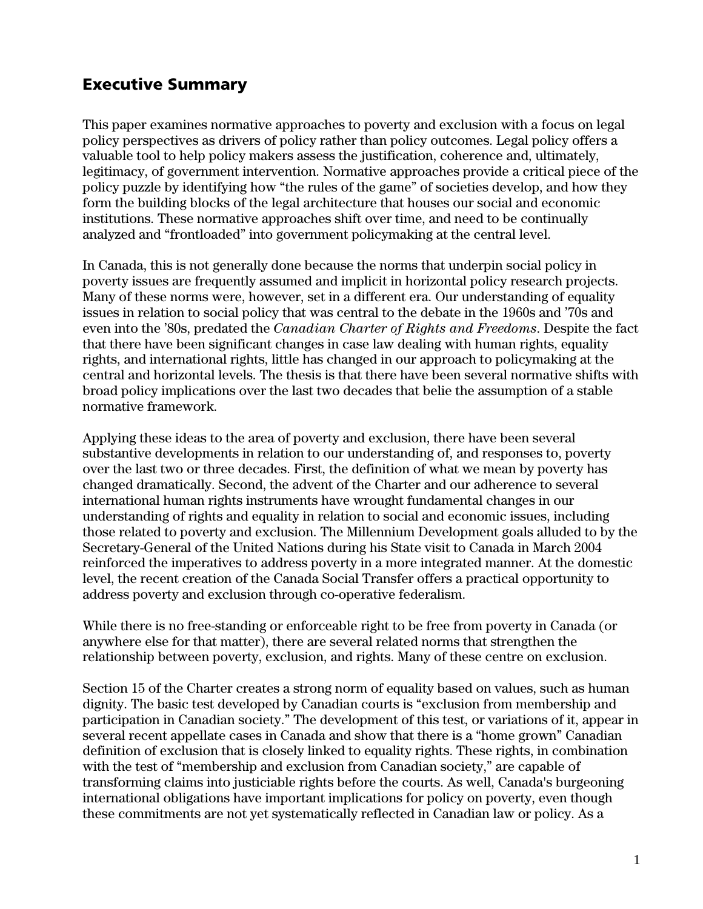## Executive Summary

This paper examines normative approaches to poverty and exclusion with a focus on legal policy perspectives as drivers of policy rather than policy outcomes. Legal policy offers a valuable tool to help policy makers assess the justification, coherence and, ultimately, legitimacy, of government intervention. Normative approaches provide a critical piece of the policy puzzle by identifying how “the rules of the game” of societies develop, and how they form the building blocks of the legal architecture that houses our social and economic institutions. These normative approaches shift over time, and need to be continually analyzed and “frontloaded” into government policymaking at the central level.

In Canada, this is not generally done because the norms that underpin social policy in poverty issues are frequently assumed and implicit in horizontal policy research projects. Many of these norms were, however, set in a different era. Our understanding of equality issues in relation to social policy that was central to the debate in the 1960s and ’70s and even into the ’80s, predated the *Canadian Charter of Rights and Freedoms*. Despite the fact that there have been significant changes in case law dealing with human rights, equality rights, and international rights, little has changed in our approach to policymaking at the central and horizontal levels. The thesis is that there have been several normative shifts with broad policy implications over the last two decades that belie the assumption of a stable normative framework.

Applying these ideas to the area of poverty and exclusion, there have been several substantive developments in relation to our understanding of, and responses to, poverty over the last two or three decades. First, the definition of what we mean by poverty has changed dramatically. Second, the advent of the Charter and our adherence to several international human rights instruments have wrought fundamental changes in our understanding of rights and equality in relation to social and economic issues, including those related to poverty and exclusion. The Millennium Development goals alluded to by the Secretary-General of the United Nations during his State visit to Canada in March 2004 reinforced the imperatives to address poverty in a more integrated manner. At the domestic level, the recent creation of the Canada Social Transfer offers a practical opportunity to address poverty and exclusion through co-operative federalism.

While there is no free-standing or enforceable right to be free from poverty in Canada (or anywhere else for that matter), there are several related norms that strengthen the relationship between poverty, exclusion, and rights. Many of these centre on exclusion.

Section 15 of the Charter creates a strong norm of equality based on values, such as human dignity. The basic test developed by Canadian courts is “exclusion from membership and participation in Canadian society.” The development of this test, or variations of it, appear in several recent appellate cases in Canada and show that there is a “home grown” Canadian definition of exclusion that is closely linked to equality rights. These rights, in combination with the test of “membership and exclusion from Canadian society,” are capable of transforming claims into justiciable rights before the courts. As well, Canada's burgeoning international obligations have important implications for policy on poverty, even though these commitments are not yet systematically reflected in Canadian law or policy. As a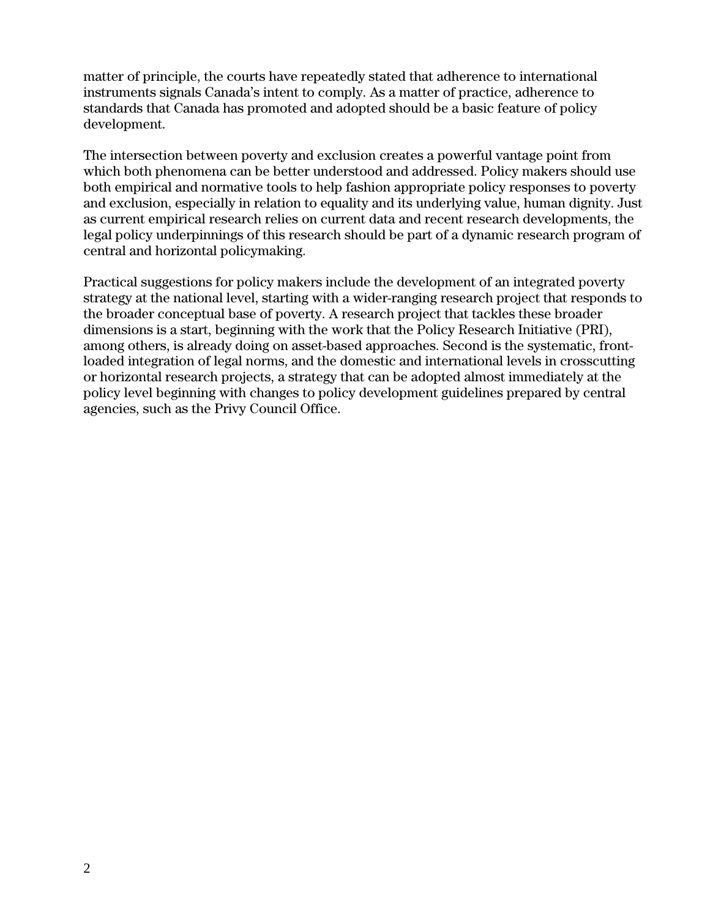matter of principle, the courts have repeatedly stated that adherence to international instruments signals Canada's intent to comply. As a matter of practice, adherence to standards that Canada has promoted and adopted should be a basic feature of policy development.

The intersection between poverty and exclusion creates a powerful vantage point from which both phenomena can be better understood and addressed. Policy makers should use both empirical and normative tools to help fashion appropriate policy responses to poverty and exclusion, especially in relation to equality and its underlying value, human dignity. Just as current empirical research relies on current data and recent research developments, the legal policy underpinnings of this research should be part of a dynamic research program of central and horizontal policymaking.

Practical suggestions for policy makers include the development of an integrated poverty strategy at the national level, starting with a wider-ranging research project that responds to the broader conceptual base of poverty. A research project that tackles these broader dimensions is a start, beginning with the work that the Policy Research Initiative (PRI), among others, is already doing on asset-based approaches. Second is the systematic, front-loaded integration of legal norms, and the domestic and international levels in crosscutting or horizontal research projects, a strategy that can be adopted almost immediately at the policy level beginning with changes to policy development guidelines prepared by central agencies, such as the Privy Council Office.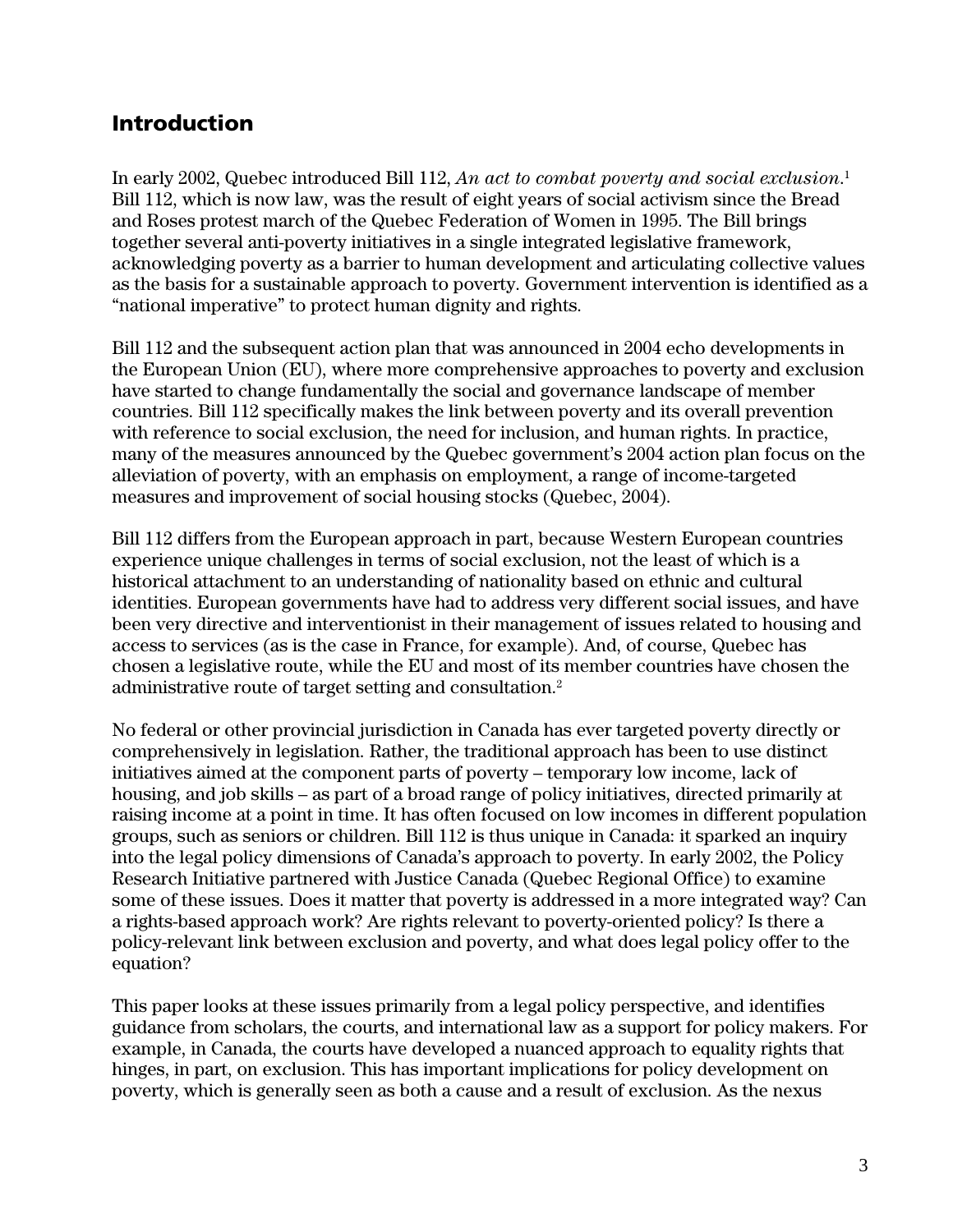## Introduction

In early 2002, Quebec introduced Bill 112, *An act to combat poverty and social exclusion.*[1] Bill 112, which is now law, was the result of eight years of social activism since the Bread and Roses protest march of the Quebec Federation of Women in 1995. The Bill brings together several anti-poverty initiatives in a single integrated legislative framework, acknowledging poverty as a barrier to human development and articulating collective values as the basis for a sustainable approach to poverty. Government intervention is identified as a "national imperative" to protect human dignity and rights.

Bill 112 and the subsequent action plan that was announced in 2004 echo developments in the European Union (EU), where more comprehensive approaches to poverty and exclusion have started to change fundamentally the social and governance landscape of member countries. Bill 112 specifically makes the link between poverty and its overall prevention with reference to social exclusion, the need for inclusion, and human rights. In practice, many of the measures announced by the Quebec government's 2004 action plan focus on the alleviation of poverty, with an emphasis on employment, a range of income-targeted measures and improvement of social housing stocks (Quebec, 2004).

Bill 112 differs from the European approach in part, because Western European countries experience unique challenges in terms of social exclusion, not the least of which is a historical attachment to an understanding of nationality based on ethnic and cultural identities. European governments have had to address very different social issues, and have been very directive and interventionist in their management of issues related to housing and access to services (as is the case in France, for example). And, of course, Quebec has chosen a legislative route, while the EU and most of its member countries have chosen the administrative route of target setting and consultation.[2]

No federal or other provincial jurisdiction in Canada has ever targeted poverty directly or comprehensively in legislation. Rather, the traditional approach has been to use distinct initiatives aimed at the component parts of poverty – temporary low income, lack of housing, and job skills – as part of a broad range of policy initiatives, directed primarily at raising income at a point in time. It has often focused on low incomes in different population groups, such as seniors or children. Bill 112 is thus unique in Canada: it sparked an inquiry into the legal policy dimensions of Canada's approach to poverty. In early 2002, the Policy Research Initiative partnered with Justice Canada (Quebec Regional Office) to examine some of these issues. Does it matter that poverty is addressed in a more integrated way? Can a rights-based approach work? Are rights relevant to poverty-oriented policy? Is there a policy-relevant link between exclusion and poverty, and what does legal policy offer to the equation?

This paper looks at these issues primarily from a legal policy perspective, and identifies guidance from scholars, the courts, and international law as a support for policy makers. For example, in Canada, the courts have developed a nuanced approach to equality rights that hinges, in part, on exclusion. This has important implications for policy development on poverty, which is generally seen as both a cause and a result of exclusion. As the nexus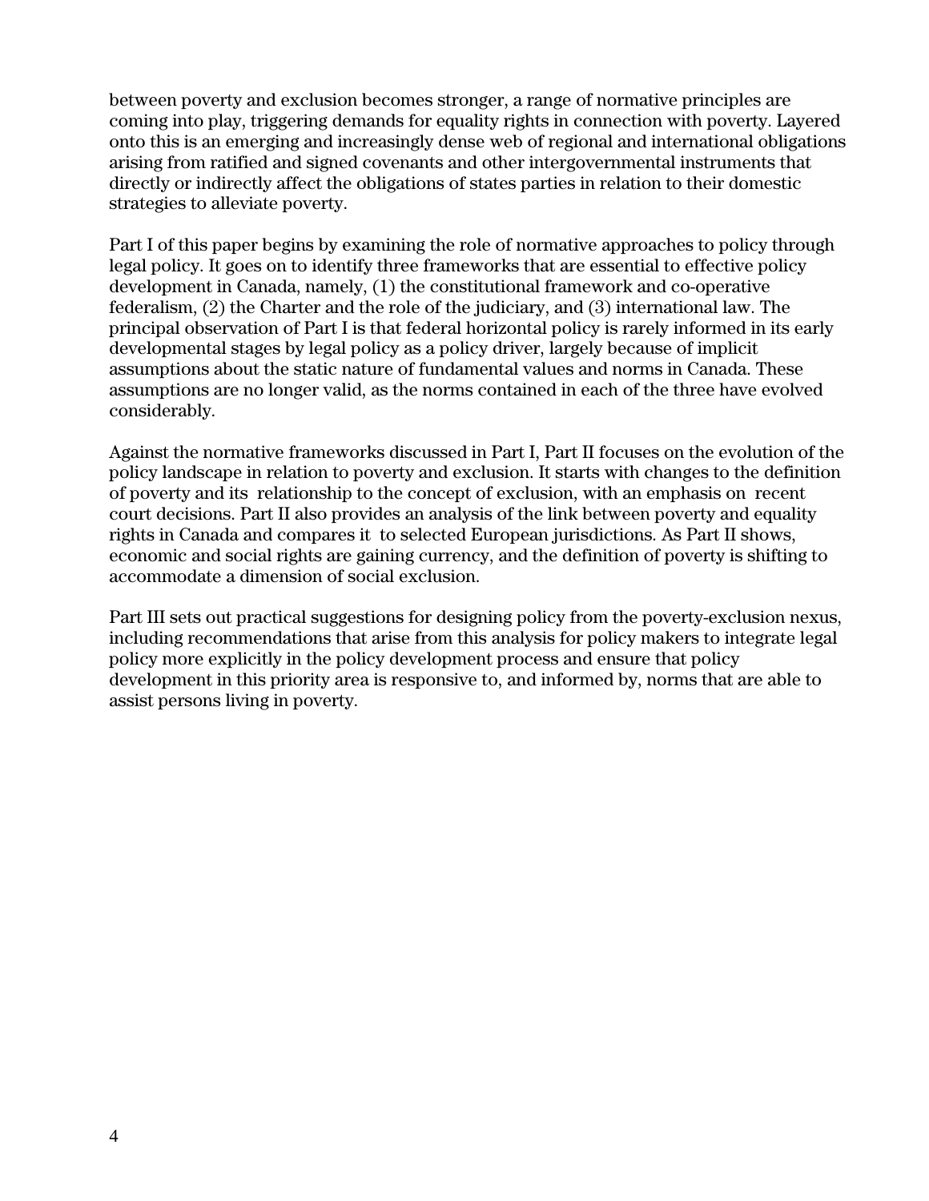between poverty and exclusion becomes stronger, a range of normative principles are coming into play, triggering demands for equality rights in connection with poverty. Layered onto this is an emerging and increasingly dense web of regional and international obligations arising from ratified and signed covenants and other intergovernmental instruments that directly or indirectly affect the obligations of states parties in relation to their domestic strategies to alleviate poverty.

Part I of this paper begins by examining the role of normative approaches to policy through legal policy. It goes on to identify three frameworks that are essential to effective policy development in Canada, namely, (1) the constitutional framework and co-operative federalism, (2) the Charter and the role of the judiciary, and (3) international law. The principal observation of Part I is that federal horizontal policy is rarely informed in its early developmental stages by legal policy as a policy driver, largely because of implicit assumptions about the static nature of fundamental values and norms in Canada. These assumptions are no longer valid, as the norms contained in each of the three have evolved considerably.

Against the normative frameworks discussed in Part I, Part II focuses on the evolution of the policy landscape in relation to poverty and exclusion. It starts with changes to the definition of poverty and its relationship to the concept of exclusion, with an emphasis on recent court decisions. Part II also provides an analysis of the link between poverty and equality rights in Canada and compares it to selected European jurisdictions. As Part II shows, economic and social rights are gaining currency, and the definition of poverty is shifting to accommodate a dimension of social exclusion.

Part III sets out practical suggestions for designing policy from the poverty-exclusion nexus, including recommendations that arise from this analysis for policy makers to integrate legal policy more explicitly in the policy development process and ensure that policy development in this priority area is responsive to, and informed by, norms that are able to assist persons living in poverty.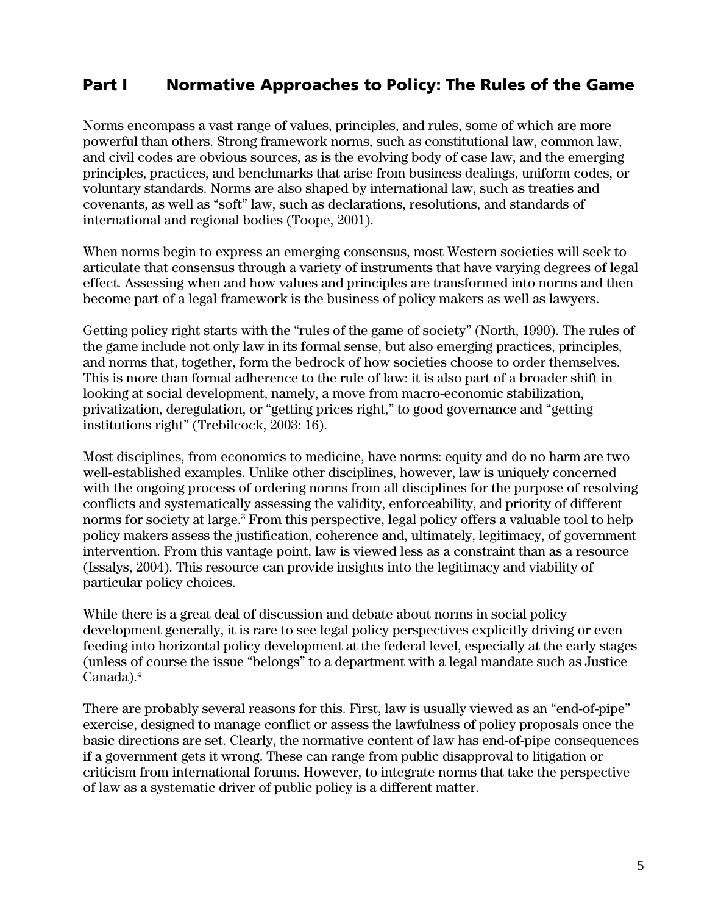## Part I Normative Approaches to Policy: The Rules of the Game

Norms encompass a vast range of values, principles, and rules, some of which are more powerful than others. Strong framework norms, such as constitutional law, common law, and civil codes are obvious sources, as is the evolving body of case law, and the emerging principles, practices, and benchmarks that arise from business dealings, uniform codes, or voluntary standards. Norms are also shaped by international law, such as treaties and covenants, as well as "soft" law, such as declarations, resolutions, and standards of international and regional bodies (Toope, 2001).

When norms begin to express an emerging consensus, most Western societies will seek to articulate that consensus through a variety of instruments that have varying degrees of legal effect. Assessing when and how values and principles are transformed into norms and then become part of a legal framework is the business of policy makers as well as lawyers.

Getting policy right starts with the "rules of the game of society" (North, 1990). The rules of the game include not only law in its formal sense, but also emerging practices, principles, and norms that, together, form the bedrock of how societies choose to order themselves. This is more than formal adherence to the rule of law: it is also part of a broader shift in looking at social development, namely, a move from macro-economic stabilization, privatization, deregulation, or "getting prices right," to good governance and "getting institutions right" (Trebilcock, 2003: 16).

Most disciplines, from economics to medicine, have norms: equity and do no harm are two well-established examples. Unlike other disciplines, however, law is uniquely concerned with the ongoing process of ordering norms from all disciplines for the purpose of resolving conflicts and systematically assessing the validity, enforceability, and priority of different norms for society at large.[3] From this perspective, legal policy offers a valuable tool to help policy makers assess the justification, coherence and, ultimately, legitimacy, of government intervention. From this vantage point, law is viewed less as a constraint than as a resource (Issalys, 2004). This resource can provide insights into the legitimacy and viability of particular policy choices.

While there is a great deal of discussion and debate about norms in social policy development generally, it is rare to see legal policy perspectives explicitly driving or even feeding into horizontal policy development at the federal level, especially at the early stages (unless of course the issue "belongs" to a department with a legal mandate such as Justice Canada).[4]

There are probably several reasons for this. First, law is usually viewed as an "end-of-pipe" exercise, designed to manage conflict or assess the lawfulness of policy proposals once the basic directions are set. Clearly, the normative content of law has end-of-pipe consequences if a government gets it wrong. These can range from public disapproval to litigation or criticism from international forums. However, to integrate norms that take the perspective of law as a systematic driver of public policy is a different matter.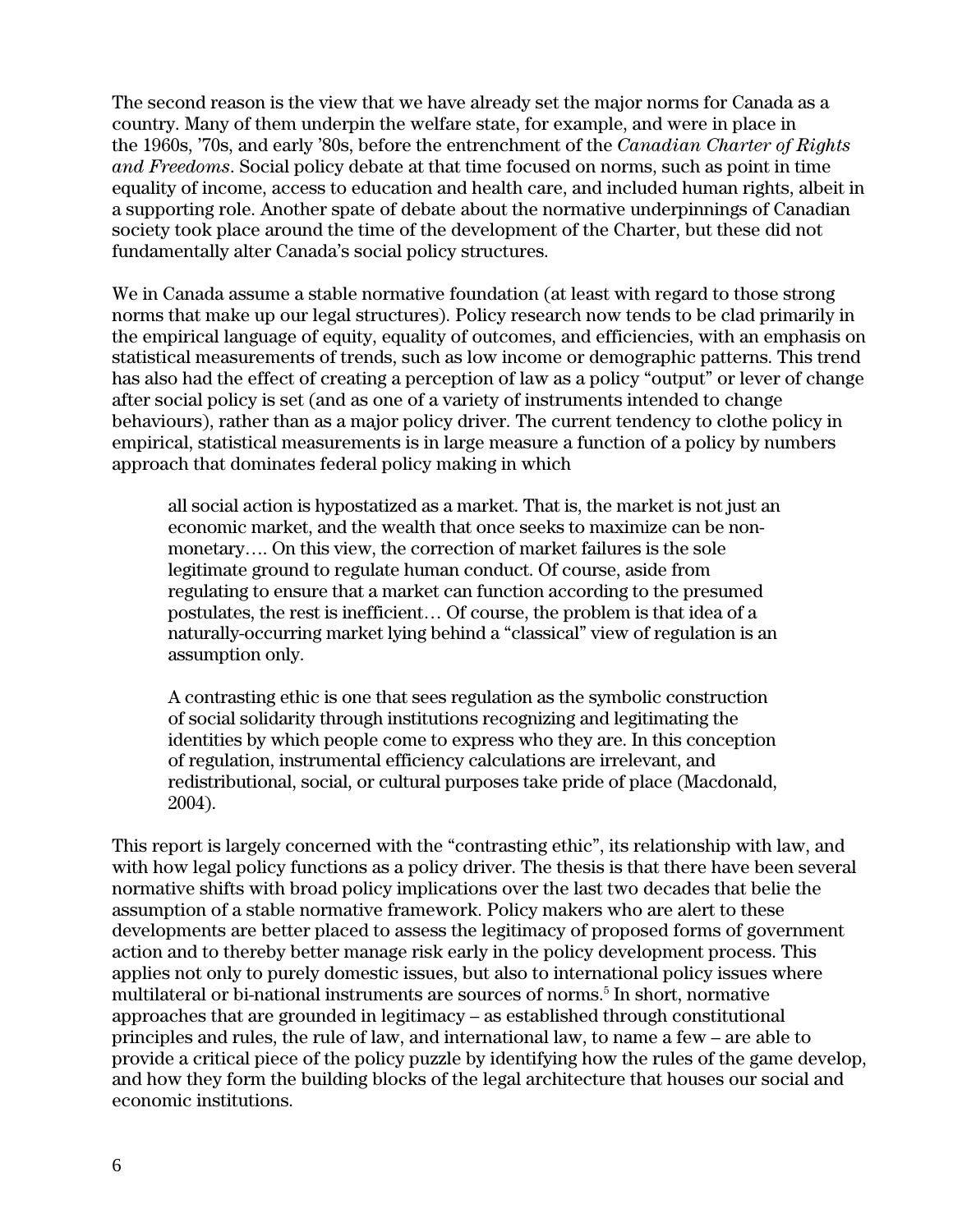The second reason is the view that we have already set the major norms for Canada as a country. Many of them underpin the welfare state, for example, and were in place in the 1960s, '70s, and early '80s, before the entrenchment of the *Canadian Charter of Rights and Freedoms*. Social policy debate at that time focused on norms, such as point in time equality of income, access to education and health care, and included human rights, albeit in a supporting role. Another spate of debate about the normative underpinnings of Canadian society took place around the time of the development of the Charter, but these did not fundamentally alter Canada's social policy structures.

We in Canada assume a stable normative foundation (at least with regard to those strong norms that make up our legal structures). Policy research now tends to be clad primarily in the empirical language of equity, equality of outcomes, and efficiencies, with an emphasis on statistical measurements of trends, such as low income or demographic patterns. This trend has also had the effect of creating a perception of law as a policy "output" or lever of change after social policy is set (and as one of a variety of instruments intended to change behaviours), rather than as a major policy driver. The current tendency to clothe policy in empirical, statistical measurements is in large measure a function of a policy by numbers approach that dominates federal policy making in which

> all social action is hypostatized as a market. That is, the market is not just an economic market, and the wealth that once seeks to maximize can be non-monetary…. On this view, the correction of market failures is the sole legitimate ground to regulate human conduct. Of course, aside from regulating to ensure that a market can function according to the presumed postulates, the rest is inefficient… Of course, the problem is that idea of a naturally-occurring market lying behind a "classical" view of regulation is an assumption only.
>
> A contrasting ethic is one that sees regulation as the symbolic construction of social solidarity through institutions recognizing and legitimating the identities by which people come to express who they are. In this conception of regulation, instrumental efficiency calculations are irrelevant, and redistributional, social, or cultural purposes take pride of place (Macdonald, 2004).

This report is largely concerned with the "contrasting ethic", its relationship with law, and with how legal policy functions as a policy driver. The thesis is that there have been several normative shifts with broad policy implications over the last two decades that belie the assumption of a stable normative framework. Policy makers who are alert to these developments are better placed to assess the legitimacy of proposed forms of government action and to thereby better manage risk early in the policy development process. This applies not only to purely domestic issues, but also to international policy issues where multilateral or bi-national instruments are sources of norms.[5] In short, normative approaches that are grounded in legitimacy – as established through constitutional principles and rules, the rule of law, and international law, to name a few – are able to provide a critical piece of the policy puzzle by identifying how the rules of the game develop, and how they form the building blocks of the legal architecture that houses our social and economic institutions.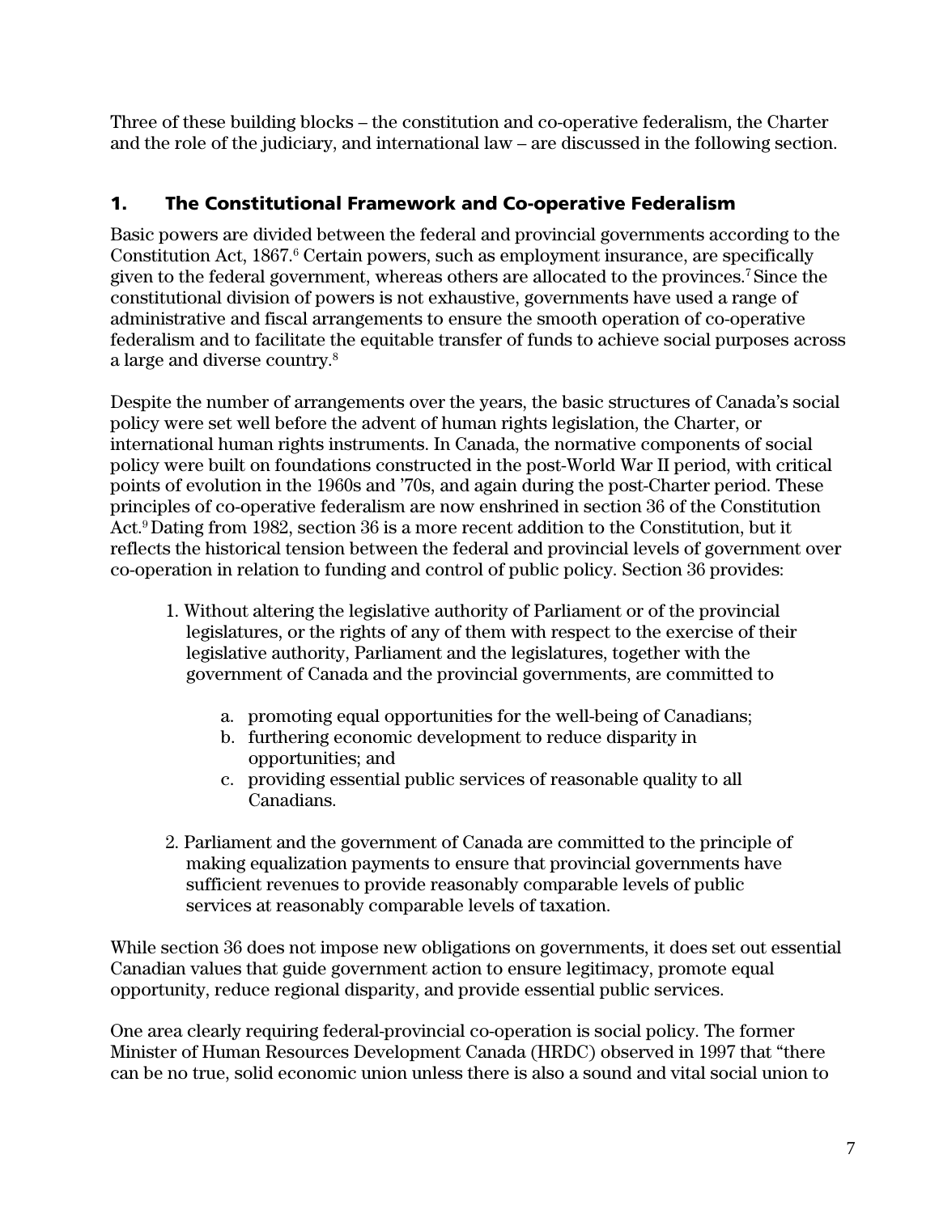Three of these building blocks – the constitution and co-operative federalism, the Charter and the role of the judiciary, and international law – are discussed in the following section.

## 1. The Constitutional Framework and Co-operative Federalism

Basic powers are divided between the federal and provincial governments according to the Constitution Act, 1867.[6] Certain powers, such as employment insurance, are specifically given to the federal government, whereas others are allocated to the provinces.[7] Since the constitutional division of powers is not exhaustive, governments have used a range of administrative and fiscal arrangements to ensure the smooth operation of co-operative federalism and to facilitate the equitable transfer of funds to achieve social purposes across a large and diverse country.[8]

Despite the number of arrangements over the years, the basic structures of Canada's social policy were set well before the advent of human rights legislation, the Charter, or international human rights instruments. In Canada, the normative components of social policy were built on foundations constructed in the post-World War II period, with critical points of evolution in the 1960s and '70s, and again during the post-Charter period. These principles of co-operative federalism are now enshrined in section 36 of the Constitution Act.[9] Dating from 1982, section 36 is a more recent addition to the Constitution, but it reflects the historical tension between the federal and provincial levels of government over co-operation in relation to funding and control of public policy. Section 36 provides:

> 1. Without altering the legislative authority of Parliament or of the provincial legislatures, or the rights of any of them with respect to the exercise of their legislative authority, Parliament and the legislatures, together with the government of Canada and the provincial governments, are committed to
>
>     a. promoting equal opportunities for the well-being of Canadians;
>     b. furthering economic development to reduce disparity in opportunities; and
>     c. providing essential public services of reasonable quality to all Canadians.
>
> 2. Parliament and the government of Canada are committed to the principle of making equalization payments to ensure that provincial governments have sufficient revenues to provide reasonably comparable levels of public services at reasonably comparable levels of taxation.

While section 36 does not impose new obligations on governments, it does set out essential Canadian values that guide government action to ensure legitimacy, promote equal opportunity, reduce regional disparity, and provide essential public services.

One area clearly requiring federal-provincial co-operation is social policy. The former Minister of Human Resources Development Canada (HRDC) observed in 1997 that "there can be no true, solid economic union unless there is also a sound and vital social union to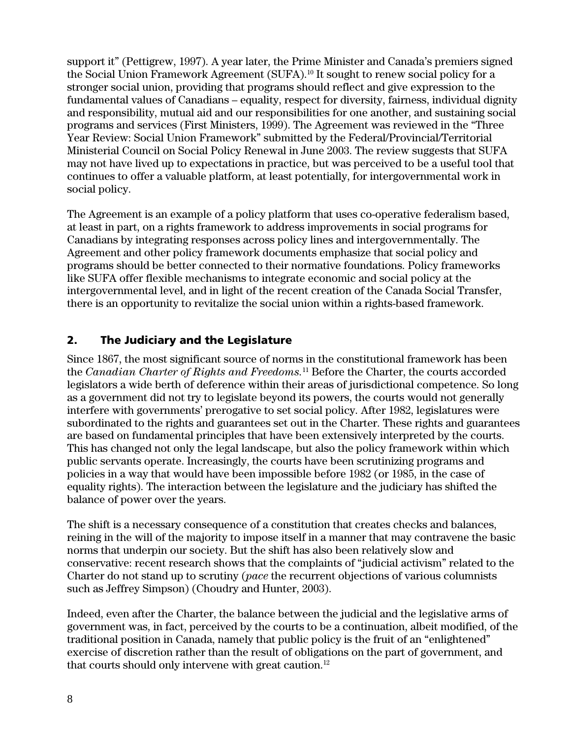support it" (Pettigrew, 1997). A year later, the Prime Minister and Canada's premiers signed the Social Union Framework Agreement (SUFA).[10] It sought to renew social policy for a stronger social union, providing that programs should reflect and give expression to the fundamental values of Canadians – equality, respect for diversity, fairness, individual dignity and responsibility, mutual aid and our responsibilities for one another, and sustaining social programs and services (First Ministers, 1999). The Agreement was reviewed in the "Three Year Review: Social Union Framework" submitted by the Federal/Provincial/Territorial Ministerial Council on Social Policy Renewal in June 2003. The review suggests that SUFA may not have lived up to expectations in practice, but was perceived to be a useful tool that continues to offer a valuable platform, at least potentially, for intergovernmental work in social policy.

The Agreement is an example of a policy platform that uses co-operative federalism based, at least in part, on a rights framework to address improvements in social programs for Canadians by integrating responses across policy lines and intergovernmentally. The Agreement and other policy framework documents emphasize that social policy and programs should be better connected to their normative foundations. Policy frameworks like SUFA offer flexible mechanisms to integrate economic and social policy at the intergovernmental level, and in light of the recent creation of the Canada Social Transfer, there is an opportunity to revitalize the social union within a rights-based framework.

## 2. The Judiciary and the Legislature

Since 1867, the most significant source of norms in the constitutional framework has been the *Canadian Charter of Rights and Freedoms.*[11] Before the Charter, the courts accorded legislators a wide berth of deference within their areas of jurisdictional competence. So long as a government did not try to legislate beyond its powers, the courts would not generally interfere with governments' prerogative to set social policy. After 1982, legislatures were subordinated to the rights and guarantees set out in the Charter. These rights and guarantees are based on fundamental principles that have been extensively interpreted by the courts. This has changed not only the legal landscape, but also the policy framework within which public servants operate. Increasingly, the courts have been scrutinizing programs and policies in a way that would have been impossible before 1982 (or 1985, in the case of equality rights). The interaction between the legislature and the judiciary has shifted the balance of power over the years.

The shift is a necessary consequence of a constitution that creates checks and balances, reining in the will of the majority to impose itself in a manner that may contravene the basic norms that underpin our society. But the shift has also been relatively slow and conservative: recent research shows that the complaints of "judicial activism" related to the Charter do not stand up to scrutiny (*pace* the recurrent objections of various columnists such as Jeffrey Simpson) (Choudry and Hunter, 2003).

Indeed, even after the Charter, the balance between the judicial and the legislative arms of government was, in fact, perceived by the courts to be a continuation, albeit modified, of the traditional position in Canada, namely that public policy is the fruit of an "enlightened" exercise of discretion rather than the result of obligations on the part of government, and that courts should only intervene with great caution.[12]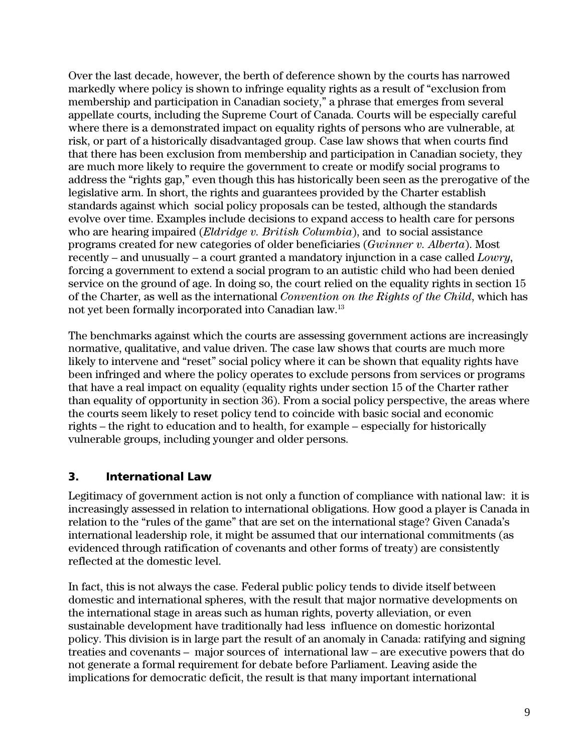Over the last decade, however, the berth of deference shown by the courts has narrowed markedly where policy is shown to infringe equality rights as a result of "exclusion from membership and participation in Canadian society," a phrase that emerges from several appellate courts, including the Supreme Court of Canada. Courts will be especially careful where there is a demonstrated impact on equality rights of persons who are vulnerable, at risk, or part of a historically disadvantaged group. Case law shows that when courts find that there has been exclusion from membership and participation in Canadian society, they are much more likely to require the government to create or modify social programs to address the "rights gap," even though this has historically been seen as the prerogative of the legislative arm. In short, the rights and guarantees provided by the Charter establish standards against which social policy proposals can be tested, although the standards evolve over time. Examples include decisions to expand access to health care for persons who are hearing impaired (*Eldridge v. British Columbia*), and to social assistance programs created for new categories of older beneficiaries (*Gwinner v. Alberta*). Most recently – and unusually – a court granted a mandatory injunction in a case called *Lowry*, forcing a government to extend a social program to an autistic child who had been denied service on the ground of age. In doing so, the court relied on the equality rights in section 15 of the Charter, as well as the international *Convention on the Rights of the Child*, which has not yet been formally incorporated into Canadian law.[13]

The benchmarks against which the courts are assessing government actions are increasingly normative, qualitative, and value driven. The case law shows that courts are much more likely to intervene and "reset" social policy where it can be shown that equality rights have been infringed and where the policy operates to exclude persons from services or programs that have a real impact on equality (equality rights under section 15 of the Charter rather than equality of opportunity in section 36). From a social policy perspective, the areas where the courts seem likely to reset policy tend to coincide with basic social and economic rights – the right to education and to health, for example – especially for historically vulnerable groups, including younger and older persons.

## 3. International Law

Legitimacy of government action is not only a function of compliance with national law: it is increasingly assessed in relation to international obligations. How good a player is Canada in relation to the "rules of the game" that are set on the international stage? Given Canada's international leadership role, it might be assumed that our international commitments (as evidenced through ratification of covenants and other forms of treaty) are consistently reflected at the domestic level.

In fact, this is not always the case. Federal public policy tends to divide itself between domestic and international spheres, with the result that major normative developments on the international stage in areas such as human rights, poverty alleviation, or even sustainable development have traditionally had less influence on domestic horizontal policy. This division is in large part the result of an anomaly in Canada: ratifying and signing treaties and covenants – major sources of international law – are executive powers that do not generate a formal requirement for debate before Parliament. Leaving aside the implications for democratic deficit, the result is that many important international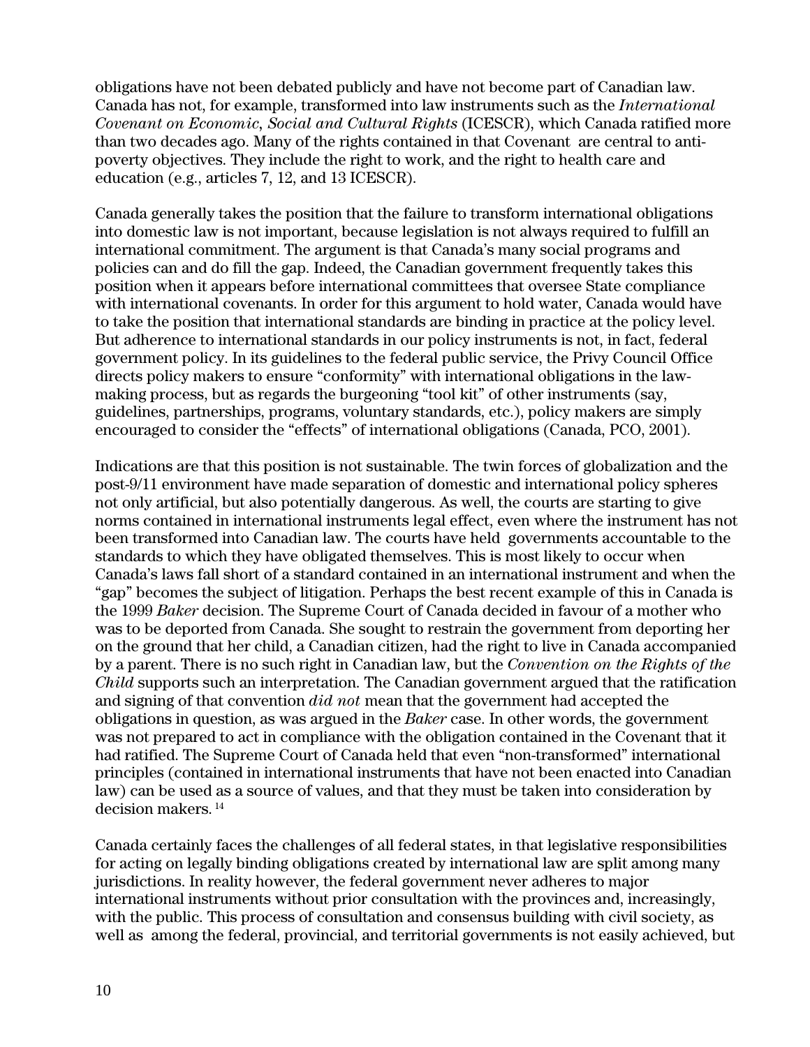obligations have not been debated publicly and have not become part of Canadian law. Canada has not, for example, transformed into law instruments such as the *International Covenant on Economic, Social and Cultural Rights* (ICESCR), which Canada ratified more than two decades ago. Many of the rights contained in that Covenant are central to anti-poverty objectives. They include the right to work, and the right to health care and education (e.g., articles 7, 12, and 13 ICESCR).

Canada generally takes the position that the failure to transform international obligations into domestic law is not important, because legislation is not always required to fulfill an international commitment. The argument is that Canada's many social programs and policies can and do fill the gap. Indeed, the Canadian government frequently takes this position when it appears before international committees that oversee State compliance with international covenants. In order for this argument to hold water, Canada would have to take the position that international standards are binding in practice at the policy level. But adherence to international standards in our policy instruments is not, in fact, federal government policy. In its guidelines to the federal public service, the Privy Council Office directs policy makers to ensure "conformity" with international obligations in the law-making process, but as regards the burgeoning "tool kit" of other instruments (say, guidelines, partnerships, programs, voluntary standards, etc.), policy makers are simply encouraged to consider the "effects" of international obligations (Canada, PCO, 2001).

Indications are that this position is not sustainable. The twin forces of globalization and the post-9/11 environment have made separation of domestic and international policy spheres not only artificial, but also potentially dangerous. As well, the courts are starting to give norms contained in international instruments legal effect, even where the instrument has not been transformed into Canadian law. The courts have held governments accountable to the standards to which they have obligated themselves. This is most likely to occur when Canada's laws fall short of a standard contained in an international instrument and when the "gap" becomes the subject of litigation. Perhaps the best recent example of this in Canada is the 1999 *Baker* decision. The Supreme Court of Canada decided in favour of a mother who was to be deported from Canada. She sought to restrain the government from deporting her on the ground that her child, a Canadian citizen, had the right to live in Canada accompanied by a parent. There is no such right in Canadian law, but the *Convention on the Rights of the Child* supports such an interpretation. The Canadian government argued that the ratification and signing of that convention *did not* mean that the government had accepted the obligations in question, as was argued in the *Baker* case. In other words, the government was not prepared to act in compliance with the obligation contained in the Covenant that it had ratified. The Supreme Court of Canada held that even "non-transformed" international principles (contained in international instruments that have not been enacted into Canadian law) can be used as a source of values, and that they must be taken into consideration by decision makers.[14]

Canada certainly faces the challenges of all federal states, in that legislative responsibilities for acting on legally binding obligations created by international law are split among many jurisdictions. In reality however, the federal government never adheres to major international instruments without prior consultation with the provinces and, increasingly, with the public. This process of consultation and consensus building with civil society, as well as among the federal, provincial, and territorial governments is not easily achieved, but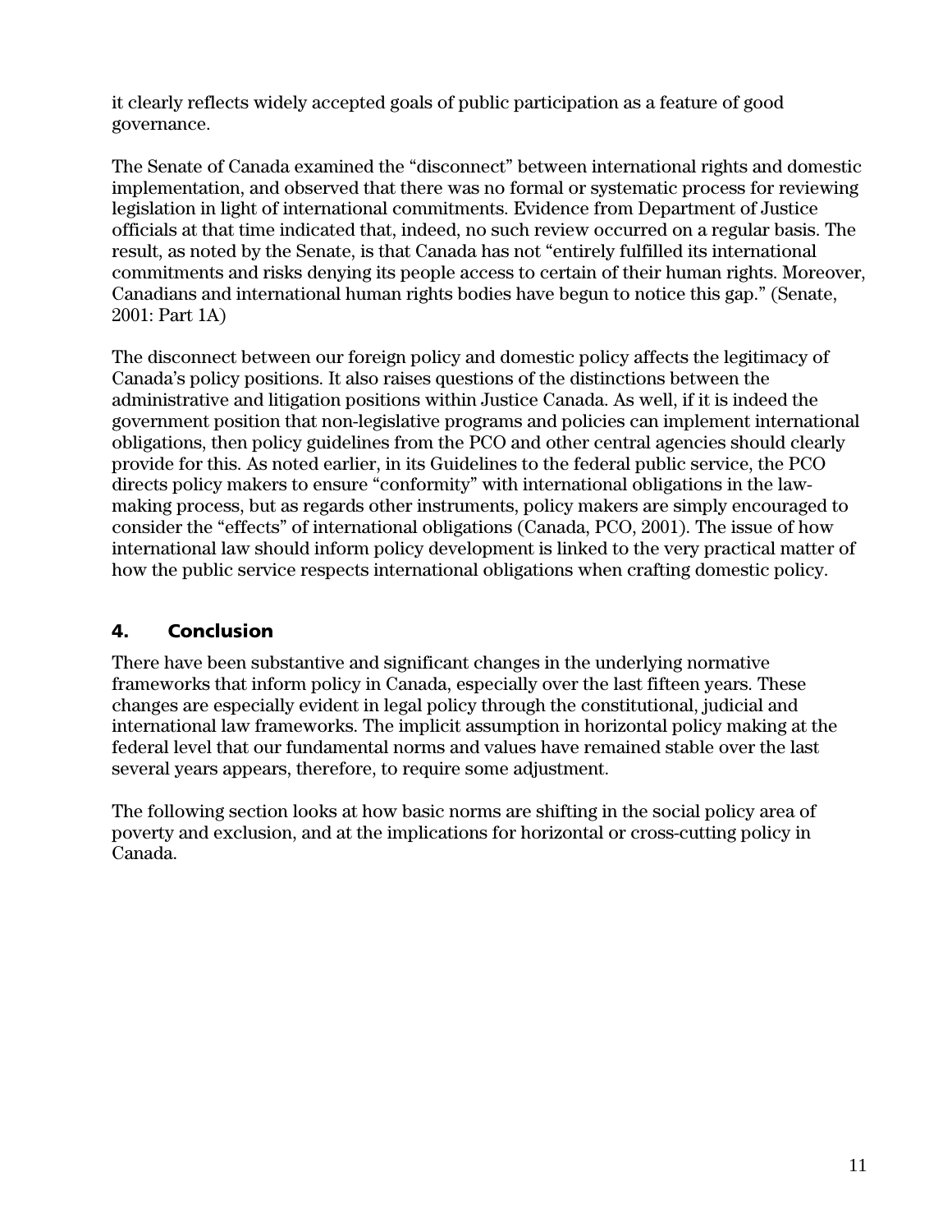it clearly reflects widely accepted goals of public participation as a feature of good governance.

The Senate of Canada examined the "disconnect" between international rights and domestic implementation, and observed that there was no formal or systematic process for reviewing legislation in light of international commitments. Evidence from Department of Justice officials at that time indicated that, indeed, no such review occurred on a regular basis. The result, as noted by the Senate, is that Canada has not "entirely fulfilled its international commitments and risks denying its people access to certain of their human rights. Moreover, Canadians and international human rights bodies have begun to notice this gap." (Senate, 2001: Part 1A)

The disconnect between our foreign policy and domestic policy affects the legitimacy of Canada's policy positions. It also raises questions of the distinctions between the administrative and litigation positions within Justice Canada. As well, if it is indeed the government position that non-legislative programs and policies can implement international obligations, then policy guidelines from the PCO and other central agencies should clearly provide for this. As noted earlier, in its Guidelines to the federal public service, the PCO directs policy makers to ensure "conformity" with international obligations in the law-making process, but as regards other instruments, policy makers are simply encouraged to consider the "effects" of international obligations (Canada, PCO, 2001). The issue of how international law should inform policy development is linked to the very practical matter of how the public service respects international obligations when crafting domestic policy.

## 4. Conclusion

There have been substantive and significant changes in the underlying normative frameworks that inform policy in Canada, especially over the last fifteen years. These changes are especially evident in legal policy through the constitutional, judicial and international law frameworks. The implicit assumption in horizontal policy making at the federal level that our fundamental norms and values have remained stable over the last several years appears, therefore, to require some adjustment.

The following section looks at how basic norms are shifting in the social policy area of poverty and exclusion, and at the implications for horizontal or cross-cutting policy in Canada.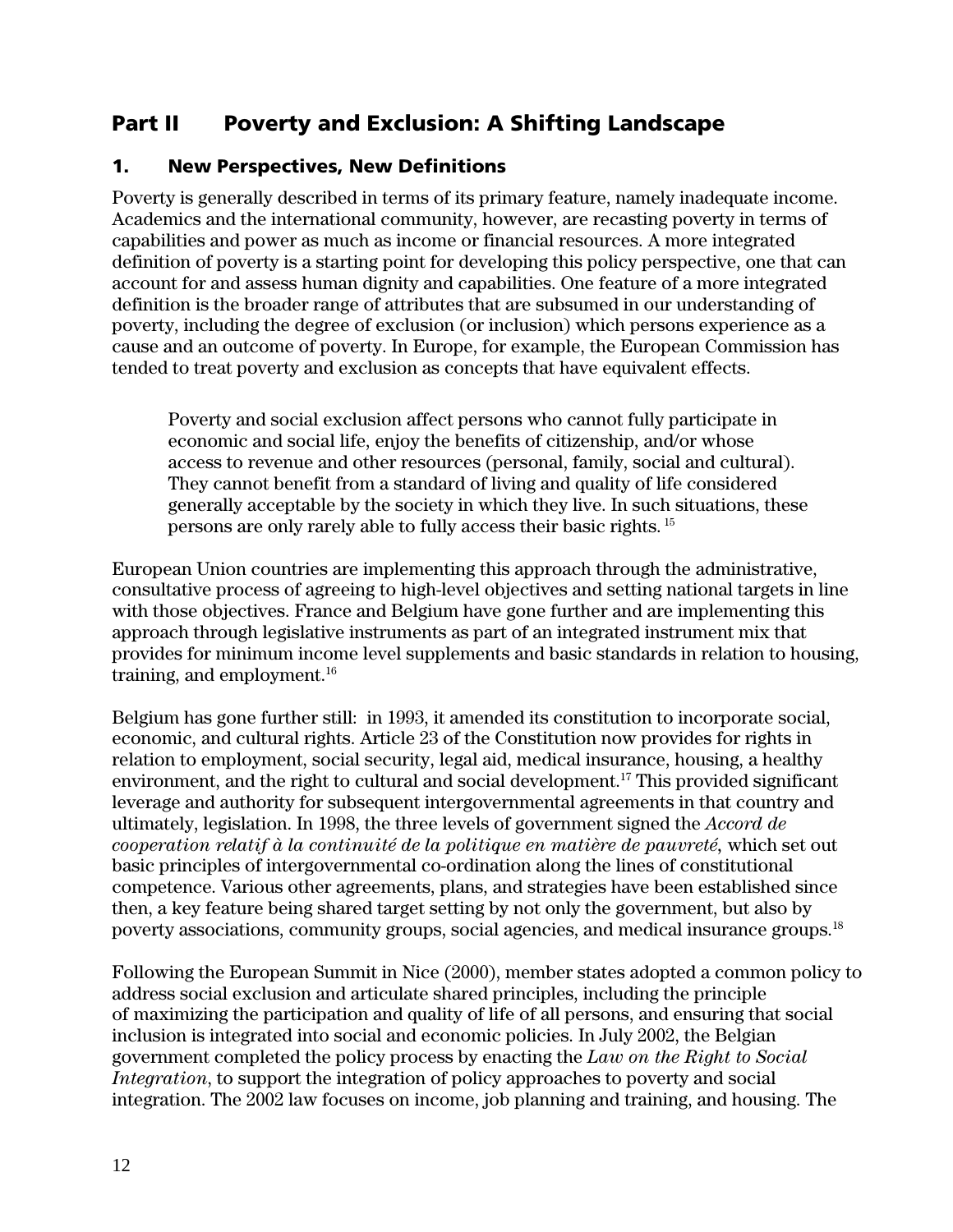# Part II Poverty and Exclusion: A Shifting Landscape

## 1. New Perspectives, New Definitions

Poverty is generally described in terms of its primary feature, namely inadequate income. Academics and the international community, however, are recasting poverty in terms of capabilities and power as much as income or financial resources. A more integrated definition of poverty is a starting point for developing this policy perspective, one that can account for and assess human dignity and capabilities. One feature of a more integrated definition is the broader range of attributes that are subsumed in our understanding of poverty, including the degree of exclusion (or inclusion) which persons experience as a cause and an outcome of poverty. In Europe, for example, the European Commission has tended to treat poverty and exclusion as concepts that have equivalent effects.

> Poverty and social exclusion affect persons who cannot fully participate in economic and social life, enjoy the benefits of citizenship, and/or whose access to revenue and other resources (personal, family, social and cultural). They cannot benefit from a standard of living and quality of life considered generally acceptable by the society in which they live. In such situations, these persons are only rarely able to fully access their basic rights. [15]

European Union countries are implementing this approach through the administrative, consultative process of agreeing to high-level objectives and setting national targets in line with those objectives. France and Belgium have gone further and are implementing this approach through legislative instruments as part of an integrated instrument mix that provides for minimum income level supplements and basic standards in relation to housing, training, and employment.[16]

Belgium has gone further still: in 1993, it amended its constitution to incorporate social, economic, and cultural rights. Article 23 of the Constitution now provides for rights in relation to employment, social security, legal aid, medical insurance, housing, a healthy environment, and the right to cultural and social development.[17] This provided significant leverage and authority for subsequent intergovernmental agreements in that country and ultimately, legislation. In 1998, the three levels of government signed the *Accord de cooperation relatif à la continuité de la politique en matière de pauvreté*, which set out basic principles of intergovernmental co-ordination along the lines of constitutional competence. Various other agreements, plans, and strategies have been established since then, a key feature being shared target setting by not only the government, but also by poverty associations, community groups, social agencies, and medical insurance groups.[18]

Following the European Summit in Nice (2000), member states adopted a common policy to address social exclusion and articulate shared principles, including the principle of maximizing the participation and quality of life of all persons, and ensuring that social inclusion is integrated into social and economic policies. In July 2002, the Belgian government completed the policy process by enacting the *Law on the Right to Social Integration*, to support the integration of policy approaches to poverty and social integration. The 2002 law focuses on income, job planning and training, and housing. The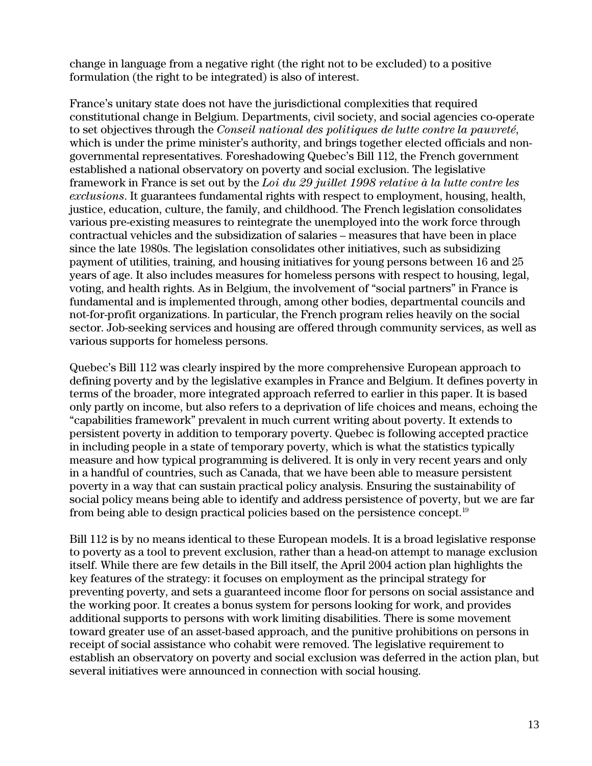change in language from a negative right (the right not to be excluded) to a positive formulation (the right to be integrated) is also of interest.

France's unitary state does not have the jurisdictional complexities that required constitutional change in Belgium. Departments, civil society, and social agencies co-operate to set objectives through the *Conseil national des politiques de lutte contre la pauvreté*, which is under the prime minister's authority, and brings together elected officials and non-governmental representatives. Foreshadowing Quebec's Bill 112, the French government established a national observatory on poverty and social exclusion. The legislative framework in France is set out by the *Loi du 29 juillet 1998 relative à la lutte contre les exclusions*. It guarantees fundamental rights with respect to employment, housing, health, justice, education, culture, the family, and childhood. The French legislation consolidates various pre-existing measures to reintegrate the unemployed into the work force through contractual vehicles and the subsidization of salaries – measures that have been in place since the late 1980s. The legislation consolidates other initiatives, such as subsidizing payment of utilities, training, and housing initiatives for young persons between 16 and 25 years of age. It also includes measures for homeless persons with respect to housing, legal, voting, and health rights. As in Belgium, the involvement of "social partners" in France is fundamental and is implemented through, among other bodies, departmental councils and not-for-profit organizations. In particular, the French program relies heavily on the social sector. Job-seeking services and housing are offered through community services, as well as various supports for homeless persons.

Quebec's Bill 112 was clearly inspired by the more comprehensive European approach to defining poverty and by the legislative examples in France and Belgium. It defines poverty in terms of the broader, more integrated approach referred to earlier in this paper. It is based only partly on income, but also refers to a deprivation of life choices and means, echoing the "capabilities framework" prevalent in much current writing about poverty. It extends to persistent poverty in addition to temporary poverty. Quebec is following accepted practice in including people in a state of temporary poverty, which is what the statistics typically measure and how typical programming is delivered. It is only in very recent years and only in a handful of countries, such as Canada, that we have been able to measure persistent poverty in a way that can sustain practical policy analysis. Ensuring the sustainability of social policy means being able to identify and address persistence of poverty, but we are far from being able to design practical policies based on the persistence concept.[19]

Bill 112 is by no means identical to these European models. It is a broad legislative response to poverty as a tool to prevent exclusion, rather than a head-on attempt to manage exclusion itself. While there are few details in the Bill itself, the April 2004 action plan highlights the key features of the strategy: it focuses on employment as the principal strategy for preventing poverty, and sets a guaranteed income floor for persons on social assistance and the working poor. It creates a bonus system for persons looking for work, and provides additional supports to persons with work limiting disabilities. There is some movement toward greater use of an asset-based approach, and the punitive prohibitions on persons in receipt of social assistance who cohabit were removed. The legislative requirement to establish an observatory on poverty and social exclusion was deferred in the action plan, but several initiatives were announced in connection with social housing.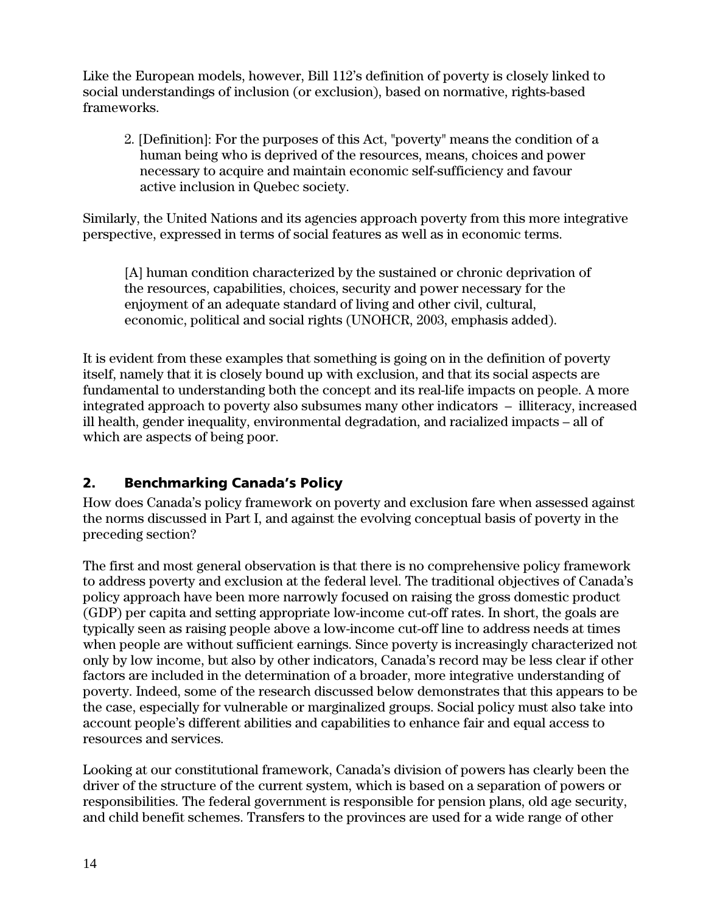Like the European models, however, Bill 112's definition of poverty is closely linked to social understandings of inclusion (or exclusion), based on normative, rights-based frameworks.

> 2. [Definition]: For the purposes of this Act, "poverty" means the condition of a human being who is deprived of the resources, means, choices and power necessary to acquire and maintain economic self-sufficiency and favour active inclusion in Quebec society.

Similarly, the United Nations and its agencies approach poverty from this more integrative perspective, expressed in terms of social features as well as in economic terms.

> [A] human condition characterized by the sustained or chronic deprivation of the resources, capabilities, choices, security and power necessary for the enjoyment of an adequate standard of living and other civil, cultural, economic, political and social rights (UNOHCR, 2003, emphasis added).

It is evident from these examples that something is going on in the definition of poverty itself, namely that it is closely bound up with exclusion, and that its social aspects are fundamental to understanding both the concept and its real-life impacts on people. A more integrated approach to poverty also subsumes many other indicators – illiteracy, increased ill health, gender inequality, environmental degradation, and racialized impacts – all of which are aspects of being poor.

## 2. Benchmarking Canada's Policy

How does Canada's policy framework on poverty and exclusion fare when assessed against the norms discussed in Part I, and against the evolving conceptual basis of poverty in the preceding section?

The first and most general observation is that there is no comprehensive policy framework to address poverty and exclusion at the federal level. The traditional objectives of Canada's policy approach have been more narrowly focused on raising the gross domestic product (GDP) per capita and setting appropriate low-income cut-off rates. In short, the goals are typically seen as raising people above a low-income cut-off line to address needs at times when people are without sufficient earnings. Since poverty is increasingly characterized not only by low income, but also by other indicators, Canada's record may be less clear if other factors are included in the determination of a broader, more integrative understanding of poverty. Indeed, some of the research discussed below demonstrates that this appears to be the case, especially for vulnerable or marginalized groups. Social policy must also take into account people's different abilities and capabilities to enhance fair and equal access to resources and services.

Looking at our constitutional framework, Canada's division of powers has clearly been the driver of the structure of the current system, which is based on a separation of powers or responsibilities. The federal government is responsible for pension plans, old age security, and child benefit schemes. Transfers to the provinces are used for a wide range of other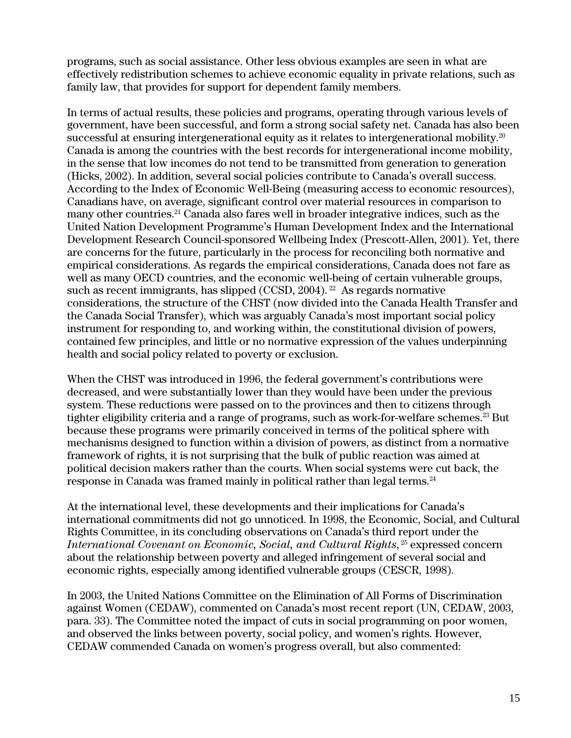programs, such as social assistance. Other less obvious examples are seen in what are effectively redistribution schemes to achieve economic equality in private relations, such as family law, that provides for support for dependent family members.

In terms of actual results, these policies and programs, operating through various levels of government, have been successful, and form a strong social safety net. Canada has also been successful at ensuring intergenerational equity as it relates to intergenerational mobility.[20] Canada is among the countries with the best records for intergenerational income mobility, in the sense that low incomes do not tend to be transmitted from generation to generation (Hicks, 2002). In addition, several social policies contribute to Canada's overall success. According to the Index of Economic Well-Being (measuring access to economic resources), Canadians have, on average, significant control over material resources in comparison to many other countries.[21] Canada also fares well in broader integrative indices, such as the United Nation Development Programme's Human Development Index and the International Development Research Council-sponsored Wellbeing Index (Prescott-Allen, 2001). Yet, there are concerns for the future, particularly in the process for reconciling both normative and empirical considerations. As regards the empirical considerations, Canada does not fare as well as many OECD countries, and the economic well-being of certain vulnerable groups, such as recent immigrants, has slipped (CCSD, 2004).[22] As regards normative considerations, the structure of the CHST (now divided into the Canada Health Transfer and the Canada Social Transfer), which was arguably Canada's most important social policy instrument for responding to, and working within, the constitutional division of powers, contained few principles, and little or no normative expression of the values underpinning health and social policy related to poverty or exclusion.

When the CHST was introduced in 1996, the federal government's contributions were decreased, and were substantially lower than they would have been under the previous system. These reductions were passed on to the provinces and then to citizens through tighter eligibility criteria and a range of programs, such as work-for-welfare schemes.[23] But because these programs were primarily conceived in terms of the political sphere with mechanisms designed to function within a division of powers, as distinct from a normative framework of rights, it is not surprising that the bulk of public reaction was aimed at political decision makers rather than the courts. When social systems were cut back, the response in Canada was framed mainly in political rather than legal terms.[24]

At the international level, these developments and their implications for Canada's international commitments did not go unnoticed. In 1998, the Economic, Social, and Cultural Rights Committee, in its concluding observations on Canada's third report under the *International Covenant on Economic, Social, and Cultural Rights*,[25] expressed concern about the relationship between poverty and alleged infringement of several social and economic rights, especially among identified vulnerable groups (CESCR, 1998).

In 2003, the United Nations Committee on the Elimination of All Forms of Discrimination against Women (CEDAW), commented on Canada's most recent report (UN, CEDAW, 2003, para. 33). The Committee noted the impact of cuts in social programming on poor women, and observed the links between poverty, social policy, and women's rights. However, CEDAW commended Canada on women's progress overall, but also commented: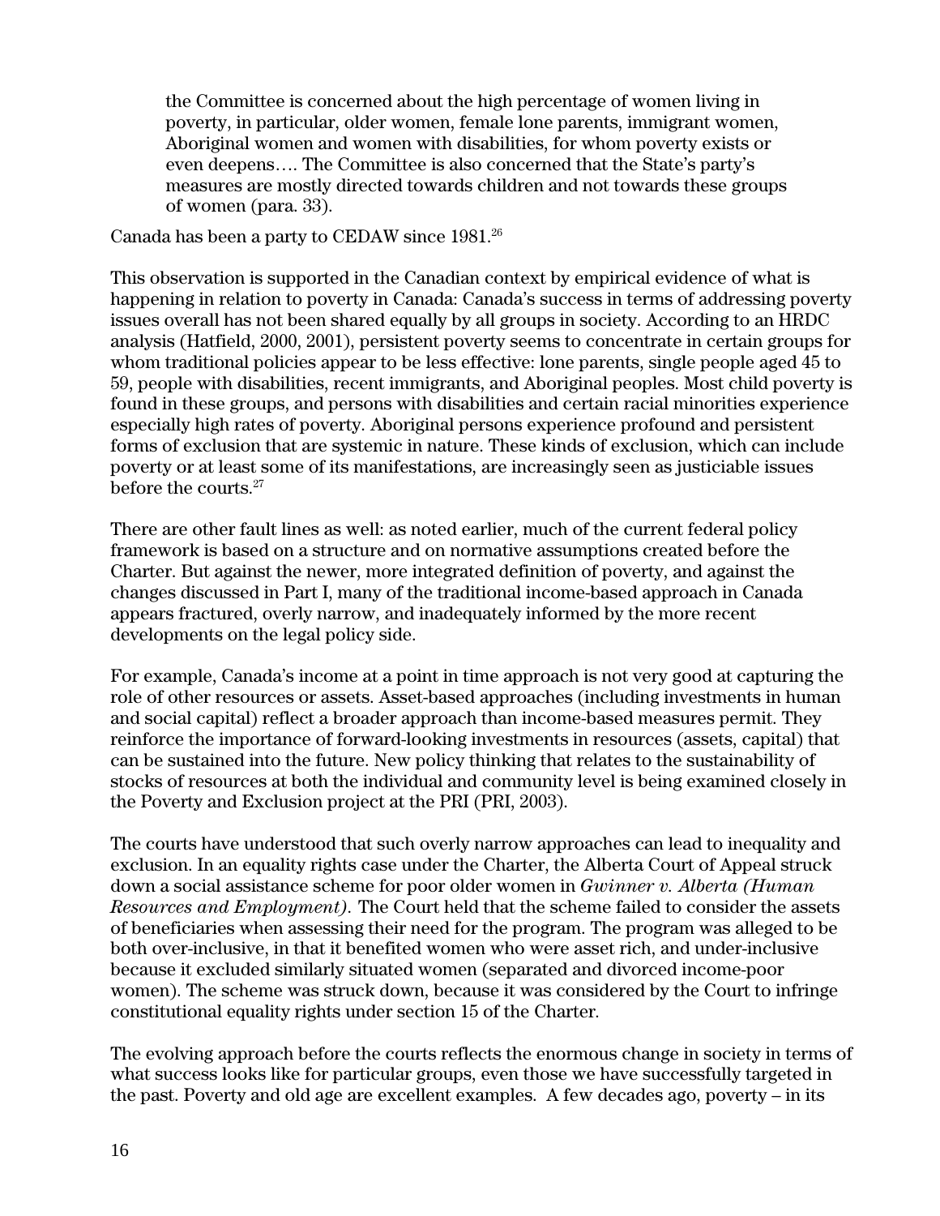> the Committee is concerned about the high percentage of women living in poverty, in particular, older women, female lone parents, immigrant women, Aboriginal women and women with disabilities, for whom poverty exists or even deepens…. The Committee is also concerned that the State's party's measures are mostly directed towards children and not towards these groups of women (para. 33).

Canada has been a party to CEDAW since 1981.[26]

This observation is supported in the Canadian context by empirical evidence of what is happening in relation to poverty in Canada: Canada's success in terms of addressing poverty issues overall has not been shared equally by all groups in society. According to an HRDC analysis (Hatfield, 2000, 2001), persistent poverty seems to concentrate in certain groups for whom traditional policies appear to be less effective: lone parents, single people aged 45 to 59, people with disabilities, recent immigrants, and Aboriginal peoples. Most child poverty is found in these groups, and persons with disabilities and certain racial minorities experience especially high rates of poverty. Aboriginal persons experience profound and persistent forms of exclusion that are systemic in nature. These kinds of exclusion, which can include poverty or at least some of its manifestations, are increasingly seen as justiciable issues before the courts.[27]

There are other fault lines as well: as noted earlier, much of the current federal policy framework is based on a structure and on normative assumptions created before the Charter. But against the newer, more integrated definition of poverty, and against the changes discussed in Part I, many of the traditional income-based approach in Canada appears fractured, overly narrow, and inadequately informed by the more recent developments on the legal policy side.

For example, Canada's income at a point in time approach is not very good at capturing the role of other resources or assets. Asset-based approaches (including investments in human and social capital) reflect a broader approach than income-based measures permit. They reinforce the importance of forward-looking investments in resources (assets, capital) that can be sustained into the future. New policy thinking that relates to the sustainability of stocks of resources at both the individual and community level is being examined closely in the Poverty and Exclusion project at the PRI (PRI, 2003).

The courts have understood that such overly narrow approaches can lead to inequality and exclusion. In an equality rights case under the Charter, the Alberta Court of Appeal struck down a social assistance scheme for poor older women in *Gwinner v. Alberta (Human Resources and Employment)*. The Court held that the scheme failed to consider the assets of beneficiaries when assessing their need for the program. The program was alleged to be both over-inclusive, in that it benefited women who were asset rich, and under-inclusive because it excluded similarly situated women (separated and divorced income-poor women). The scheme was struck down, because it was considered by the Court to infringe constitutional equality rights under section 15 of the Charter.

The evolving approach before the courts reflects the enormous change in society in terms of what success looks like for particular groups, even those we have successfully targeted in the past. Poverty and old age are excellent examples. A few decades ago, poverty – in its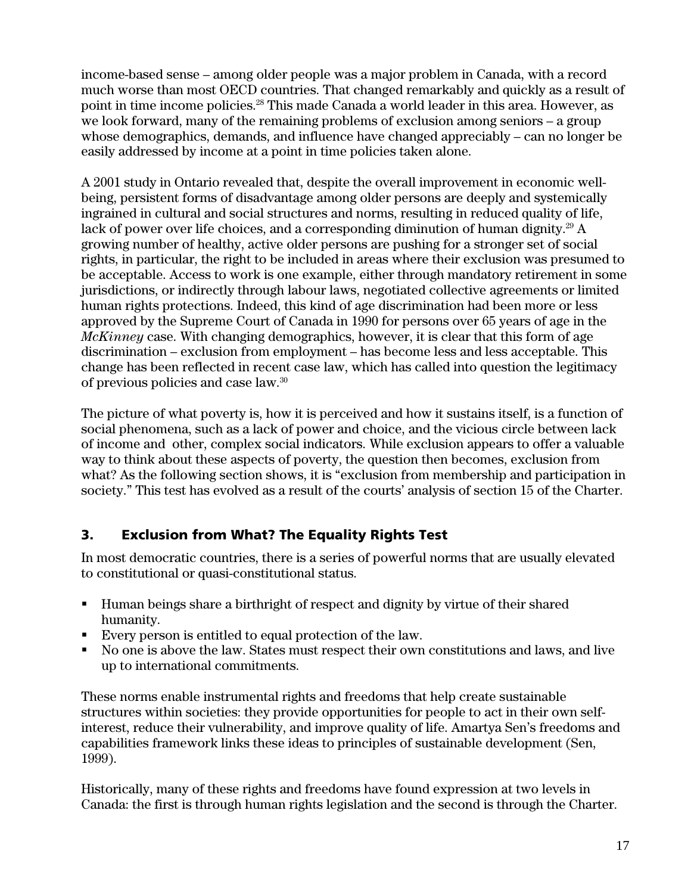income-based sense – among older people was a major problem in Canada, with a record much worse than most OECD countries. That changed remarkably and quickly as a result of point in time income policies.[28] This made Canada a world leader in this area. However, as we look forward, many of the remaining problems of exclusion among seniors – a group whose demographics, demands, and influence have changed appreciably – can no longer be easily addressed by income at a point in time policies taken alone.

A 2001 study in Ontario revealed that, despite the overall improvement in economic well-being, persistent forms of disadvantage among older persons are deeply and systemically ingrained in cultural and social structures and norms, resulting in reduced quality of life, lack of power over life choices, and a corresponding diminution of human dignity.[29] A growing number of healthy, active older persons are pushing for a stronger set of social rights, in particular, the right to be included in areas where their exclusion was presumed to be acceptable. Access to work is one example, either through mandatory retirement in some jurisdictions, or indirectly through labour laws, negotiated collective agreements or limited human rights protections. Indeed, this kind of age discrimination had been more or less approved by the Supreme Court of Canada in 1990 for persons over 65 years of age in the *McKinney* case. With changing demographics, however, it is clear that this form of age discrimination – exclusion from employment – has become less and less acceptable. This change has been reflected in recent case law, which has called into question the legitimacy of previous policies and case law.[30]

The picture of what poverty is, how it is perceived and how it sustains itself, is a function of social phenomena, such as a lack of power and choice, and the vicious circle between lack of income and other, complex social indicators. While exclusion appears to offer a valuable way to think about these aspects of poverty, the question then becomes, exclusion from what? As the following section shows, it is "exclusion from membership and participation in society." This test has evolved as a result of the courts' analysis of section 15 of the Charter.

## 3. Exclusion from What? The Equality Rights Test

In most democratic countries, there is a series of powerful norms that are usually elevated to constitutional or quasi-constitutional status.

- Human beings share a birthright of respect and dignity by virtue of their shared humanity.
- Every person is entitled to equal protection of the law.
- No one is above the law. States must respect their own constitutions and laws, and live up to international commitments.

These norms enable instrumental rights and freedoms that help create sustainable structures within societies: they provide opportunities for people to act in their own self-interest, reduce their vulnerability, and improve quality of life. Amartya Sen's freedoms and capabilities framework links these ideas to principles of sustainable development (Sen, 1999).

Historically, many of these rights and freedoms have found expression at two levels in Canada: the first is through human rights legislation and the second is through the Charter.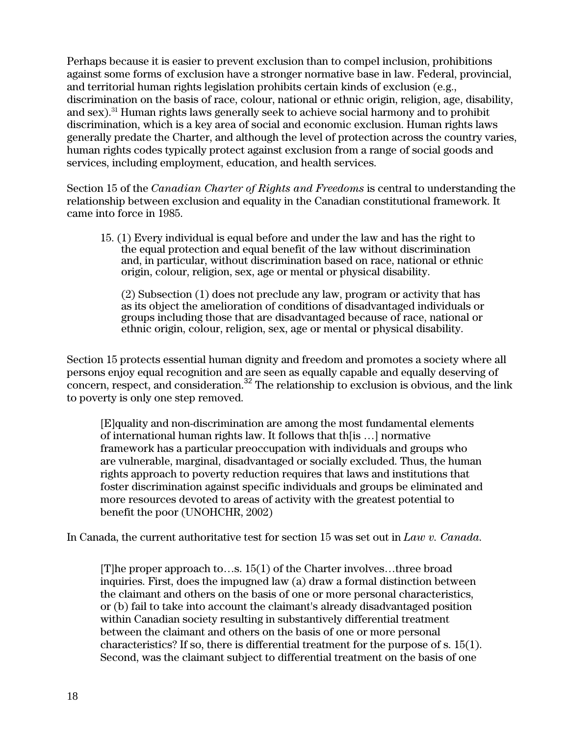Perhaps because it is easier to prevent exclusion than to compel inclusion, prohibitions against some forms of exclusion have a stronger normative base in law. Federal, provincial, and territorial human rights legislation prohibits certain kinds of exclusion (e.g., discrimination on the basis of race, colour, national or ethnic origin, religion, age, disability, and sex).[31] Human rights laws generally seek to achieve social harmony and to prohibit discrimination, which is a key area of social and economic exclusion. Human rights laws generally predate the Charter, and although the level of protection across the country varies, human rights codes typically protect against exclusion from a range of social goods and services, including employment, education, and health services.

Section 15 of the *Canadian Charter of Rights and Freedoms* is central to understanding the relationship between exclusion and equality in the Canadian constitutional framework. It came into force in 1985.

> 15. (1) Every individual is equal before and under the law and has the right to the equal protection and equal benefit of the law without discrimination and, in particular, without discrimination based on race, national or ethnic origin, colour, religion, sex, age or mental or physical disability.
>
> (2) Subsection (1) does not preclude any law, program or activity that has as its object the amelioration of conditions of disadvantaged individuals or groups including those that are disadvantaged because of race, national or ethnic origin, colour, religion, sex, age or mental or physical disability.

Section 15 protects essential human dignity and freedom and promotes a society where all persons enjoy equal recognition and are seen as equally capable and equally deserving of concern, respect, and consideration.[32] The relationship to exclusion is obvious, and the link to poverty is only one step removed.

> [E]quality and non-discrimination are among the most fundamental elements of international human rights law. It follows that th[is …] normative framework has a particular preoccupation with individuals and groups who are vulnerable, marginal, disadvantaged or socially excluded. Thus, the human rights approach to poverty reduction requires that laws and institutions that foster discrimination against specific individuals and groups be eliminated and more resources devoted to areas of activity with the greatest potential to benefit the poor (UNOHCHR, 2002)

In Canada, the current authoritative test for section 15 was set out in *Law v. Canada*.

> [T]he proper approach to…s. 15(1) of the Charter involves…three broad inquiries. First, does the impugned law (a) draw a formal distinction between the claimant and others on the basis of one or more personal characteristics, or (b) fail to take into account the claimant's already disadvantaged position within Canadian society resulting in substantively differential treatment between the claimant and others on the basis of one or more personal characteristics? If so, there is differential treatment for the purpose of s. 15(1). Second, was the claimant subject to differential treatment on the basis of one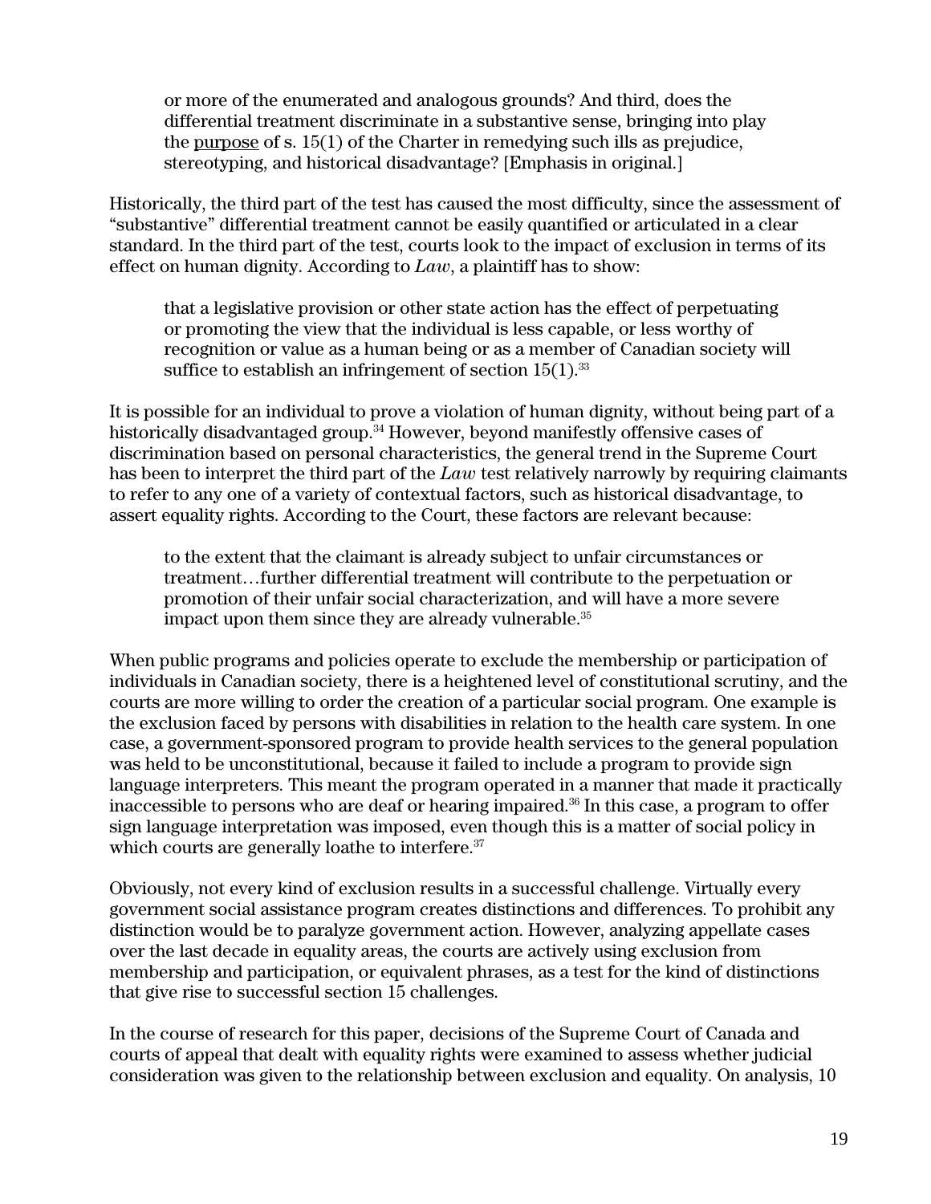> or more of the enumerated and analogous grounds? And third, does the differential treatment discriminate in a substantive sense, bringing into play the purpose of s. 15(1) of the Charter in remedying such ills as prejudice, stereotyping, and historical disadvantage? [Emphasis in original.]

Historically, the third part of the test has caused the most difficulty, since the assessment of "substantive" differential treatment cannot be easily quantified or articulated in a clear standard. In the third part of the test, courts look to the impact of exclusion in terms of its effect on human dignity. According to *Law*, a plaintiff has to show:

> that a legislative provision or other state action has the effect of perpetuating or promoting the view that the individual is less capable, or less worthy of recognition or value as a human being or as a member of Canadian society will suffice to establish an infringement of section 15(1).[33]

It is possible for an individual to prove a violation of human dignity, without being part of a historically disadvantaged group.[34] However, beyond manifestly offensive cases of discrimination based on personal characteristics, the general trend in the Supreme Court has been to interpret the third part of the *Law* test relatively narrowly by requiring claimants to refer to any one of a variety of contextual factors, such as historical disadvantage, to assert equality rights. According to the Court, these factors are relevant because:

> to the extent that the claimant is already subject to unfair circumstances or treatment…further differential treatment will contribute to the perpetuation or promotion of their unfair social characterization, and will have a more severe impact upon them since they are already vulnerable.[35]

When public programs and policies operate to exclude the membership or participation of individuals in Canadian society, there is a heightened level of constitutional scrutiny, and the courts are more willing to order the creation of a particular social program. One example is the exclusion faced by persons with disabilities in relation to the health care system. In one case, a government-sponsored program to provide health services to the general population was held to be unconstitutional, because it failed to include a program to provide sign language interpreters. This meant the program operated in a manner that made it practically inaccessible to persons who are deaf or hearing impaired.[36] In this case, a program to offer sign language interpretation was imposed, even though this is a matter of social policy in which courts are generally loathe to interfere.[37]

Obviously, not every kind of exclusion results in a successful challenge. Virtually every government social assistance program creates distinctions and differences. To prohibit any distinction would be to paralyze government action. However, analyzing appellate cases over the last decade in equality areas, the courts are actively using exclusion from membership and participation, or equivalent phrases, as a test for the kind of distinctions that give rise to successful section 15 challenges.

In the course of research for this paper, decisions of the Supreme Court of Canada and courts of appeal that dealt with equality rights were examined to assess whether judicial consideration was given to the relationship between exclusion and equality. On analysis, 10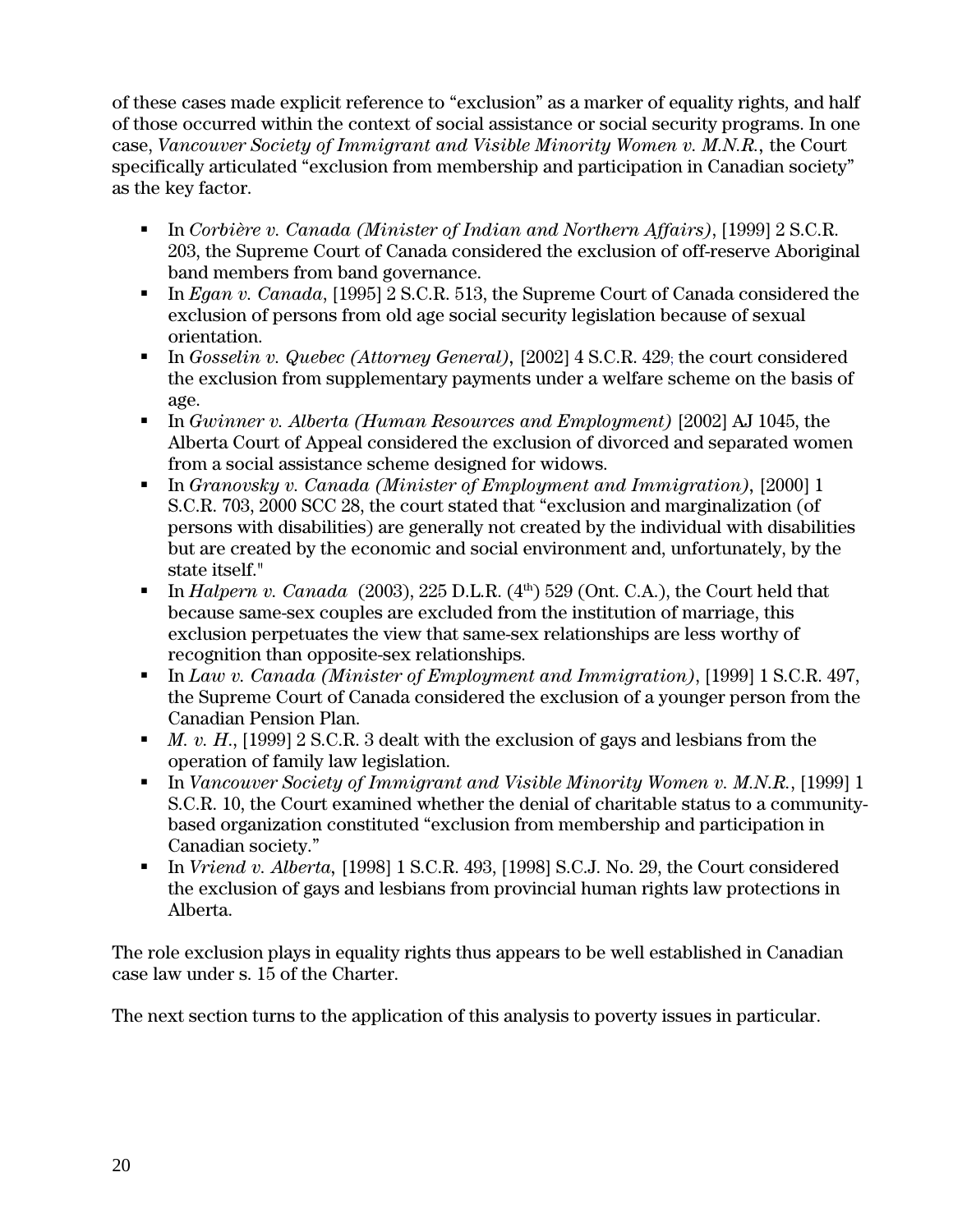of these cases made explicit reference to "exclusion" as a marker of equality rights, and half of those occurred within the context of social assistance or social security programs. In one case, *Vancouver Society of Immigrant and Visible Minority Women v. M.N.R.*, the Court specifically articulated "exclusion from membership and participation in Canadian society" as the key factor.

- In *Corbière v. Canada (Minister of Indian and Northern Affairs)*, [1999] 2 S.C.R. 203, the Supreme Court of Canada considered the exclusion of off-reserve Aboriginal band members from band governance.
- In *Egan v. Canada*, [1995] 2 S.C.R. 513, the Supreme Court of Canada considered the exclusion of persons from old age social security legislation because of sexual orientation.
- In *Gosselin v. Quebec (Attorney General)*, [2002] 4 S.C.R. 429; the court considered the exclusion from supplementary payments under a welfare scheme on the basis of age.
- In *Gwinner v. Alberta (Human Resources and Employment)* [2002] AJ 1045, the Alberta Court of Appeal considered the exclusion of divorced and separated women from a social assistance scheme designed for widows.
- In *Granovsky v. Canada (Minister of Employment and Immigration)*, [2000] 1 S.C.R. 703, 2000 SCC 28, the court stated that "exclusion and marginalization (of persons with disabilities) are generally not created by the individual with disabilities but are created by the economic and social environment and, unfortunately, by the state itself."
- In *Halpern v. Canada* (2003), 225 D.L.R. (4th) 529 (Ont. C.A.), the Court held that because same-sex couples are excluded from the institution of marriage, this exclusion perpetuates the view that same-sex relationships are less worthy of recognition than opposite-sex relationships.
- In *Law v. Canada (Minister of Employment and Immigration)*, [1999] 1 S.C.R. 497, the Supreme Court of Canada considered the exclusion of a younger person from the Canadian Pension Plan.
- *M. v. H.*, [1999] 2 S.C.R. 3 dealt with the exclusion of gays and lesbians from the operation of family law legislation.
- In *Vancouver Society of Immigrant and Visible Minority Women v. M.N.R.*, [1999] 1 S.C.R. 10, the Court examined whether the denial of charitable status to a community-based organization constituted "exclusion from membership and participation in Canadian society."
- In *Vriend v. Alberta*, [1998] 1 S.C.R. 493, [1998] S.C.J. No. 29, the Court considered the exclusion of gays and lesbians from provincial human rights law protections in Alberta.

The role exclusion plays in equality rights thus appears to be well established in Canadian case law under s. 15 of the Charter.

The next section turns to the application of this analysis to poverty issues in particular.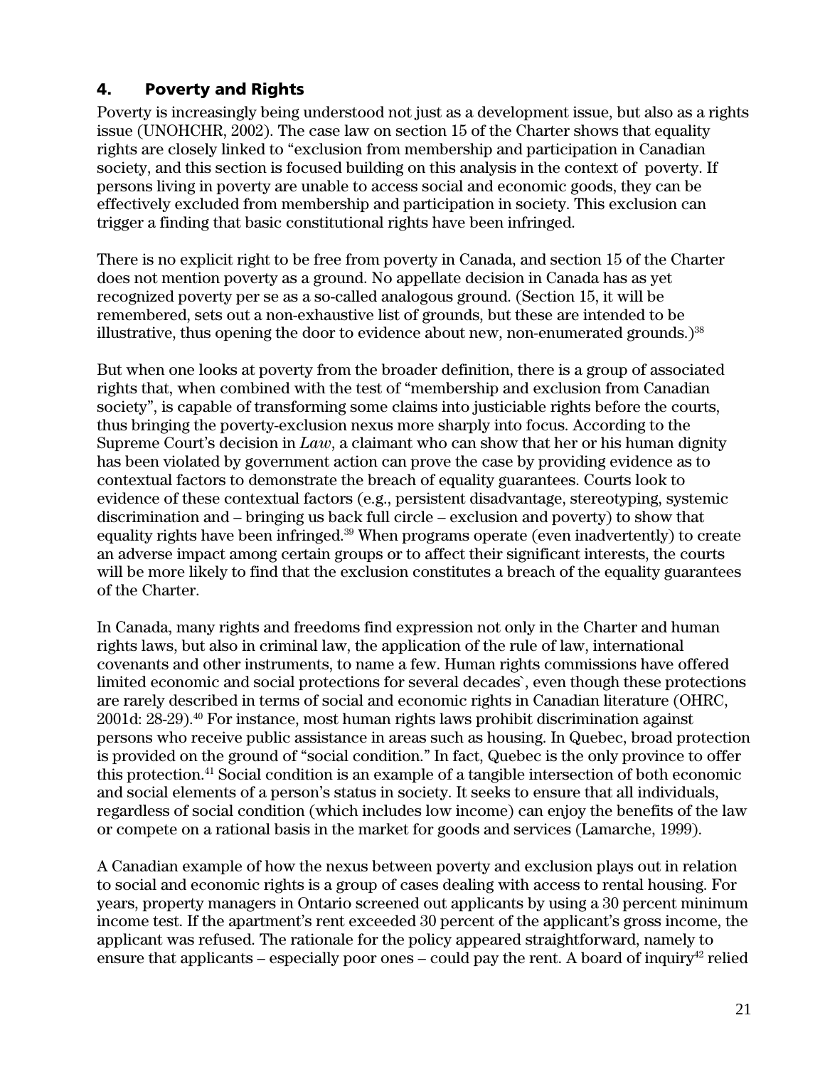## 4. Poverty and Rights

Poverty is increasingly being understood not just as a development issue, but also as a rights issue (UNOHCHR, 2002). The case law on section 15 of the Charter shows that equality rights are closely linked to "exclusion from membership and participation in Canadian society, and this section is focused building on this analysis in the context of poverty. If persons living in poverty are unable to access social and economic goods, they can be effectively excluded from membership and participation in society. This exclusion can trigger a finding that basic constitutional rights have been infringed.

There is no explicit right to be free from poverty in Canada, and section 15 of the Charter does not mention poverty as a ground. No appellate decision in Canada has as yet recognized poverty per se as a so-called analogous ground. (Section 15, it will be remembered, sets out a non-exhaustive list of grounds, but these are intended to be illustrative, thus opening the door to evidence about new, non-enumerated grounds.)[38]

But when one looks at poverty from the broader definition, there is a group of associated rights that, when combined with the test of "membership and exclusion from Canadian society", is capable of transforming some claims into justiciable rights before the courts, thus bringing the poverty-exclusion nexus more sharply into focus. According to the Supreme Court's decision in *Law*, a claimant who can show that her or his human dignity has been violated by government action can prove the case by providing evidence as to contextual factors to demonstrate the breach of equality guarantees. Courts look to evidence of these contextual factors (e.g., persistent disadvantage, stereotyping, systemic discrimination and – bringing us back full circle – exclusion and poverty) to show that equality rights have been infringed.[39] When programs operate (even inadvertently) to create an adverse impact among certain groups or to affect their significant interests, the courts will be more likely to find that the exclusion constitutes a breach of the equality guarantees of the Charter.

In Canada, many rights and freedoms find expression not only in the Charter and human rights laws, but also in criminal law, the application of the rule of law, international covenants and other instruments, to name a few. Human rights commissions have offered limited economic and social protections for several decades`, even though these protections are rarely described in terms of social and economic rights in Canadian literature (OHRC, 2001d: 28-29).[40] For instance, most human rights laws prohibit discrimination against persons who receive public assistance in areas such as housing. In Quebec, broad protection is provided on the ground of "social condition." In fact, Quebec is the only province to offer this protection.[41] Social condition is an example of a tangible intersection of both economic and social elements of a person's status in society. It seeks to ensure that all individuals, regardless of social condition (which includes low income) can enjoy the benefits of the law or compete on a rational basis in the market for goods and services (Lamarche, 1999).

A Canadian example of how the nexus between poverty and exclusion plays out in relation to social and economic rights is a group of cases dealing with access to rental housing. For years, property managers in Ontario screened out applicants by using a 30 percent minimum income test. If the apartment's rent exceeded 30 percent of the applicant's gross income, the applicant was refused. The rationale for the policy appeared straightforward, namely to ensure that applicants – especially poor ones – could pay the rent. A board of inquiry[42] relied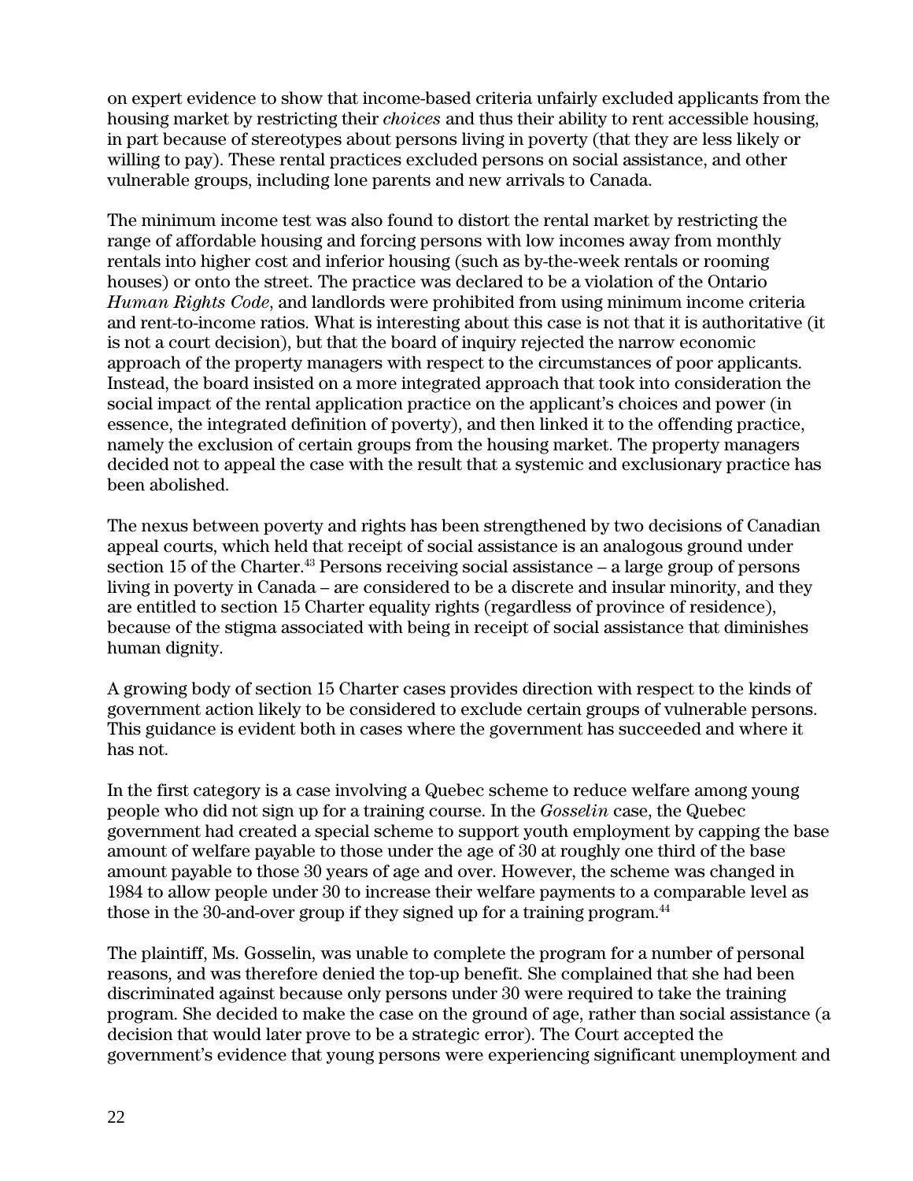on expert evidence to show that income-based criteria unfairly excluded applicants from the housing market by restricting their *choices* and thus their ability to rent accessible housing, in part because of stereotypes about persons living in poverty (that they are less likely or willing to pay). These rental practices excluded persons on social assistance, and other vulnerable groups, including lone parents and new arrivals to Canada.

The minimum income test was also found to distort the rental market by restricting the range of affordable housing and forcing persons with low incomes away from monthly rentals into higher cost and inferior housing (such as by-the-week rentals or rooming houses) or onto the street. The practice was declared to be a violation of the Ontario *Human Rights Code*, and landlords were prohibited from using minimum income criteria and rent-to-income ratios. What is interesting about this case is not that it is authoritative (it is not a court decision), but that the board of inquiry rejected the narrow economic approach of the property managers with respect to the circumstances of poor applicants. Instead, the board insisted on a more integrated approach that took into consideration the social impact of the rental application practice on the applicant's choices and power (in essence, the integrated definition of poverty), and then linked it to the offending practice, namely the exclusion of certain groups from the housing market. The property managers decided not to appeal the case with the result that a systemic and exclusionary practice has been abolished.

The nexus between poverty and rights has been strengthened by two decisions of Canadian appeal courts, which held that receipt of social assistance is an analogous ground under section 15 of the Charter.[43] Persons receiving social assistance – a large group of persons living in poverty in Canada – are considered to be a discrete and insular minority, and they are entitled to section 15 Charter equality rights (regardless of province of residence), because of the stigma associated with being in receipt of social assistance that diminishes human dignity.

A growing body of section 15 Charter cases provides direction with respect to the kinds of government action likely to be considered to exclude certain groups of vulnerable persons. This guidance is evident both in cases where the government has succeeded and where it has not.

In the first category is a case involving a Quebec scheme to reduce welfare among young people who did not sign up for a training course. In the *Gosselin* case, the Quebec government had created a special scheme to support youth employment by capping the base amount of welfare payable to those under the age of 30 at roughly one third of the base amount payable to those 30 years of age and over. However, the scheme was changed in 1984 to allow people under 30 to increase their welfare payments to a comparable level as those in the 30-and-over group if they signed up for a training program.[44]

The plaintiff, Ms. Gosselin, was unable to complete the program for a number of personal reasons, and was therefore denied the top-up benefit. She complained that she had been discriminated against because only persons under 30 were required to take the training program. She decided to make the case on the ground of age, rather than social assistance (a decision that would later prove to be a strategic error). The Court accepted the government's evidence that young persons were experiencing significant unemployment and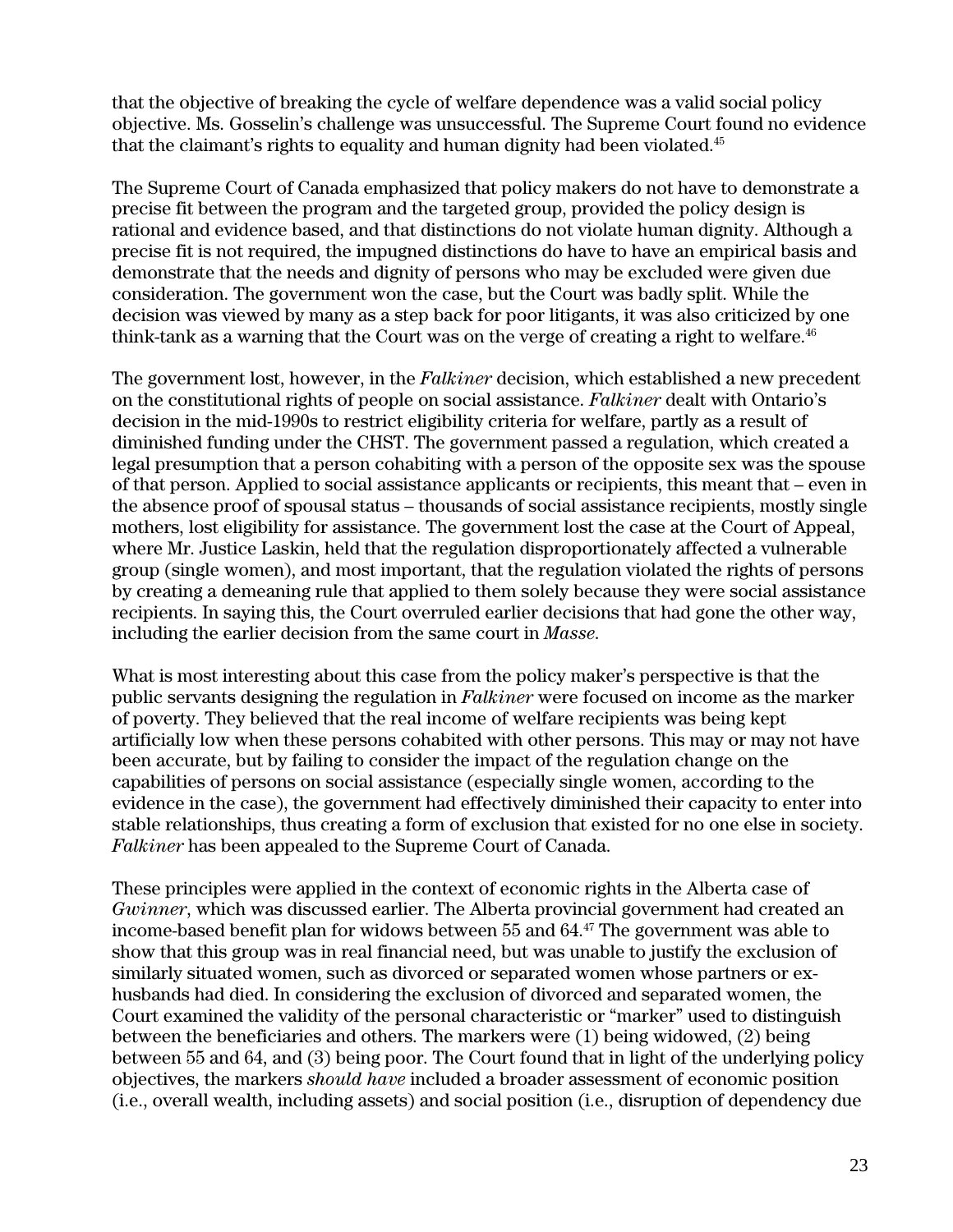that the objective of breaking the cycle of welfare dependence was a valid social policy objective. Ms. Gosselin's challenge was unsuccessful. The Supreme Court found no evidence that the claimant's rights to equality and human dignity had been violated.[45]

The Supreme Court of Canada emphasized that policy makers do not have to demonstrate a precise fit between the program and the targeted group, provided the policy design is rational and evidence based, and that distinctions do not violate human dignity. Although a precise fit is not required, the impugned distinctions do have to have an empirical basis and demonstrate that the needs and dignity of persons who may be excluded were given due consideration. The government won the case, but the Court was badly split. While the decision was viewed by many as a step back for poor litigants, it was also criticized by one think-tank as a warning that the Court was on the verge of creating a right to welfare.[46]

The government lost, however, in the *Falkiner* decision, which established a new precedent on the constitutional rights of people on social assistance. *Falkiner* dealt with Ontario's decision in the mid-1990s to restrict eligibility criteria for welfare, partly as a result of diminished funding under the CHST. The government passed a regulation, which created a legal presumption that a person cohabiting with a person of the opposite sex was the spouse of that person. Applied to social assistance applicants or recipients, this meant that – even in the absence proof of spousal status – thousands of social assistance recipients, mostly single mothers, lost eligibility for assistance. The government lost the case at the Court of Appeal, where Mr. Justice Laskin, held that the regulation disproportionately affected a vulnerable group (single women), and most important, that the regulation violated the rights of persons by creating a demeaning rule that applied to them solely because they were social assistance recipients. In saying this, the Court overruled earlier decisions that had gone the other way, including the earlier decision from the same court in *Masse*.

What is most interesting about this case from the policy maker's perspective is that the public servants designing the regulation in *Falkiner* were focused on income as the marker of poverty. They believed that the real income of welfare recipients was being kept artificially low when these persons cohabited with other persons. This may or may not have been accurate, but by failing to consider the impact of the regulation change on the capabilities of persons on social assistance (especially single women, according to the evidence in the case), the government had effectively diminished their capacity to enter into stable relationships, thus creating a form of exclusion that existed for no one else in society. *Falkiner* has been appealed to the Supreme Court of Canada.

These principles were applied in the context of economic rights in the Alberta case of *Gwinner*, which was discussed earlier. The Alberta provincial government had created an income-based benefit plan for widows between 55 and 64.[47] The government was able to show that this group was in real financial need, but was unable to justify the exclusion of similarly situated women, such as divorced or separated women whose partners or ex-husbands had died. In considering the exclusion of divorced and separated women, the Court examined the validity of the personal characteristic or "marker" used to distinguish between the beneficiaries and others. The markers were (1) being widowed, (2) being between 55 and 64, and (3) being poor. The Court found that in light of the underlying policy objectives, the markers *should have* included a broader assessment of economic position (i.e., overall wealth, including assets) and social position (i.e., disruption of dependency due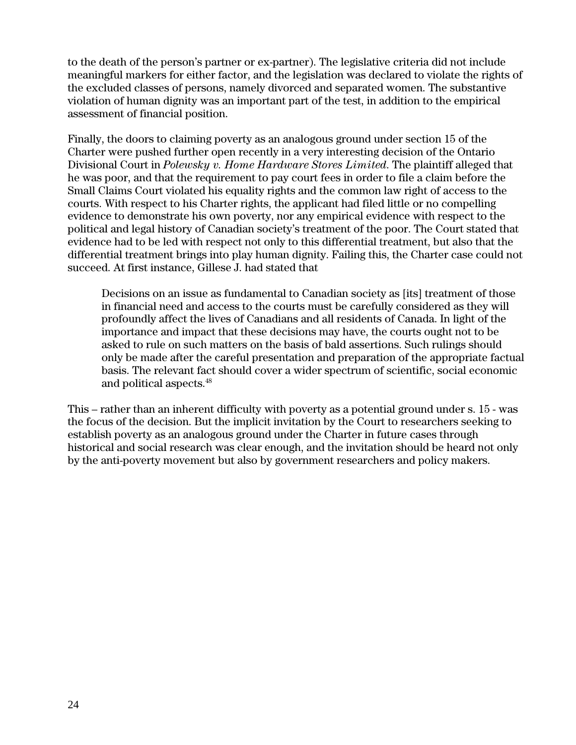to the death of the person's partner or ex-partner). The legislative criteria did not include meaningful markers for either factor, and the legislation was declared to violate the rights of the excluded classes of persons, namely divorced and separated women. The substantive violation of human dignity was an important part of the test, in addition to the empirical assessment of financial position.

Finally, the doors to claiming poverty as an analogous ground under section 15 of the Charter were pushed further open recently in a very interesting decision of the Ontario Divisional Court in *Polewsky v. Home Hardware Stores Limited*. The plaintiff alleged that he was poor, and that the requirement to pay court fees in order to file a claim before the Small Claims Court violated his equality rights and the common law right of access to the courts. With respect to his Charter rights, the applicant had filed little or no compelling evidence to demonstrate his own poverty, nor any empirical evidence with respect to the political and legal history of Canadian society's treatment of the poor. The Court stated that evidence had to be led with respect not only to this differential treatment, but also that the differential treatment brings into play human dignity. Failing this, the Charter case could not succeed. At first instance, Gillese J. had stated that

> Decisions on an issue as fundamental to Canadian society as [its] treatment of those in financial need and access to the courts must be carefully considered as they will profoundly affect the lives of Canadians and all residents of Canada. In light of the importance and impact that these decisions may have, the courts ought not to be asked to rule on such matters on the basis of bald assertions. Such rulings should only be made after the careful presentation and preparation of the appropriate factual basis. The relevant fact should cover a wider spectrum of scientific, social economic and political aspects.[48]

This – rather than an inherent difficulty with poverty as a potential ground under s. 15 - was the focus of the decision. But the implicit invitation by the Court to researchers seeking to establish poverty as an analogous ground under the Charter in future cases through historical and social research was clear enough, and the invitation should be heard not only by the anti-poverty movement but also by government researchers and policy makers.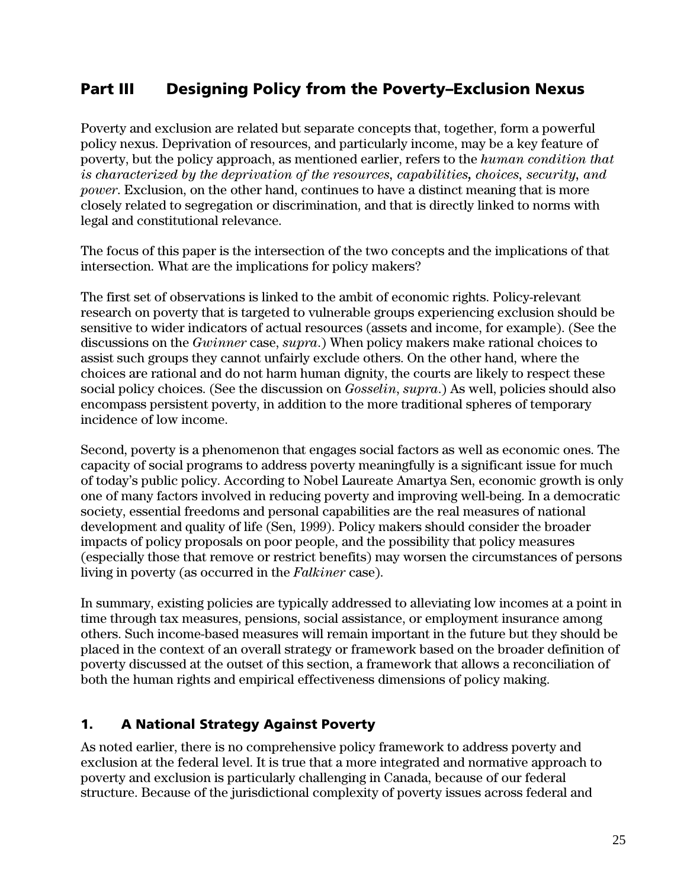## Part III Designing Policy from the Poverty–Exclusion Nexus

Poverty and exclusion are related but separate concepts that, together, form a powerful policy nexus. Deprivation of resources, and particularly income, may be a key feature of poverty, but the policy approach, as mentioned earlier, refers to the *human condition that is characterized by the deprivation of the resources, capabilities, choices, security, and power*. Exclusion, on the other hand, continues to have a distinct meaning that is more closely related to segregation or discrimination, and that is directly linked to norms with legal and constitutional relevance.

The focus of this paper is the intersection of the two concepts and the implications of that intersection. What are the implications for policy makers?

The first set of observations is linked to the ambit of economic rights. Policy-relevant research on poverty that is targeted to vulnerable groups experiencing exclusion should be sensitive to wider indicators of actual resources (assets and income, for example). (See the discussions on the *Gwinner* case, *supra*.) When policy makers make rational choices to assist such groups they cannot unfairly exclude others. On the other hand, where the choices are rational and do not harm human dignity, the courts are likely to respect these social policy choices. (See the discussion on *Gosselin, supra*.) As well, policies should also encompass persistent poverty, in addition to the more traditional spheres of temporary incidence of low income.

Second, poverty is a phenomenon that engages social factors as well as economic ones. The capacity of social programs to address poverty meaningfully is a significant issue for much of today's public policy. According to Nobel Laureate Amartya Sen, economic growth is only one of many factors involved in reducing poverty and improving well-being. In a democratic society, essential freedoms and personal capabilities are the real measures of national development and quality of life (Sen, 1999). Policy makers should consider the broader impacts of policy proposals on poor people, and the possibility that policy measures (especially those that remove or restrict benefits) may worsen the circumstances of persons living in poverty (as occurred in the *Falkiner* case).

In summary, existing policies are typically addressed to alleviating low incomes at a point in time through tax measures, pensions, social assistance, or employment insurance among others. Such income-based measures will remain important in the future but they should be placed in the context of an overall strategy or framework based on the broader definition of poverty discussed at the outset of this section, a framework that allows a reconciliation of both the human rights and empirical effectiveness dimensions of policy making.

### 1. A National Strategy Against Poverty

As noted earlier, there is no comprehensive policy framework to address poverty and exclusion at the federal level. It is true that a more integrated and normative approach to poverty and exclusion is particularly challenging in Canada, because of our federal structure. Because of the jurisdictional complexity of poverty issues across federal and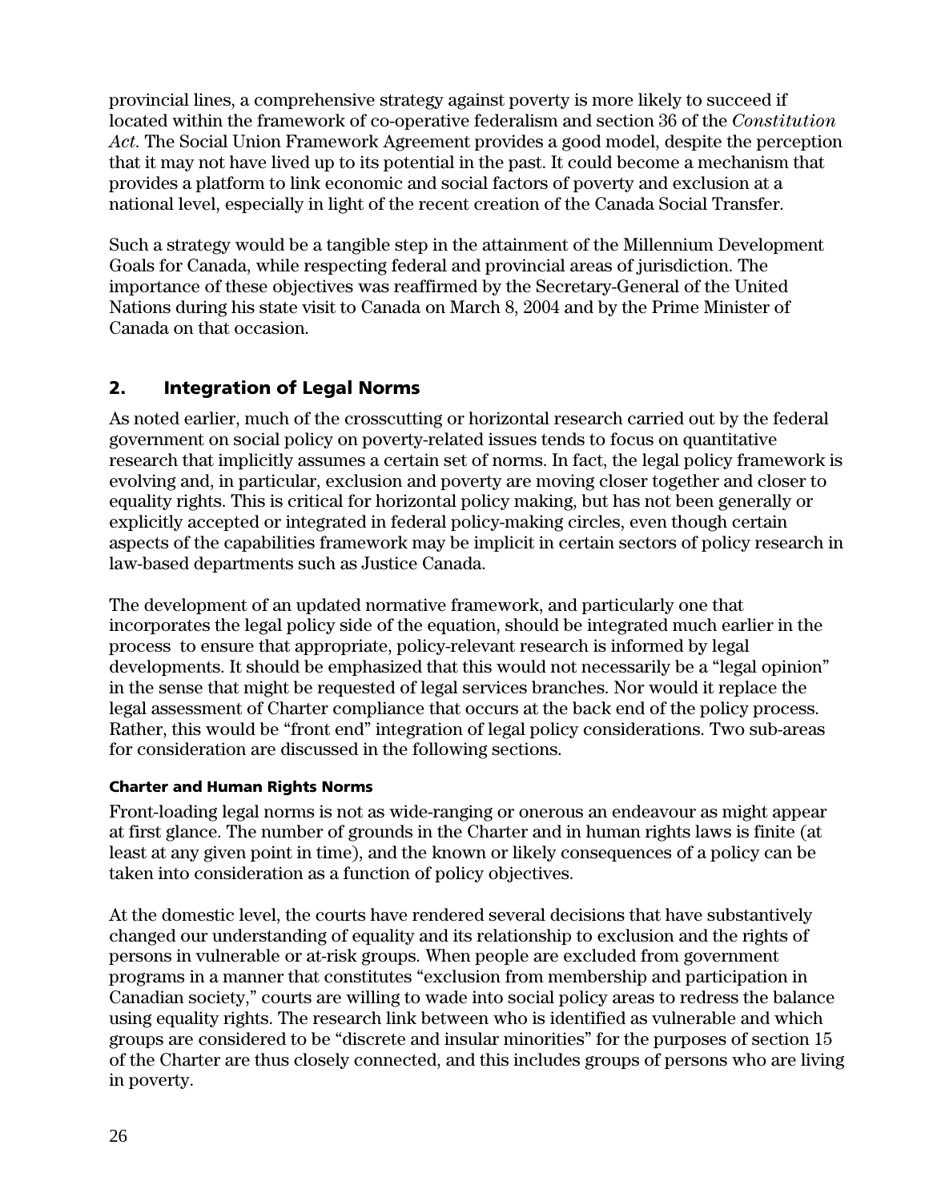provincial lines, a comprehensive strategy against poverty is more likely to succeed if located within the framework of co-operative federalism and section 36 of the *Constitution Act*. The Social Union Framework Agreement provides a good model, despite the perception that it may not have lived up to its potential in the past. It could become a mechanism that provides a platform to link economic and social factors of poverty and exclusion at a national level, especially in light of the recent creation of the Canada Social Transfer.

Such a strategy would be a tangible step in the attainment of the Millennium Development Goals for Canada, while respecting federal and provincial areas of jurisdiction. The importance of these objectives was reaffirmed by the Secretary-General of the United Nations during his state visit to Canada on March 8, 2004 and by the Prime Minister of Canada on that occasion.

## 2. Integration of Legal Norms

As noted earlier, much of the crosscutting or horizontal research carried out by the federal government on social policy on poverty-related issues tends to focus on quantitative research that implicitly assumes a certain set of norms. In fact, the legal policy framework is evolving and, in particular, exclusion and poverty are moving closer together and closer to equality rights. This is critical for horizontal policy making, but has not been generally or explicitly accepted or integrated in federal policy-making circles, even though certain aspects of the capabilities framework may be implicit in certain sectors of policy research in law-based departments such as Justice Canada.

The development of an updated normative framework, and particularly one that incorporates the legal policy side of the equation, should be integrated much earlier in the process to ensure that appropriate, policy-relevant research is informed by legal developments. It should be emphasized that this would not necessarily be a "legal opinion" in the sense that might be requested of legal services branches. Nor would it replace the legal assessment of Charter compliance that occurs at the back end of the policy process. Rather, this would be "front end" integration of legal policy considerations. Two sub-areas for consideration are discussed in the following sections.

#### Charter and Human Rights Norms

Front-loading legal norms is not as wide-ranging or onerous an endeavour as might appear at first glance. The number of grounds in the Charter and in human rights laws is finite (at least at any given point in time), and the known or likely consequences of a policy can be taken into consideration as a function of policy objectives.

At the domestic level, the courts have rendered several decisions that have substantively changed our understanding of equality and its relationship to exclusion and the rights of persons in vulnerable or at-risk groups. When people are excluded from government programs in a manner that constitutes "exclusion from membership and participation in Canadian society," courts are willing to wade into social policy areas to redress the balance using equality rights. The research link between who is identified as vulnerable and which groups are considered to be "discrete and insular minorities" for the purposes of section 15 of the Charter are thus closely connected, and this includes groups of persons who are living in poverty.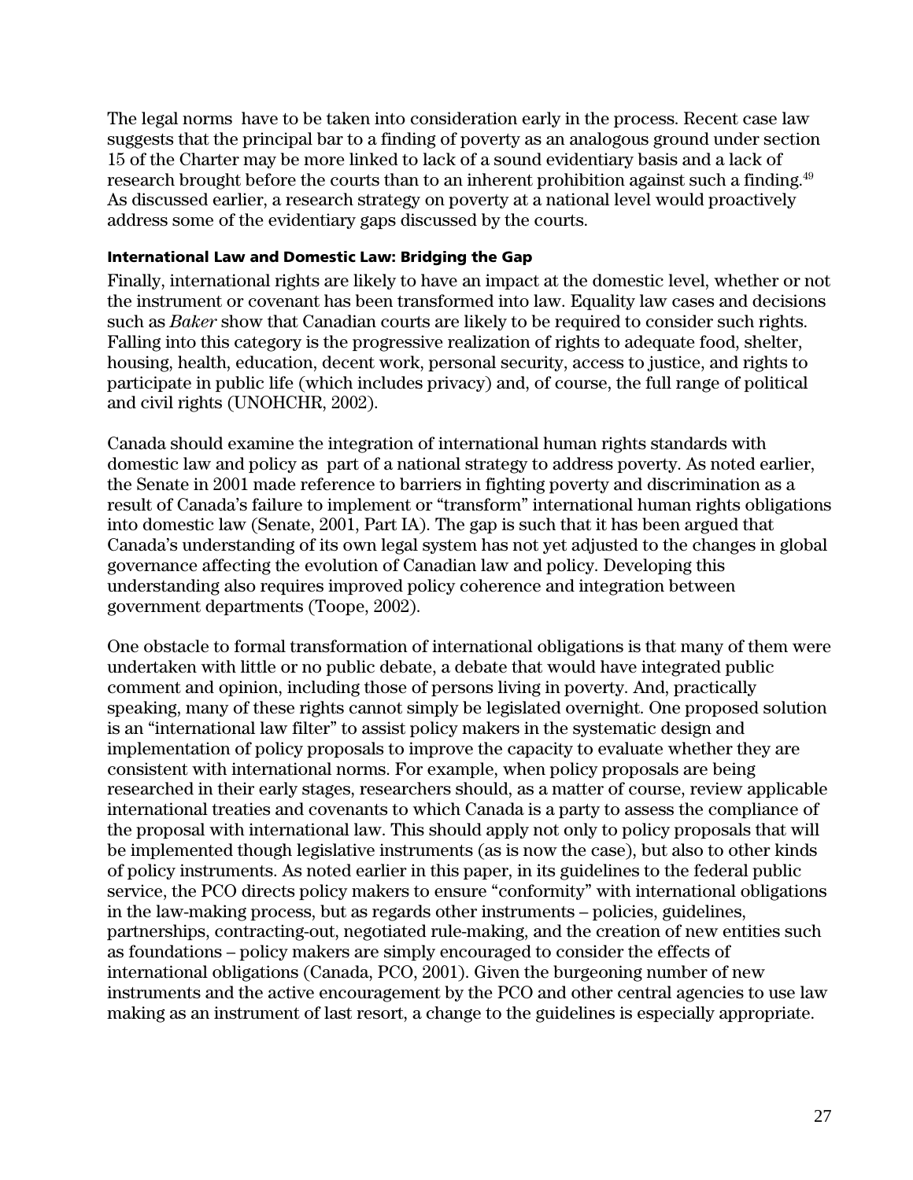The legal norms have to be taken into consideration early in the process. Recent case law suggests that the principal bar to a finding of poverty as an analogous ground under section 15 of the Charter may be more linked to lack of a sound evidentiary basis and a lack of research brought before the courts than to an inherent prohibition against such a finding.[49] As discussed earlier, a research strategy on poverty at a national level would proactively address some of the evidentiary gaps discussed by the courts.

### International Law and Domestic Law: Bridging the Gap

Finally, international rights are likely to have an impact at the domestic level, whether or not the instrument or covenant has been transformed into law. Equality law cases and decisions such as *Baker* show that Canadian courts are likely to be required to consider such rights. Falling into this category is the progressive realization of rights to adequate food, shelter, housing, health, education, decent work, personal security, access to justice, and rights to participate in public life (which includes privacy) and, of course, the full range of political and civil rights (UNOHCHR, 2002).

Canada should examine the integration of international human rights standards with domestic law and policy as part of a national strategy to address poverty. As noted earlier, the Senate in 2001 made reference to barriers in fighting poverty and discrimination as a result of Canada's failure to implement or "transform" international human rights obligations into domestic law (Senate, 2001, Part IA). The gap is such that it has been argued that Canada's understanding of its own legal system has not yet adjusted to the changes in global governance affecting the evolution of Canadian law and policy. Developing this understanding also requires improved policy coherence and integration between government departments (Toope, 2002).

One obstacle to formal transformation of international obligations is that many of them were undertaken with little or no public debate, a debate that would have integrated public comment and opinion, including those of persons living in poverty. And, practically speaking, many of these rights cannot simply be legislated overnight. One proposed solution is an "international law filter" to assist policy makers in the systematic design and implementation of policy proposals to improve the capacity to evaluate whether they are consistent with international norms. For example, when policy proposals are being researched in their early stages, researchers should, as a matter of course, review applicable international treaties and covenants to which Canada is a party to assess the compliance of the proposal with international law. This should apply not only to policy proposals that will be implemented though legislative instruments (as is now the case), but also to other kinds of policy instruments. As noted earlier in this paper, in its guidelines to the federal public service, the PCO directs policy makers to ensure "conformity" with international obligations in the law-making process, but as regards other instruments – policies, guidelines, partnerships, contracting-out, negotiated rule-making, and the creation of new entities such as foundations – policy makers are simply encouraged to consider the effects of international obligations (Canada, PCO, 2001). Given the burgeoning number of new instruments and the active encouragement by the PCO and other central agencies to use law making as an instrument of last resort, a change to the guidelines is especially appropriate.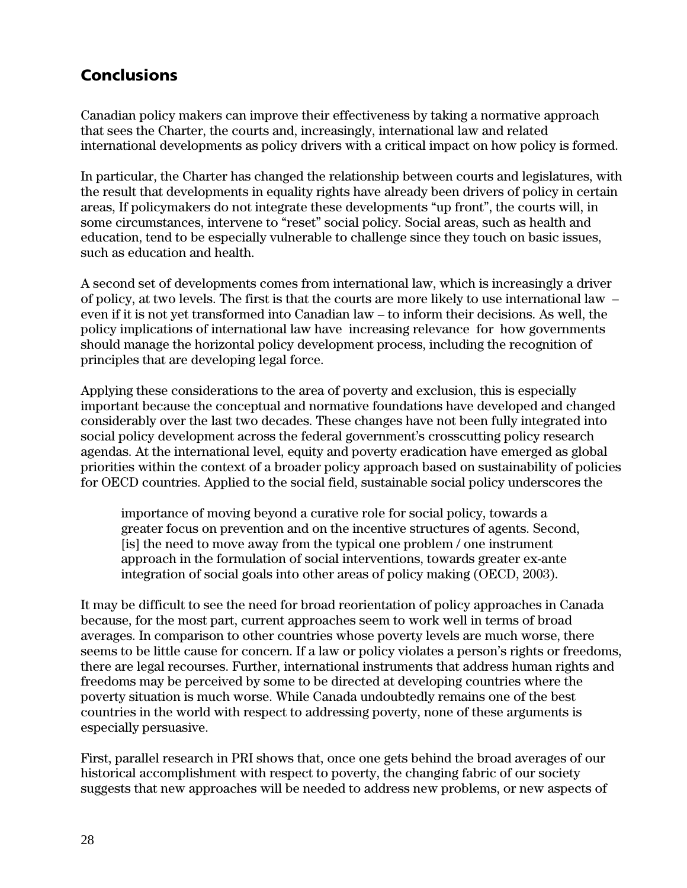## Conclusions

Canadian policy makers can improve their effectiveness by taking a normative approach that sees the Charter, the courts and, increasingly, international law and related international developments as policy drivers with a critical impact on how policy is formed.

In particular, the Charter has changed the relationship between courts and legislatures, with the result that developments in equality rights have already been drivers of policy in certain areas, If policymakers do not integrate these developments "up front", the courts will, in some circumstances, intervene to "reset" social policy. Social areas, such as health and education, tend to be especially vulnerable to challenge since they touch on basic issues, such as education and health.

A second set of developments comes from international law, which is increasingly a driver of policy, at two levels. The first is that the courts are more likely to use international law – even if it is not yet transformed into Canadian law – to inform their decisions. As well, the policy implications of international law have increasing relevance for how governments should manage the horizontal policy development process, including the recognition of principles that are developing legal force.

Applying these considerations to the area of poverty and exclusion, this is especially important because the conceptual and normative foundations have developed and changed considerably over the last two decades. These changes have not been fully integrated into social policy development across the federal government's crosscutting policy research agendas. At the international level, equity and poverty eradication have emerged as global priorities within the context of a broader policy approach based on sustainability of policies for OECD countries. Applied to the social field, sustainable social policy underscores the

> importance of moving beyond a curative role for social policy, towards a greater focus on prevention and on the incentive structures of agents. Second, [is] the need to move away from the typical one problem / one instrument approach in the formulation of social interventions, towards greater ex-ante integration of social goals into other areas of policy making (OECD, 2003).

It may be difficult to see the need for broad reorientation of policy approaches in Canada because, for the most part, current approaches seem to work well in terms of broad averages. In comparison to other countries whose poverty levels are much worse, there seems to be little cause for concern. If a law or policy violates a person's rights or freedoms, there are legal recourses. Further, international instruments that address human rights and freedoms may be perceived by some to be directed at developing countries where the poverty situation is much worse. While Canada undoubtedly remains one of the best countries in the world with respect to addressing poverty, none of these arguments is especially persuasive.

First, parallel research in PRI shows that, once one gets behind the broad averages of our historical accomplishment with respect to poverty, the changing fabric of our society suggests that new approaches will be needed to address new problems, or new aspects of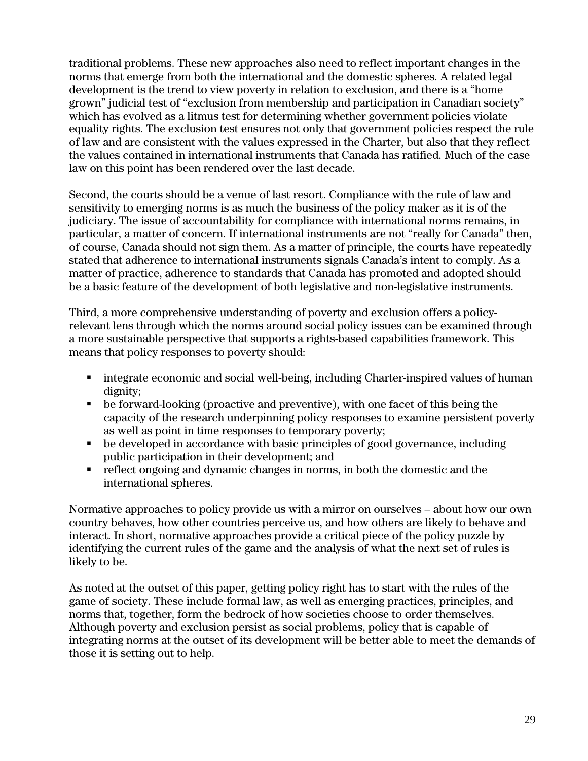traditional problems. These new approaches also need to reflect important changes in the norms that emerge from both the international and the domestic spheres. A related legal development is the trend to view poverty in relation to exclusion, and there is a "home grown" judicial test of "exclusion from membership and participation in Canadian society" which has evolved as a litmus test for determining whether government policies violate equality rights. The exclusion test ensures not only that government policies respect the rule of law and are consistent with the values expressed in the Charter, but also that they reflect the values contained in international instruments that Canada has ratified. Much of the case law on this point has been rendered over the last decade.

Second, the courts should be a venue of last resort. Compliance with the rule of law and sensitivity to emerging norms is as much the business of the policy maker as it is of the judiciary. The issue of accountability for compliance with international norms remains, in particular, a matter of concern. If international instruments are not "really for Canada" then, of course, Canada should not sign them. As a matter of principle, the courts have repeatedly stated that adherence to international instruments signals Canada's intent to comply. As a matter of practice, adherence to standards that Canada has promoted and adopted should be a basic feature of the development of both legislative and non-legislative instruments.

Third, a more comprehensive understanding of poverty and exclusion offers a policy-relevant lens through which the norms around social policy issues can be examined through a more sustainable perspective that supports a rights-based capabilities framework. This means that policy responses to poverty should:

- integrate economic and social well-being, including Charter-inspired values of human dignity;
- be forward-looking (proactive and preventive), with one facet of this being the capacity of the research underpinning policy responses to examine persistent poverty as well as point in time responses to temporary poverty;
- be developed in accordance with basic principles of good governance, including public participation in their development; and
- reflect ongoing and dynamic changes in norms, in both the domestic and the international spheres.

Normative approaches to policy provide us with a mirror on ourselves – about how our own country behaves, how other countries perceive us, and how others are likely to behave and interact. In short, normative approaches provide a critical piece of the policy puzzle by identifying the current rules of the game and the analysis of what the next set of rules is likely to be.

As noted at the outset of this paper, getting policy right has to start with the rules of the game of society. These include formal law, as well as emerging practices, principles, and norms that, together, form the bedrock of how societies choose to order themselves. Although poverty and exclusion persist as social problems, policy that is capable of integrating norms at the outset of its development will be better able to meet the demands of those it is setting out to help.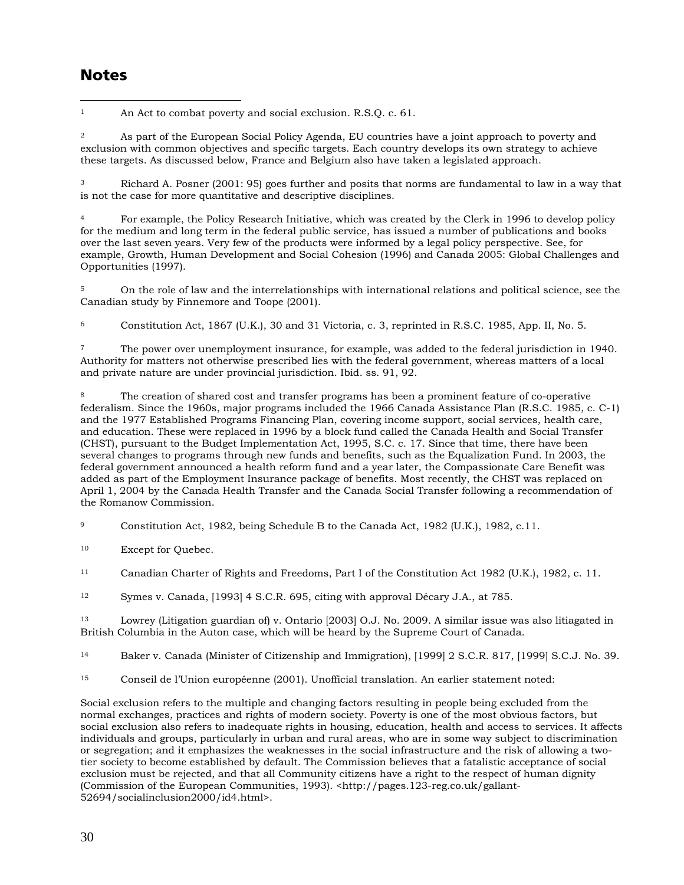## Notes

[1] An Act to combat poverty and social exclusion. R.S.Q. c. 61.

[2] As part of the European Social Policy Agenda, EU countries have a joint approach to poverty and exclusion with common objectives and specific targets. Each country develops its own strategy to achieve these targets. As discussed below, France and Belgium also have taken a legislated approach.

[3] Richard A. Posner (2001: 95) goes further and posits that norms are fundamental to law in a way that is not the case for more quantitative and descriptive disciplines.

[4] For example, the Policy Research Initiative, which was created by the Clerk in 1996 to develop policy for the medium and long term in the federal public service, has issued a number of publications and books over the last seven years. Very few of the products were informed by a legal policy perspective. See, for example, Growth, Human Development and Social Cohesion (1996) and Canada 2005: Global Challenges and Opportunities (1997).

[5] On the role of law and the interrelationships with international relations and political science, see the Canadian study by Finnemore and Toope (2001).

[6] Constitution Act, 1867 (U.K.), 30 and 31 Victoria, c. 3, reprinted in R.S.C. 1985, App. II, No. 5.

[7] The power over unemployment insurance, for example, was added to the federal jurisdiction in 1940. Authority for matters not otherwise prescribed lies with the federal government, whereas matters of a local and private nature are under provincial jurisdiction. Ibid. ss. 91, 92.

[8] The creation of shared cost and transfer programs has been a prominent feature of co-operative federalism. Since the 1960s, major programs included the 1966 Canada Assistance Plan (R.S.C. 1985, c. C-1) and the 1977 Established Programs Financing Plan, covering income support, social services, health care, and education. These were replaced in 1996 by a block fund called the Canada Health and Social Transfer (CHST), pursuant to the Budget Implementation Act, 1995, S.C. c. 17. Since that time, there have been several changes to programs through new funds and benefits, such as the Equalization Fund. In 2003, the federal government announced a health reform fund and a year later, the Compassionate Care Benefit was added as part of the Employment Insurance package of benefits. Most recently, the CHST was replaced on April 1, 2004 by the Canada Health Transfer and the Canada Social Transfer following a recommendation of the Romanow Commission.

[9] Constitution Act, 1982, being Schedule B to the Canada Act, 1982 (U.K.), 1982, c.11.

[10] Except for Quebec.

[11] Canadian Charter of Rights and Freedoms, Part I of the Constitution Act 1982 (U.K.), 1982, c. 11.

[12] Symes v. Canada, [1993] 4 S.C.R. 695, citing with approval Décary J.A., at 785.

[13] Lowrey (Litigation guardian of) v. Ontario [2003] O.J. No. 2009. A similar issue was also litiagated in British Columbia in the Auton case, which will be heard by the Supreme Court of Canada.

[14] Baker v. Canada (Minister of Citizenship and Immigration), [1999] 2 S.C.R. 817, [1999] S.C.J. No. 39.

[15] Conseil de l'Union européenne (2001). Unofficial translation. An earlier statement noted:

Social exclusion refers to the multiple and changing factors resulting in people being excluded from the normal exchanges, practices and rights of modern society. Poverty is one of the most obvious factors, but social exclusion also refers to inadequate rights in housing, education, health and access to services. It affects individuals and groups, particularly in urban and rural areas, who are in some way subject to discrimination or segregation; and it emphasizes the weaknesses in the social infrastructure and the risk of allowing a two-tier society to become established by default. The Commission believes that a fatalistic acceptance of social exclusion must be rejected, and that all Community citizens have a right to the respect of human dignity (Commission of the European Communities, 1993). <http://pages.123-reg.co.uk/gallant-52694/socialinclusion2000/id4.html>.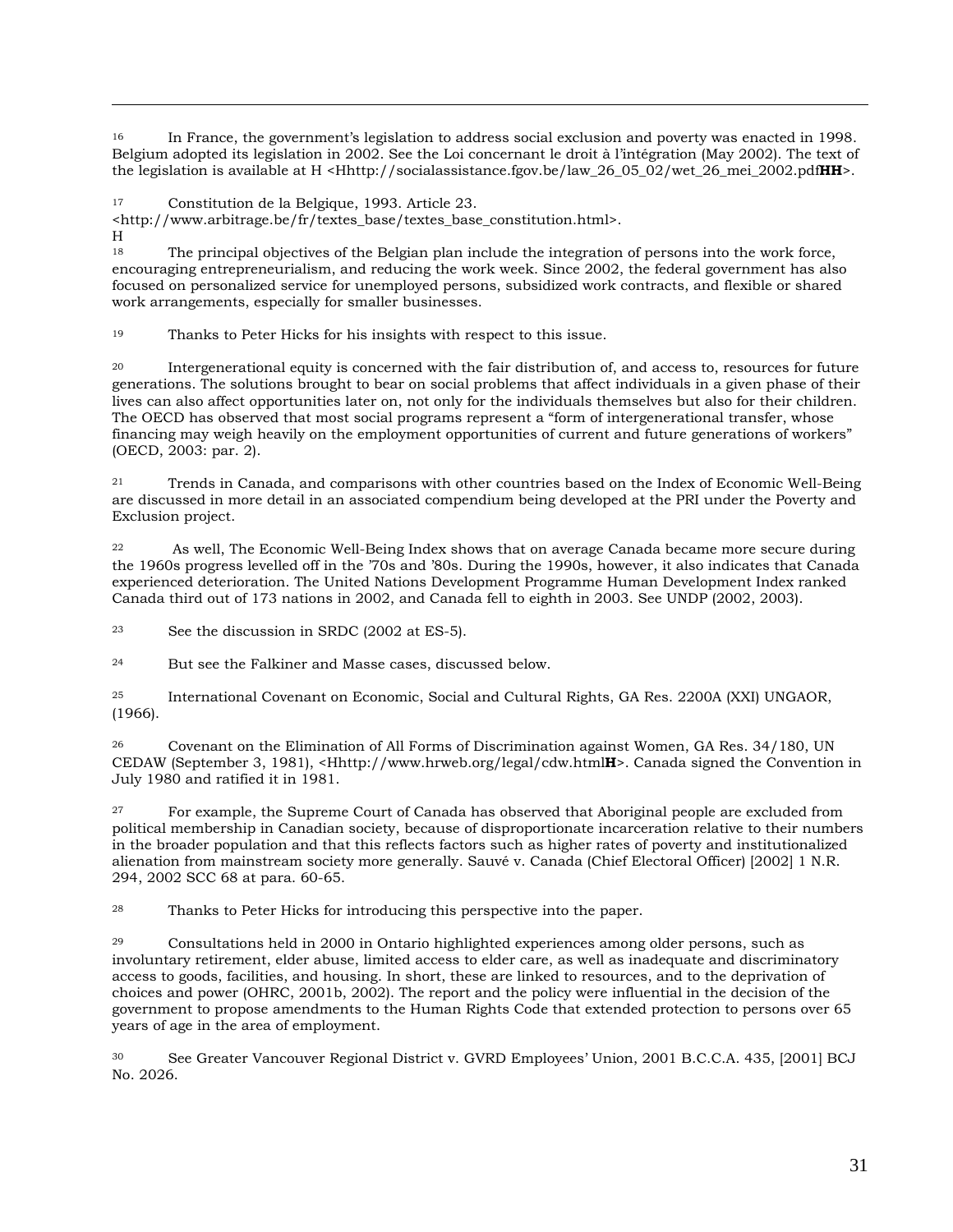[16] In France, the government's legislation to address social exclusion and poverty was enacted in 1998. Belgium adopted its legislation in 2002. See the Loi concernant le droit à l'intégration (May 2002). The text of the legislation is available at H <Hhttp://socialassistance.fgov.be/law_26_05_02/wet_26_mei_2002.pdf**HH**>.

[17] Constitution de la Belgique, 1993. Article 23.
<http://www.arbitrage.be/fr/textes_base/textes_base_constitution.html>.
H

[18] The principal objectives of the Belgian plan include the integration of persons into the work force, encouraging entrepreneurialism, and reducing the work week. Since 2002, the federal government has also focused on personalized service for unemployed persons, subsidized work contracts, and flexible or shared work arrangements, especially for smaller businesses.

[19] Thanks to Peter Hicks for his insights with respect to this issue.

[20] Intergenerational equity is concerned with the fair distribution of, and access to, resources for future generations. The solutions brought to bear on social problems that affect individuals in a given phase of their lives can also affect opportunities later on, not only for the individuals themselves but also for their children. The OECD has observed that most social programs represent a "form of intergenerational transfer, whose financing may weigh heavily on the employment opportunities of current and future generations of workers" (OECD, 2003: par. 2).

[21] Trends in Canada, and comparisons with other countries based on the Index of Economic Well-Being are discussed in more detail in an associated compendium being developed at the PRI under the Poverty and Exclusion project.

[22] As well, The Economic Well-Being Index shows that on average Canada became more secure during the 1960s progress levelled off in the '70s and '80s. During the 1990s, however, it also indicates that Canada experienced deterioration. The United Nations Development Programme Human Development Index ranked Canada third out of 173 nations in 2002, and Canada fell to eighth in 2003. See UNDP (2002, 2003).

[23] See the discussion in SRDC (2002 at ES-5).

[24] But see the Falkiner and Masse cases, discussed below.

[25] International Covenant on Economic, Social and Cultural Rights, GA Res. 2200A (XXI) UNGAOR, (1966).

[26] Covenant on the Elimination of All Forms of Discrimination against Women, GA Res. 34/180, UN CEDAW (September 3, 1981), <Hhttp://www.hrweb.org/legal/cdw.html**H**>. Canada signed the Convention in July 1980 and ratified it in 1981.

[27] For example, the Supreme Court of Canada has observed that Aboriginal people are excluded from political membership in Canadian society, because of disproportionate incarceration relative to their numbers in the broader population and that this reflects factors such as higher rates of poverty and institutionalized alienation from mainstream society more generally. Sauvé v. Canada (Chief Electoral Officer) [2002] 1 N.R. 294, 2002 SCC 68 at para. 60-65.

[28] Thanks to Peter Hicks for introducing this perspective into the paper.

[29] Consultations held in 2000 in Ontario highlighted experiences among older persons, such as involuntary retirement, elder abuse, limited access to elder care, as well as inadequate and discriminatory access to goods, facilities, and housing. In short, these are linked to resources, and to the deprivation of choices and power (OHRC, 2001b, 2002). The report and the policy were influential in the decision of the government to propose amendments to the Human Rights Code that extended protection to persons over 65 years of age in the area of employment.

[30] See Greater Vancouver Regional District v. GVRD Employees' Union, 2001 B.C.C.A. 435, [2001] BCJ No. 2026.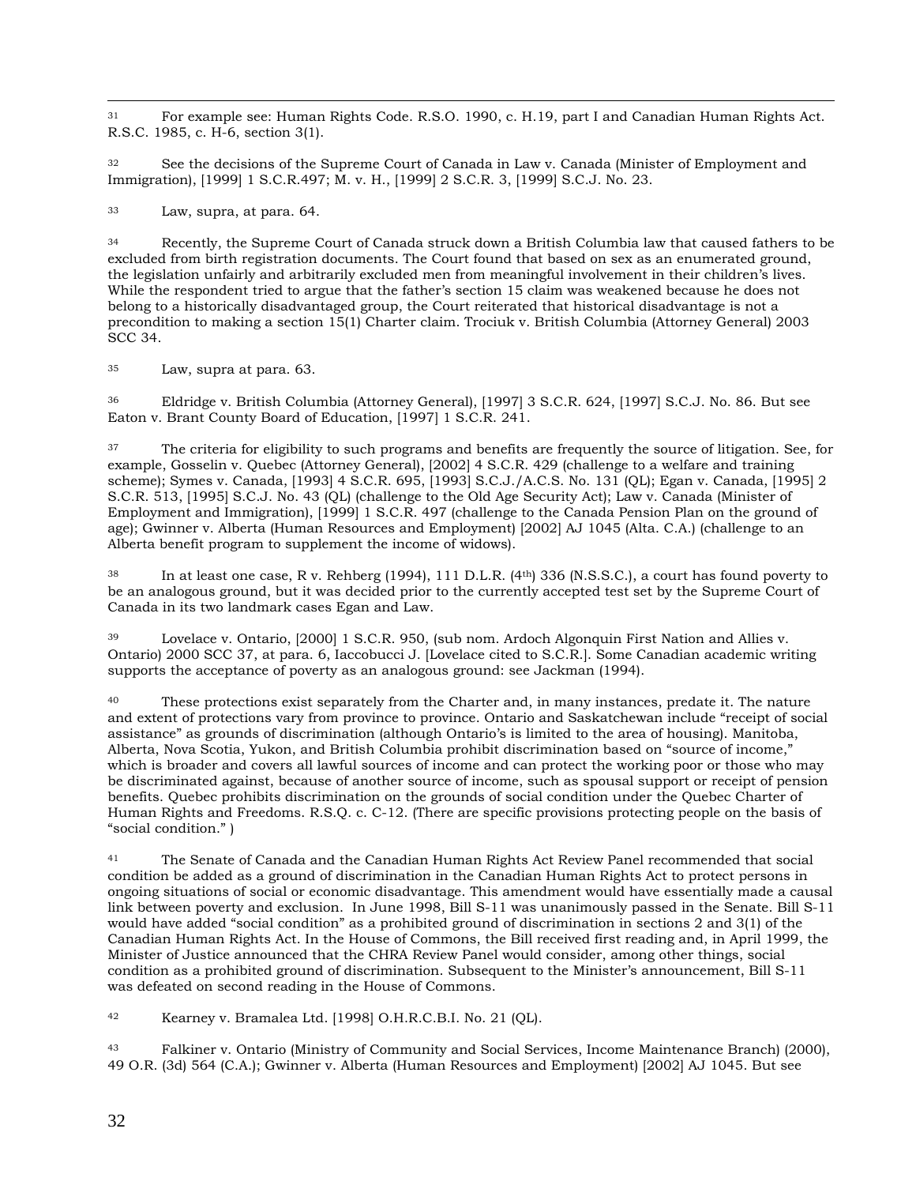[31] For example see: Human Rights Code. R.S.O. 1990, c. H.19, part I and Canadian Human Rights Act. R.S.C. 1985, c. H-6, section 3(1).

[32] See the decisions of the Supreme Court of Canada in Law v. Canada (Minister of Employment and Immigration), [1999] 1 S.C.R.497; M. v. H., [1999] 2 S.C.R. 3, [1999] S.C.J. No. 23.

[33] Law, supra, at para. 64.

[34] Recently, the Supreme Court of Canada struck down a British Columbia law that caused fathers to be excluded from birth registration documents. The Court found that based on sex as an enumerated ground, the legislation unfairly and arbitrarily excluded men from meaningful involvement in their children's lives. While the respondent tried to argue that the father's section 15 claim was weakened because he does not belong to a historically disadvantaged group, the Court reiterated that historical disadvantage is not a precondition to making a section 15(1) Charter claim. Trociuk v. British Columbia (Attorney General) 2003 SCC 34.

[35] Law, supra at para. 63.

[36] Eldridge v. British Columbia (Attorney General), [1997] 3 S.C.R. 624, [1997] S.C.J. No. 86. But see Eaton v. Brant County Board of Education, [1997] 1 S.C.R. 241.

[37] The criteria for eligibility to such programs and benefits are frequently the source of litigation. See, for example, Gosselin v. Quebec (Attorney General), [2002] 4 S.C.R. 429 (challenge to a welfare and training scheme); Symes v. Canada, [1993] 4 S.C.R. 695, [1993] S.C.J./A.C.S. No. 131 (QL); Egan v. Canada, [1995] 2 S.C.R. 513, [1995] S.C.J. No. 43 (QL) (challenge to the Old Age Security Act); Law v. Canada (Minister of Employment and Immigration), [1999] 1 S.C.R. 497 (challenge to the Canada Pension Plan on the ground of age); Gwinner v. Alberta (Human Resources and Employment) [2002] AJ 1045 (Alta. C.A.) (challenge to an Alberta benefit program to supplement the income of widows).

[38] In at least one case, R v. Rehberg (1994), 111 D.L.R. (4th) 336 (N.S.S.C.), a court has found poverty to be an analogous ground, but it was decided prior to the currently accepted test set by the Supreme Court of Canada in its two landmark cases Egan and Law.

[39] Lovelace v. Ontario, [2000] 1 S.C.R. 950, (sub nom. Ardoch Algonquin First Nation and Allies v. Ontario) 2000 SCC 37, at para. 6, Iaccobucci J. [Lovelace cited to S.C.R.]. Some Canadian academic writing supports the acceptance of poverty as an analogous ground: see Jackman (1994).

[40] These protections exist separately from the Charter and, in many instances, predate it. The nature and extent of protections vary from province to province. Ontario and Saskatchewan include "receipt of social assistance" as grounds of discrimination (although Ontario's is limited to the area of housing). Manitoba, Alberta, Nova Scotia, Yukon, and British Columbia prohibit discrimination based on "source of income," which is broader and covers all lawful sources of income and can protect the working poor or those who may be discriminated against, because of another source of income, such as spousal support or receipt of pension benefits. Quebec prohibits discrimination on the grounds of social condition under the Quebec Charter of Human Rights and Freedoms. R.S.Q. c. C-12. (There are specific provisions protecting people on the basis of "social condition." )

[41] The Senate of Canada and the Canadian Human Rights Act Review Panel recommended that social condition be added as a ground of discrimination in the Canadian Human Rights Act to protect persons in ongoing situations of social or economic disadvantage. This amendment would have essentially made a causal link between poverty and exclusion. In June 1998, Bill S-11 was unanimously passed in the Senate. Bill S-11 would have added "social condition" as a prohibited ground of discrimination in sections 2 and 3(1) of the Canadian Human Rights Act. In the House of Commons, the Bill received first reading and, in April 1999, the Minister of Justice announced that the CHRA Review Panel would consider, among other things, social condition as a prohibited ground of discrimination. Subsequent to the Minister's announcement, Bill S-11 was defeated on second reading in the House of Commons.

[42] Kearney v. Bramalea Ltd. [1998] O.H.R.C.B.I. No. 21 (QL).

[43] Falkiner v. Ontario (Ministry of Community and Social Services, Income Maintenance Branch) (2000), 49 O.R. (3d) 564 (C.A.); Gwinner v. Alberta (Human Resources and Employment) [2002] AJ 1045. But see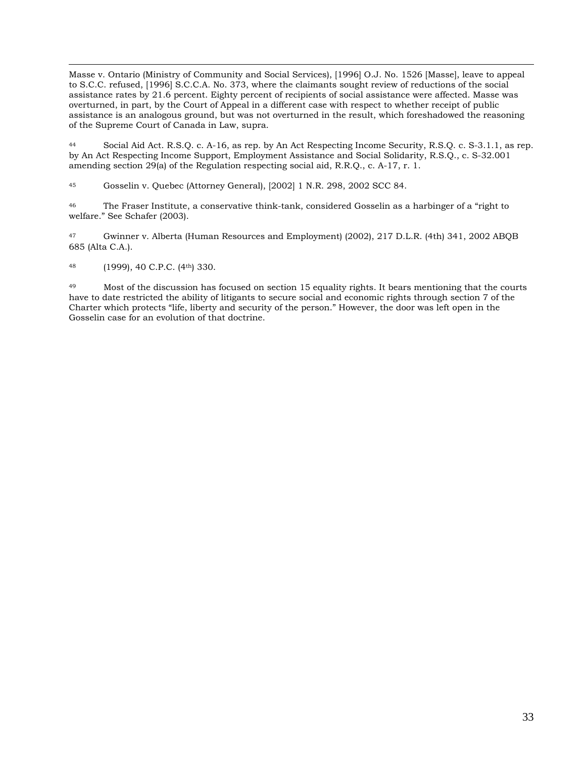Masse v. Ontario (Ministry of Community and Social Services), [1996] O.J. No. 1526 [Masse], leave to appeal to S.C.C. refused, [1996] S.C.C.A. No. 373, where the claimants sought review of reductions of the social assistance rates by 21.6 percent. Eighty percent of recipients of social assistance were affected. Masse was overturned, in part, by the Court of Appeal in a different case with respect to whether receipt of public assistance is an analogous ground, but was not overturned in the result, which foreshadowed the reasoning of the Supreme Court of Canada in Law, supra.

[44] Social Aid Act. R.S.Q. c. A-16, as rep. by An Act Respecting Income Security, R.S.Q. c. S-3.1.1, as rep. by An Act Respecting Income Support, Employment Assistance and Social Solidarity, R.S.Q., c. S-32.001 amending section 29(a) of the Regulation respecting social aid, R.R.Q., c. A-17, r. 1.

[45] Gosselin v. Quebec (Attorney General), [2002] 1 N.R. 298, 2002 SCC 84.

[46] The Fraser Institute, a conservative think-tank, considered Gosselin as a harbinger of a "right to welfare." See Schafer (2003).

[47] Gwinner v. Alberta (Human Resources and Employment) (2002), 217 D.L.R. (4th) 341, 2002 ABQB 685 (Alta C.A.).

[48] (1999), 40 C.P.C. (4th) 330.

[49] Most of the discussion has focused on section 15 equality rights. It bears mentioning that the courts have to date restricted the ability of litigants to secure social and economic rights through section 7 of the Charter which protects "life, liberty and security of the person." However, the door was left open in the Gosselin case for an evolution of that doctrine.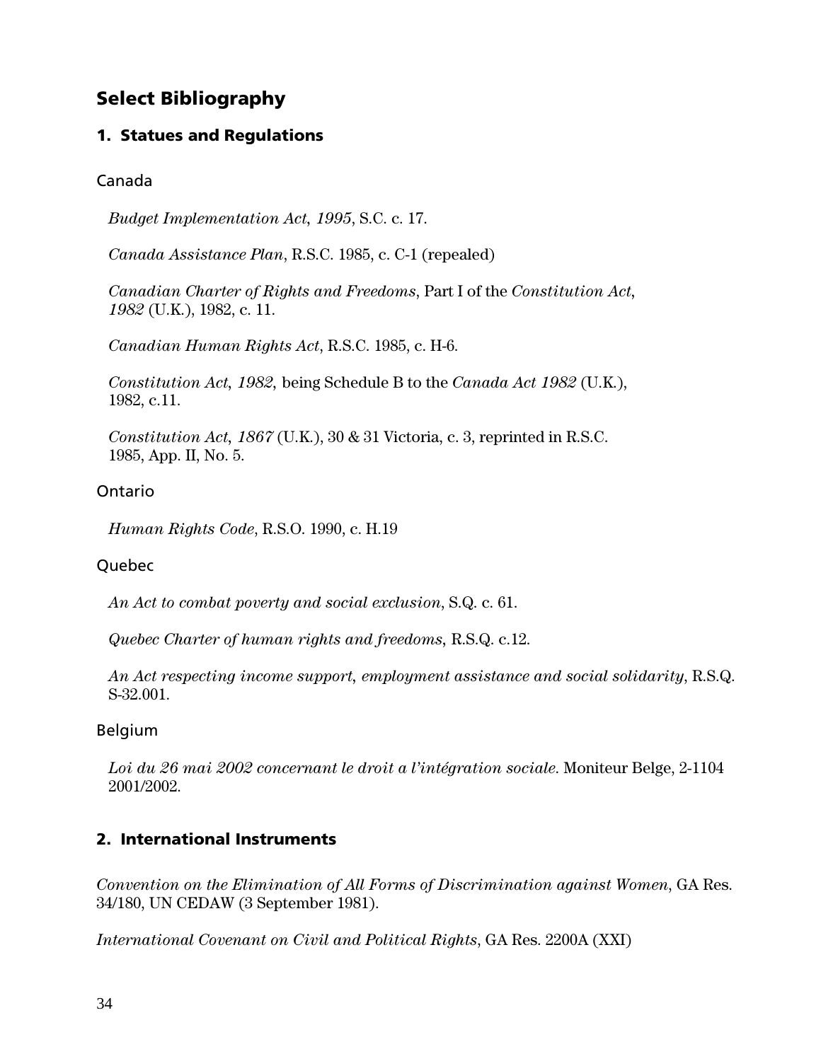## Select Bibliography

### 1. Statues and Regulations

#### Canada

*Budget Implementation Act, 1995*, S.C. c. 17.

*Canada Assistance Plan*, R.S.C. 1985, c. C-1 (repealed)

*Canadian Charter of Rights and Freedoms*, Part I of the *Constitution Act, 1982* (U.K.), 1982, c. 11.

*Canadian Human Rights Act*, R.S.C. 1985, c. H-6.

*Constitution Act, 1982*, being Schedule B to the *Canada Act 1982* (U.K.), 1982, c.11.

*Constitution Act, 1867* (U.K.), 30 & 31 Victoria, c. 3, reprinted in R.S.C. 1985, App. II, No. 5.

#### Ontario

*Human Rights Code*, R.S.O. 1990, c. H.19

#### Quebec

*An Act to combat poverty and social exclusion*, S.Q. c. 61.

*Quebec Charter of human rights and freedoms*, R.S.Q. c.12.

*An Act respecting income support, employment assistance and social solidarity*, R.S.Q. S-32.001.

#### Belgium

*Loi du 26 mai 2002 concernant le droit a l'intégration sociale*. Moniteur Belge, 2-1104 2001/2002.

### 2. International Instruments

*Convention on the Elimination of All Forms of Discrimination against Women*, GA Res. 34/180, UN CEDAW (3 September 1981).

*International Covenant on Civil and Political Rights*, GA Res. 2200A (XXI)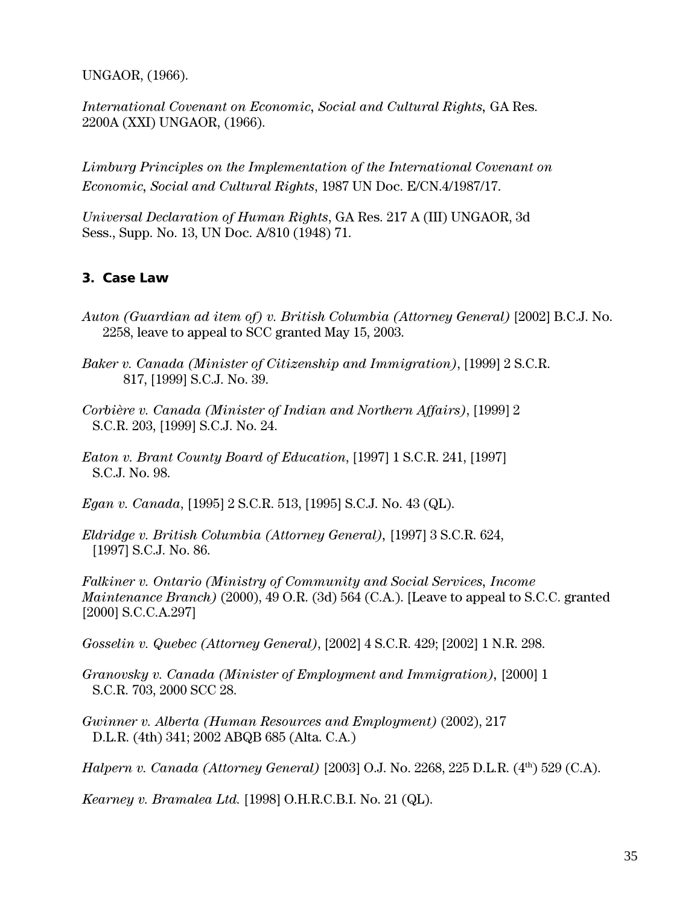UNGAOR, (1966).

*International Covenant on Economic, Social and Cultural Rights*, GA Res. 2200A (XXI) UNGAOR, (1966).

*Limburg Principles on the Implementation of the International Covenant on Economic, Social and Cultural Rights*, 1987 UN Doc. E/CN.4/1987/17.

*Universal Declaration of Human Rights*, GA Res. 217 A (III) UNGAOR, 3d Sess., Supp. No. 13, UN Doc. A/810 (1948) 71.

### 3. Case Law

*Auton (Guardian ad item of) v. British Columbia (Attorney General)* [2002] B.C.J. No. 2258, leave to appeal to SCC granted May 15, 2003.

*Baker v. Canada (Minister of Citizenship and Immigration)*, [1999] 2 S.C.R. 817, [1999] S.C.J. No. 39.

*Corbière v. Canada (Minister of Indian and Northern Affairs)*, [1999] 2 S.C.R. 203, [1999] S.C.J. No. 24.

*Eaton v. Brant County Board of Education*, [1997] 1 S.C.R. 241, [1997] S.C.J. No. 98.

*Egan v. Canada*, [1995] 2 S.C.R. 513, [1995] S.C.J. No. 43 (QL).

*Eldridge v. British Columbia (Attorney General)*, [1997] 3 S.C.R. 624, [1997] S.C.J. No. 86.

*Falkiner v. Ontario (Ministry of Community and Social Services, Income Maintenance Branch)* (2000), 49 O.R. (3d) 564 (C.A.). [Leave to appeal to S.C.C. granted [2000] S.C.C.A.297]

*Gosselin v. Quebec (Attorney General)*, [2002] 4 S.C.R. 429; [2002] 1 N.R. 298.

*Granovsky v. Canada (Minister of Employment and Immigration)*, [2000] 1 S.C.R. 703, 2000 SCC 28.

*Gwinner v. Alberta (Human Resources and Employment)* (2002), 217 D.L.R. (4th) 341; 2002 ABQB 685 (Alta. C.A.)

*Halpern v. Canada (Attorney General)* [2003] O.J. No. 2268, 225 D.L.R. (4th) 529 (C.A).

*Kearney v. Bramalea Ltd.* [1998] O.H.R.C.B.I. No. 21 (QL).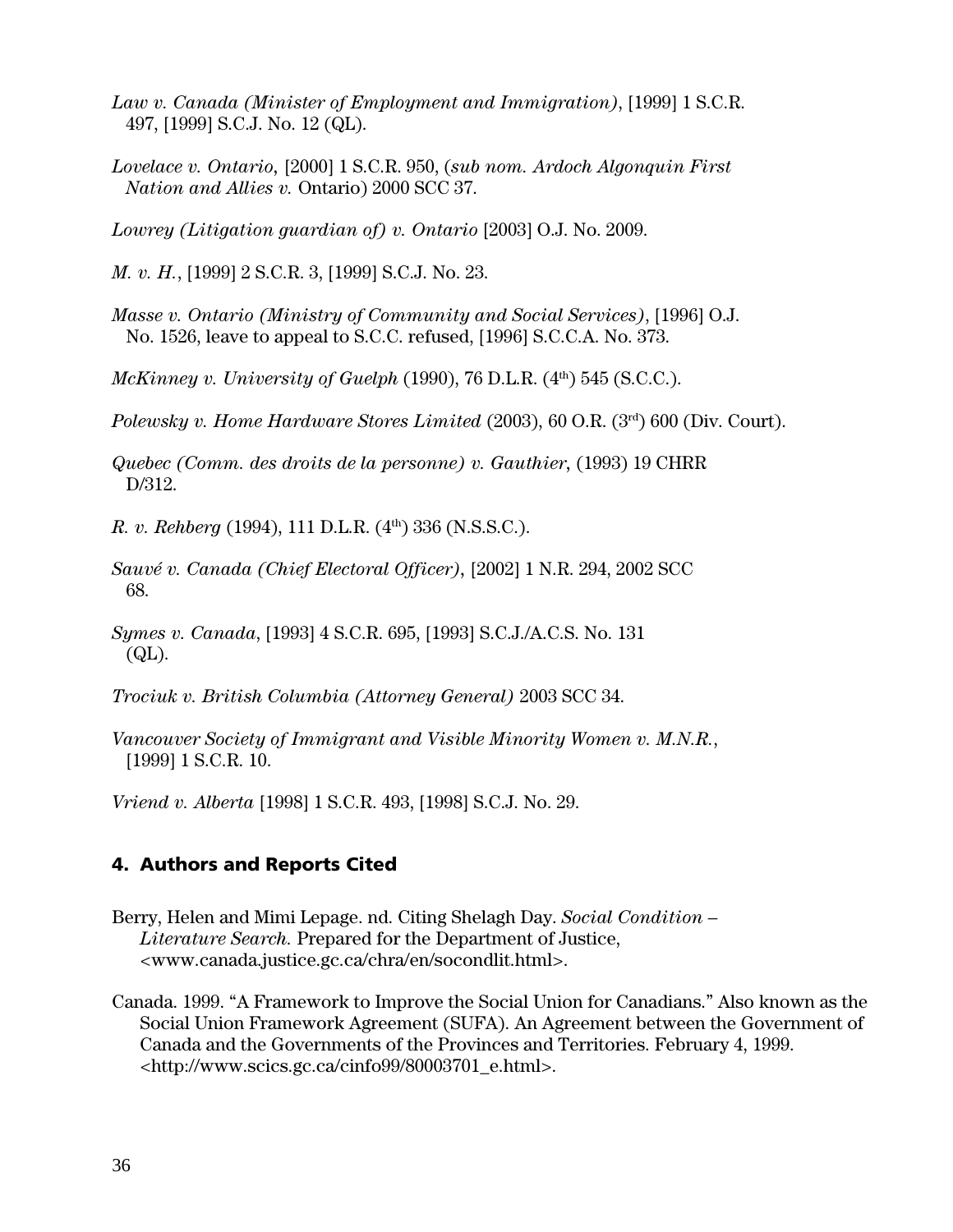*Law v. Canada (Minister of Employment and Immigration)*, [1999] 1 S.C.R. 497, [1999] S.C.J. No. 12 (QL).

*Lovelace v. Ontario*, [2000] 1 S.C.R. 950, (*sub nom. Ardoch Algonquin First Nation and Allies v.* Ontario) 2000 SCC 37.

*Lowrey (Litigation guardian of) v. Ontario* [2003] O.J. No. 2009.

*M. v. H.*, [1999] 2 S.C.R. 3, [1999] S.C.J. No. 23.

*Masse v. Ontario (Ministry of Community and Social Services)*, [1996] O.J. No. 1526, leave to appeal to S.C.C. refused, [1996] S.C.C.A. No. 373.

*McKinney v. University of Guelph* (1990), 76 D.L.R. (4th) 545 (S.C.C.).

*Polewsky v. Home Hardware Stores Limited* (2003), 60 O.R. (3rd) 600 (Div. Court).

*Quebec (Comm. des droits de la personne) v. Gauthier*, (1993) 19 CHRR D/312.

*R. v. Rehberg* (1994), 111 D.L.R. (4th) 336 (N.S.S.C.).

*Sauvé v. Canada (Chief Electoral Officer)*, [2002] 1 N.R. 294, 2002 SCC 68.

*Symes v. Canada*, [1993] 4 S.C.R. 695, [1993] S.C.J./A.C.S. No. 131 (QL).

*Trociuk v. British Columbia (Attorney General)* 2003 SCC 34.

*Vancouver Society of Immigrant and Visible Minority Women v. M.N.R.*, [1999] 1 S.C.R. 10.

*Vriend v. Alberta* [1998] 1 S.C.R. 493, [1998] S.C.J. No. 29.

## 4. Authors and Reports Cited

Berry, Helen and Mimi Lepage. nd. Citing Shelagh Day. *Social Condition – Literature Search.* Prepared for the Department of Justice, <www.canada.justice.gc.ca/chra/en/socondlit.html>.

Canada. 1999. "A Framework to Improve the Social Union for Canadians." Also known as the Social Union Framework Agreement (SUFA). An Agreement between the Government of Canada and the Governments of the Provinces and Territories. February 4, 1999. <http://www.scics.gc.ca/cinfo99/80003701_e.html>.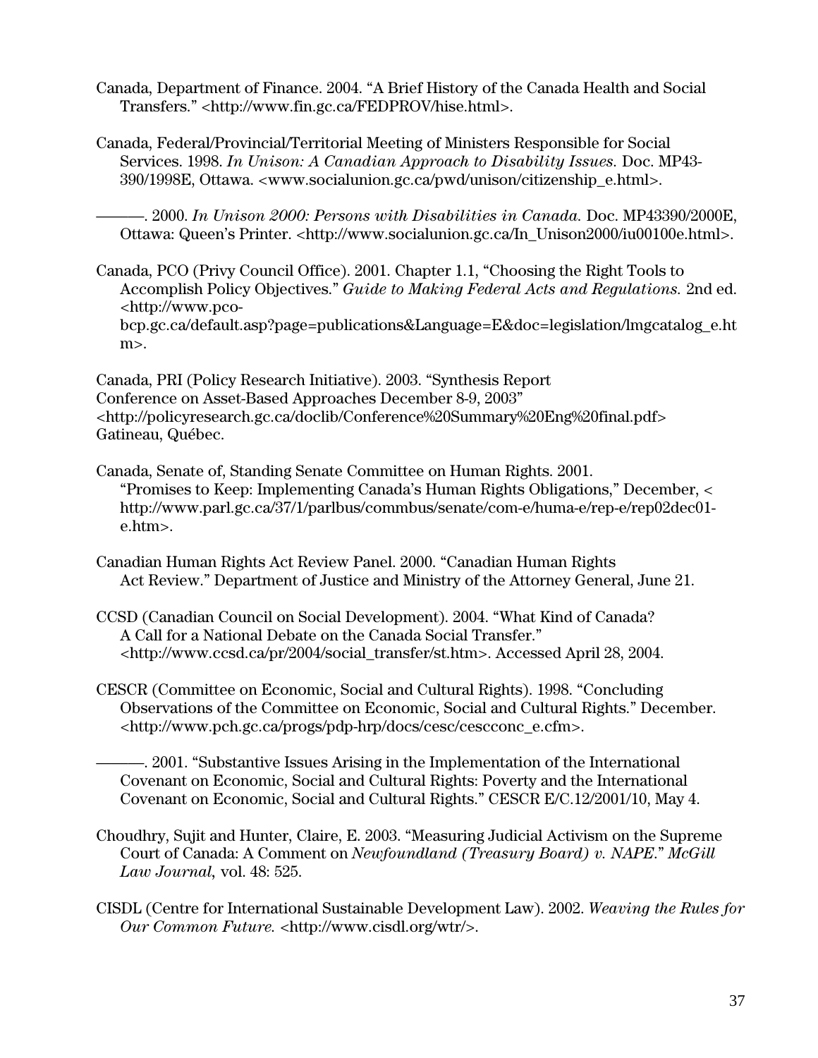Canada, Department of Finance. 2004. "A Brief History of the Canada Health and Social Transfers." <http://www.fin.gc.ca/FEDPROV/hise.html>.

Canada, Federal/Provincial/Territorial Meeting of Ministers Responsible for Social Services. 1998. *In Unison: A Canadian Approach to Disability Issues.* Doc. MP43-390/1998E, Ottawa. <www.socialunion.gc.ca/pwd/unison/citizenship_e.html>.

———. 2000. *In Unison 2000: Persons with Disabilities in Canada.* Doc. MP43390/2000E, Ottawa: Queen's Printer. <http://www.socialunion.gc.ca/In_Unison2000/iu00100e.html>.

Canada, PCO (Privy Council Office). 2001. Chapter 1.1, "Choosing the Right Tools to Accomplish Policy Objectives." *Guide to Making Federal Acts and Regulations.* 2nd ed. <http://www.pco-bcp.gc.ca/default.asp?page=publications&Language=E&doc=legislation/lmgcatalog_e.htm>.

Canada, PRI (Policy Research Initiative). 2003. "Synthesis Report Conference on Asset-Based Approaches December 8-9, 2003" <http://policyresearch.gc.ca/doclib/Conference%20Summary%20Eng%20final.pdf> Gatineau, Québec.

Canada, Senate of, Standing Senate Committee on Human Rights. 2001. "Promises to Keep: Implementing Canada's Human Rights Obligations," December, < http://www.parl.gc.ca/37/1/parlbus/commbus/senate/com-e/huma-e/rep-e/rep02dec01-e.htm>.

Canadian Human Rights Act Review Panel. 2000. "Canadian Human Rights Act Review." Department of Justice and Ministry of the Attorney General, June 21.

CCSD (Canadian Council on Social Development). 2004. "What Kind of Canada? A Call for a National Debate on the Canada Social Transfer." <http://www.ccsd.ca/pr/2004/social_transfer/st.htm>. Accessed April 28, 2004.

CESCR (Committee on Economic, Social and Cultural Rights). 1998. "Concluding Observations of the Committee on Economic, Social and Cultural Rights." December. <http://www.pch.gc.ca/progs/pdp-hrp/docs/cesc/cescconc_e.cfm>.

———. 2001. "Substantive Issues Arising in the Implementation of the International Covenant on Economic, Social and Cultural Rights: Poverty and the International Covenant on Economic, Social and Cultural Rights." CESCR E/C.12/2001/10, May 4.

Choudhry, Sujit and Hunter, Claire, E. 2003. "Measuring Judicial Activism on the Supreme Court of Canada: A Comment on *Newfoundland (Treasury Board) v. NAPE*." *McGill Law Journal*, vol. 48: 525.

CISDL (Centre for International Sustainable Development Law). 2002. *Weaving the Rules for Our Common Future.* <http://www.cisdl.org/wtr/>.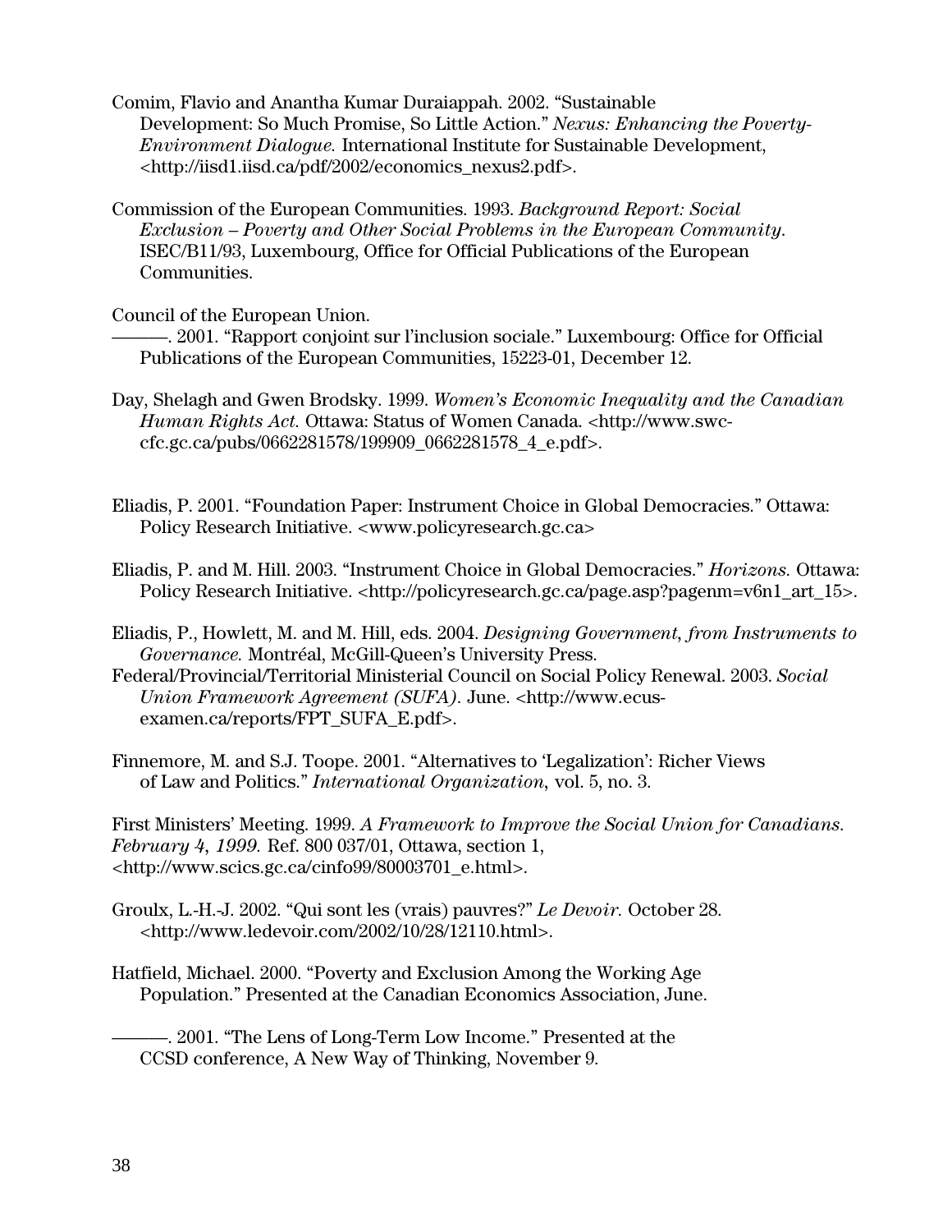Comim, Flavio and Anantha Kumar Duraiappah. 2002. "Sustainable Development: So Much Promise, So Little Action." *Nexus: Enhancing the Poverty-Environment Dialogue.* International Institute for Sustainable Development, <http://iisd1.iisd.ca/pdf/2002/economics_nexus2.pdf>.

Commission of the European Communities. 1993. *Background Report: Social Exclusion – Poverty and Other Social Problems in the European Community*. ISEC/B11/93, Luxembourg, Office for Official Publications of the European Communities.

Council of the European Union.

———. 2001. "Rapport conjoint sur l'inclusion sociale." Luxembourg: Office for Official Publications of the European Communities, 15223-01, December 12.

Day, Shelagh and Gwen Brodsky. 1999. *Women's Economic Inequality and the Canadian Human Rights Act.* Ottawa: Status of Women Canada. <http://www.swc-cfc.gc.ca/pubs/0662281578/199909_0662281578_4_e.pdf>.

Eliadis, P. 2001. "Foundation Paper: Instrument Choice in Global Democracies." Ottawa: Policy Research Initiative. <www.policyresearch.gc.ca>

Eliadis, P. and M. Hill. 2003. "Instrument Choice in Global Democracies." *Horizons.* Ottawa: Policy Research Initiative. <http://policyresearch.gc.ca/page.asp?pagenm=v6n1_art_15>.

Eliadis, P., Howlett, M. and M. Hill, eds. 2004. *Designing Government, from Instruments to Governance.* Montréal, McGill-Queen's University Press.

Federal/Provincial/Territorial Ministerial Council on Social Policy Renewal. 2003. *Social Union Framework Agreement (SUFA).* June. <http://www.ecus-examen.ca/reports/FPT_SUFA_E.pdf>.

Finnemore, M. and S.J. Toope. 2001. "Alternatives to 'Legalization': Richer Views of Law and Politics." *International Organization*, vol. 5, no. 3.

First Ministers' Meeting. 1999. *A Framework to Improve the Social Union for Canadians. February 4, 1999.* Ref. 800 037/01, Ottawa, section 1, <http://www.scics.gc.ca/cinfo99/80003701_e.html>.

Groulx, L.-H.-J. 2002. "Qui sont les (vrais) pauvres?" *Le Devoir.* October 28. <http://www.ledevoir.com/2002/10/28/12110.html>.

Hatfield, Michael. 2000. "Poverty and Exclusion Among the Working Age Population." Presented at the Canadian Economics Association, June.

———. 2001. "The Lens of Long-Term Low Income." Presented at the CCSD conference, A New Way of Thinking, November 9.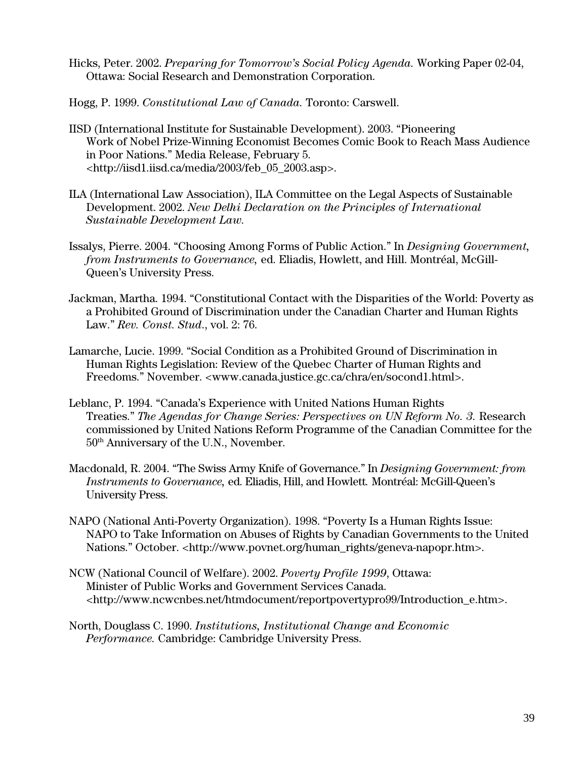Hicks, Peter. 2002. *Preparing for Tomorrow's Social Policy Agenda.* Working Paper 02-04, Ottawa: Social Research and Demonstration Corporation.

Hogg, P. 1999. *Constitutional Law of Canada.* Toronto: Carswell.

IISD (International Institute for Sustainable Development). 2003. "Pioneering Work of Nobel Prize-Winning Economist Becomes Comic Book to Reach Mass Audience in Poor Nations." Media Release, February 5. <http://iisd1.iisd.ca/media/2003/feb_05_2003.asp>.

ILA (International Law Association), ILA Committee on the Legal Aspects of Sustainable Development. 2002. *New Delhi Declaration on the Principles of International Sustainable Development Law.*

Issalys, Pierre. 2004. "Choosing Among Forms of Public Action." In *Designing Government, from Instruments to Governance,* ed. Eliadis, Howlett, and Hill. Montréal, McGill-Queen's University Press.

Jackman, Martha. 1994. "Constitutional Contact with the Disparities of the World: Poverty as a Prohibited Ground of Discrimination under the Canadian Charter and Human Rights Law." *Rev. Const. Stud.*, vol. 2: 76.

Lamarche, Lucie. 1999. "Social Condition as a Prohibited Ground of Discrimination in Human Rights Legislation: Review of the Quebec Charter of Human Rights and Freedoms." November. <www.canada.justice.gc.ca/chra/en/socond1.html>.

Leblanc, P. 1994. "Canada's Experience with United Nations Human Rights Treaties." *The Agendas for Change Series: Perspectives on UN Reform No. 3.* Research commissioned by United Nations Reform Programme of the Canadian Committee for the 50th Anniversary of the U.N., November.

Macdonald, R. 2004. "The Swiss Army Knife of Governance." In *Designing Government: from Instruments to Governance,* ed. Eliadis, Hill, and Howlett. Montréal: McGill-Queen's University Press.

NAPO (National Anti-Poverty Organization). 1998. "Poverty Is a Human Rights Issue: NAPO to Take Information on Abuses of Rights by Canadian Governments to the United Nations." October. <http://www.povnet.org/human_rights/geneva-napopr.htm>.

NCW (National Council of Welfare). 2002. *Poverty Profile 1999*, Ottawa: Minister of Public Works and Government Services Canada. <http://www.ncwcnbes.net/htmdocument/reportpovertypro99/Introduction_e.htm>.

North, Douglass C. 1990. *Institutions, Institutional Change and Economic Performance.* Cambridge: Cambridge University Press.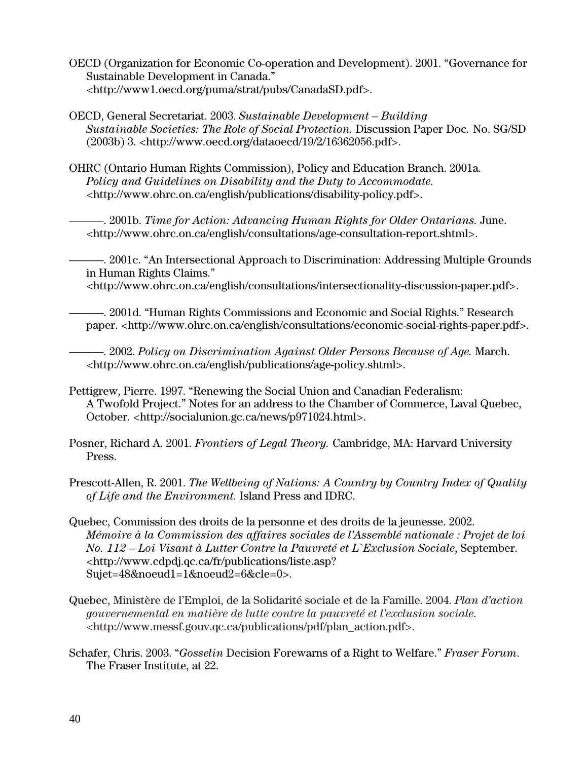OECD (Organization for Economic Co-operation and Development). 2001. "Governance for Sustainable Development in Canada." <http://www1.oecd.org/puma/strat/pubs/CanadaSD.pdf>.

OECD, General Secretariat. 2003. *Sustainable Development – Building Sustainable Societies: The Role of Social Protection.* Discussion Paper Doc. No. SG/SD (2003b) 3. <http://www.oecd.org/dataoecd/19/2/16362056.pdf>.

OHRC (Ontario Human Rights Commission), Policy and Education Branch. 2001a. *Policy and Guidelines on Disability and the Duty to Accommodate.* <http://www.ohrc.on.ca/english/publications/disability-policy.pdf>.

———. 2001b. *Time for Action: Advancing Human Rights for Older Ontarians.* June. <http://www.ohrc.on.ca/english/consultations/age-consultation-report.shtml>.

———. 2001c. "An Intersectional Approach to Discrimination: Addressing Multiple Grounds in Human Rights Claims." <http://www.ohrc.on.ca/english/consultations/intersectionality-discussion-paper.pdf>.

———. 2001d. "Human Rights Commissions and Economic and Social Rights." Research paper. <http://www.ohrc.on.ca/english/consultations/economic-social-rights-paper.pdf>.

———. 2002. *Policy on Discrimination Against Older Persons Because of Age.* March. <http://www.ohrc.on.ca/english/publications/age-policy.shtml>.

Pettigrew, Pierre. 1997. "Renewing the Social Union and Canadian Federalism: A Twofold Project." Notes for an address to the Chamber of Commerce, Laval Quebec, October. <http://socialunion.gc.ca/news/p971024.html>.

Posner, Richard A. 2001. *Frontiers of Legal Theory.* Cambridge, MA: Harvard University Press.

Prescott-Allen, R. 2001. *The Wellbeing of Nations: A Country by Country Index of Quality of Life and the Environment.* Island Press and IDRC.

Quebec, Commission des droits de la personne et des droits de la jeunesse. 2002. *Mémoire à la Commission des affaires sociales de l'Assemblé nationale : Projet de loi No. 112 – Loi Visant à Lutter Contre la Pauvreté et L`Exclusion Sociale*, September. <http://www.cdpdj.qc.ca/fr/publications/liste.asp?Sujet=48&noeud1=1&noeud2=6&cle=0>.

Quebec, Ministère de l'Emploi, de la Solidarité sociale et de la Famille. 2004. *Plan d'action gouvernemental en matière de lutte contre la pauvreté et l'exclusion sociale.* <http://www.messf.gouv.qc.ca/publications/pdf/plan_action.pdf>.

Schafer, Chris. 2003. "*Gosselin* Decision Forewarns of a Right to Welfare." *Fraser Forum.* The Fraser Institute, at 22.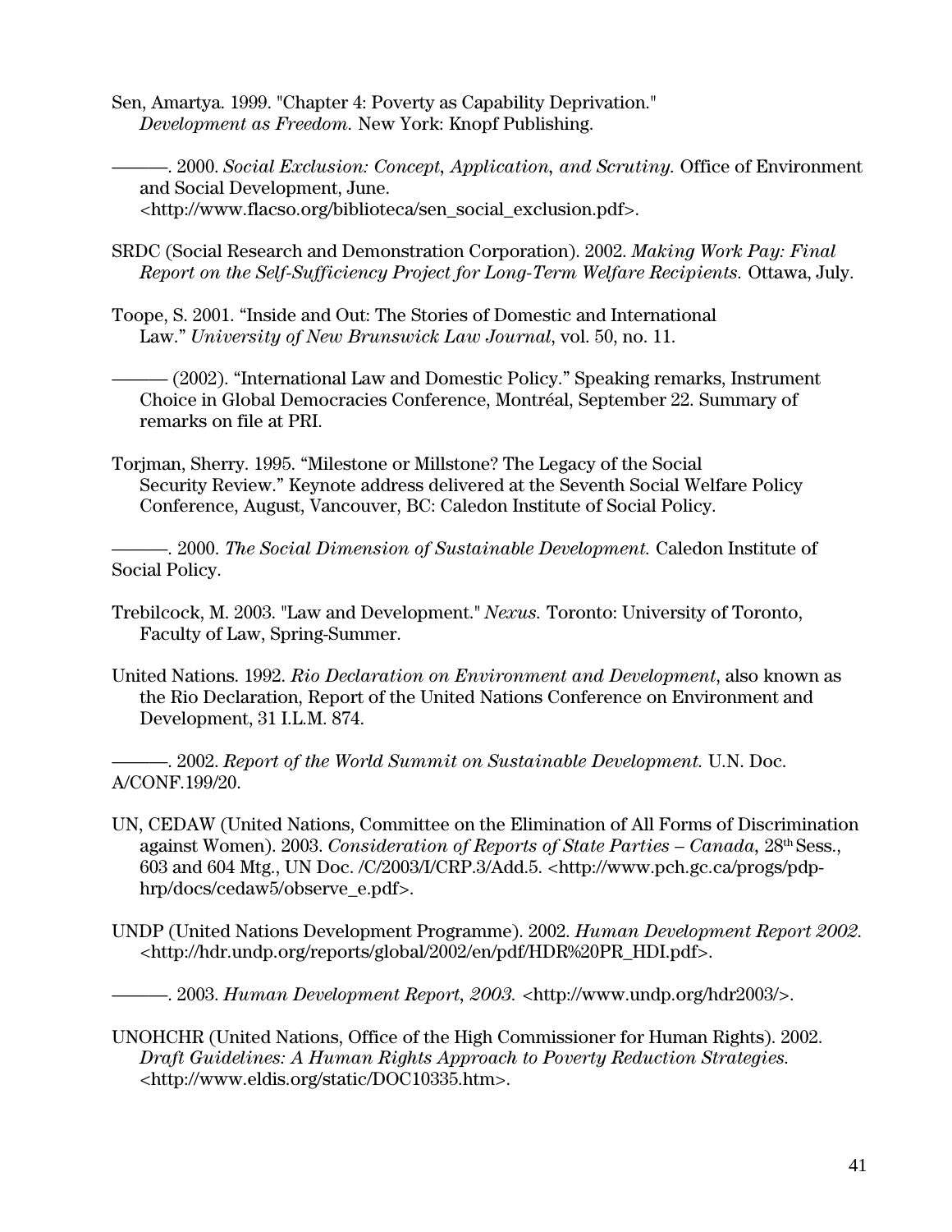Sen, Amartya. 1999. "Chapter 4: Poverty as Capability Deprivation." *Development as Freedom.* New York: Knopf Publishing.

———. 2000. *Social Exclusion: Concept, Application, and Scrutiny.* Office of Environment and Social Development, June. <http://www.flacso.org/biblioteca/sen_social_exclusion.pdf>.

SRDC (Social Research and Demonstration Corporation). 2002. *Making Work Pay: Final Report on the Self-Sufficiency Project for Long-Term Welfare Recipients.* Ottawa, July.

Toope, S. 2001. "Inside and Out: The Stories of Domestic and International Law." *University of New Brunswick Law Journal*, vol. 50, no. 11.

——— (2002). "International Law and Domestic Policy." Speaking remarks, Instrument Choice in Global Democracies Conference, Montréal, September 22. Summary of remarks on file at PRI.

Torjman, Sherry. 1995. "Milestone or Millstone? The Legacy of the Social Security Review." Keynote address delivered at the Seventh Social Welfare Policy Conference, August, Vancouver, BC: Caledon Institute of Social Policy.

———. 2000. *The Social Dimension of Sustainable Development.* Caledon Institute of Social Policy.

Trebilcock, M. 2003. "Law and Development." *Nexus.* Toronto: University of Toronto, Faculty of Law, Spring-Summer.

United Nations. 1992. *Rio Declaration on Environment and Development*, also known as the Rio Declaration, Report of the United Nations Conference on Environment and Development, 31 I.L.M. 874.

———. 2002. *Report of the World Summit on Sustainable Development.* U.N. Doc. A/CONF.199/20.

UN, CEDAW (United Nations, Committee on the Elimination of All Forms of Discrimination against Women). 2003. *Consideration of Reports of State Parties – Canada*, 28th Sess., 603 and 604 Mtg., UN Doc. /C/2003/I/CRP.3/Add.5. <http://www.pch.gc.ca/progs/pdp-hrp/docs/cedaw5/observe_e.pdf>.

UNDP (United Nations Development Programme). 2002. *Human Development Report 2002.* <http://hdr.undp.org/reports/global/2002/en/pdf/HDR%20PR_HDI.pdf>.

———. 2003. *Human Development Report, 2003.* <http://www.undp.org/hdr2003/>.

UNOHCHR (United Nations, Office of the High Commissioner for Human Rights). 2002. *Draft Guidelines: A Human Rights Approach to Poverty Reduction Strategies.* <http://www.eldis.org/static/DOC10335.htm>.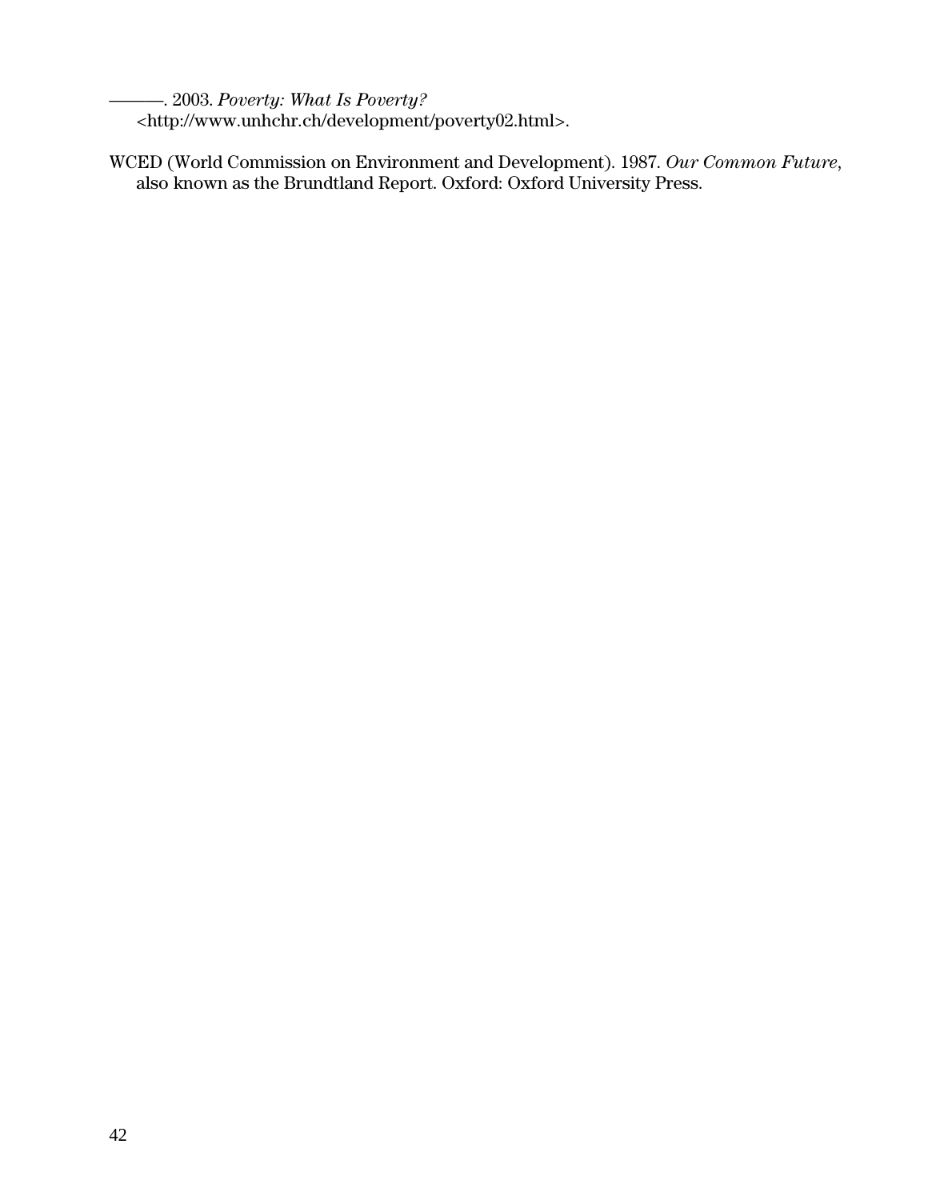———. 2003. *Poverty: What Is Poverty?* <http://www.unhchr.ch/development/poverty02.html>.

WCED (World Commission on Environment and Development). 1987. *Our Common Future*, also known as the Brundtland Report. Oxford: Oxford University Press.